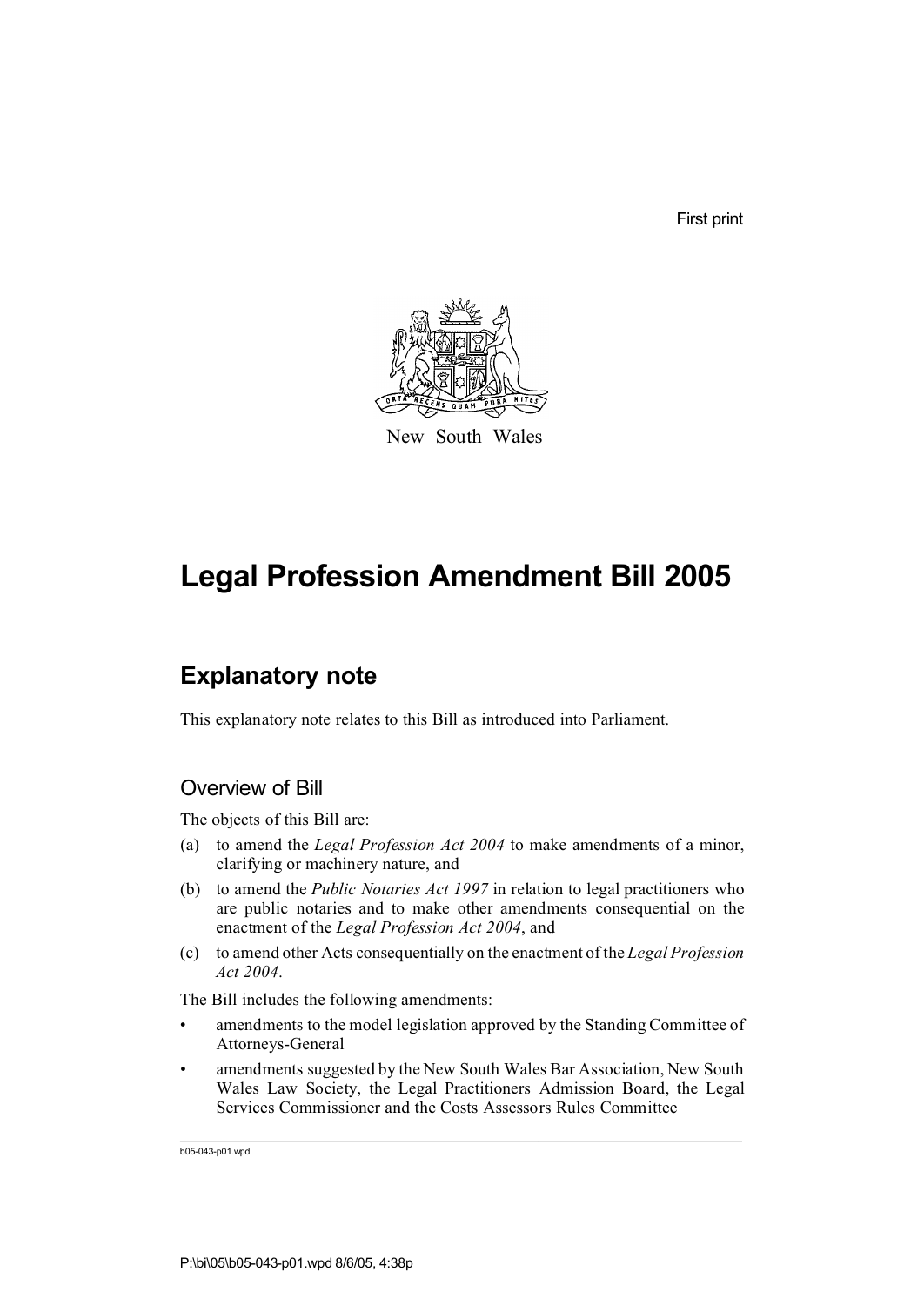First print

New South Wales

# Legal Profession Amendment Bill 2005

## Explanatory note

This explanatory note relates to this Bill as introduced into Parliament.

### Overview of Bill

The objects of this Bill are:

(a) to amend the *Legal Profession Act 2004* to make amendments of a minor, clarifying or machinery nature, and

(b) to amend the *Public Notaries Act 1997* in relation to legal practitioners who are public notaries and to make other amendments consequential on the enactment of the *Legal Profession Act 2004*, and

(c) to amend other Acts consequentially on the enactment of the *Legal Profession Act 2004*.

The Bill includes the following amendments:

- amendments to the model legislation approved by the Standing Committee of Attorneys-General
- amendments suggested by the New South Wales Bar Association, New South Wales Law Society, the Legal Practitioners Admission Board, the Legal Services Commissioner and the Costs Assessors Rules Committee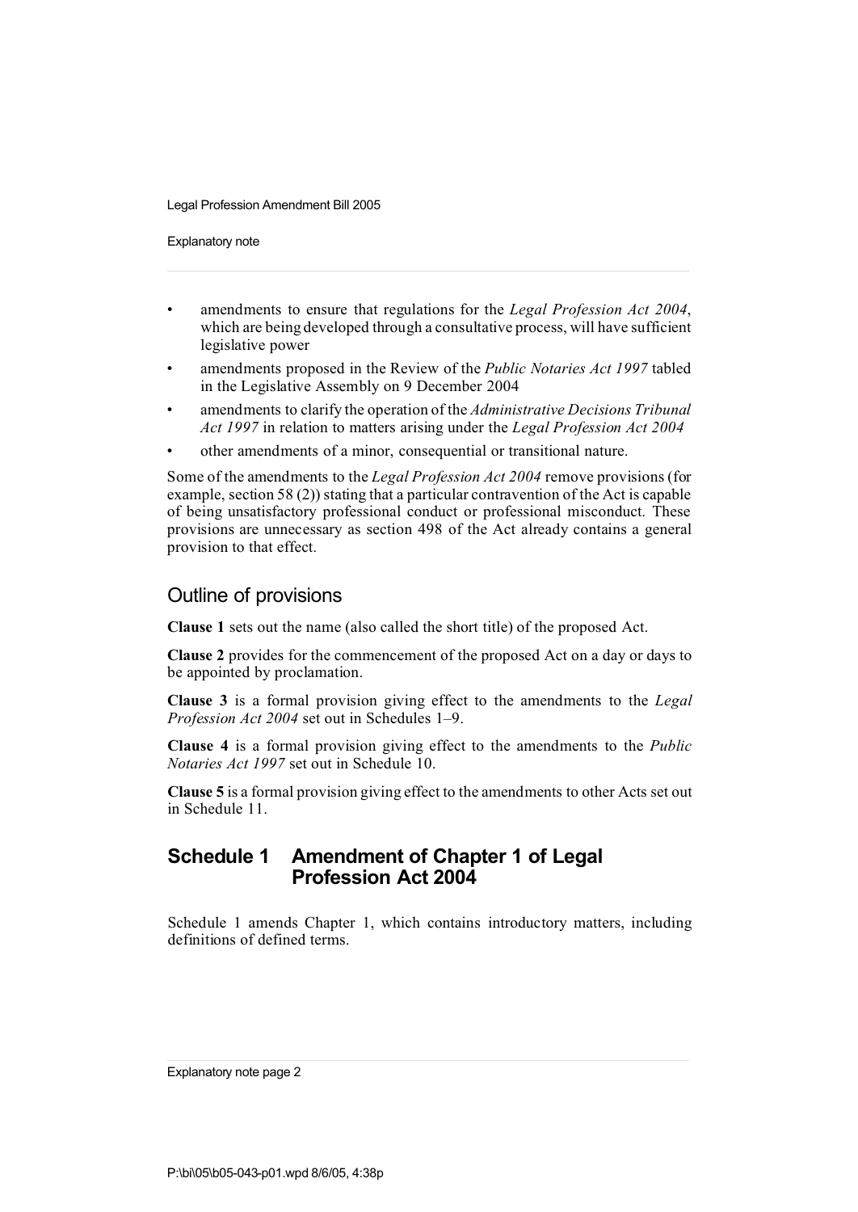- amendments to ensure that regulations for the *Legal Profession Act 2004*, which are being developed through a consultative process, will have sufficient legislative power
- amendments proposed in the Review of the *Public Notaries Act 1997* tabled in the Legislative Assembly on 9 December 2004
- amendments to clarify the operation of the *Administrative Decisions Tribunal Act 1997* in relation to matters arising under the *Legal Profession Act 2004*
- other amendments of a minor, consequential or transitional nature.

Some of the amendments to the *Legal Profession Act 2004* remove provisions (for example, section 58 (2)) stating that a particular contravention of the Act is capable of being unsatisfactory professional conduct or professional misconduct. These provisions are unnecessary as section 498 of the Act already contains a general provision to that effect.

## Outline of provisions

**Clause 1** sets out the name (also called the short title) of the proposed Act.

**Clause 2** provides for the commencement of the proposed Act on a day or days to be appointed by proclamation.

**Clause 3** is a formal provision giving effect to the amendments to the *Legal Profession Act 2004* set out in Schedules 1–9.

**Clause 4** is a formal provision giving effect to the amendments to the *Public Notaries Act 1997* set out in Schedule 10.

**Clause 5** is a formal provision giving effect to the amendments to other Acts set out in Schedule 11.

## Schedule 1 Amendment of Chapter 1 of Legal Profession Act 2004

Schedule 1 amends Chapter 1, which contains introductory matters, including definitions of defined terms.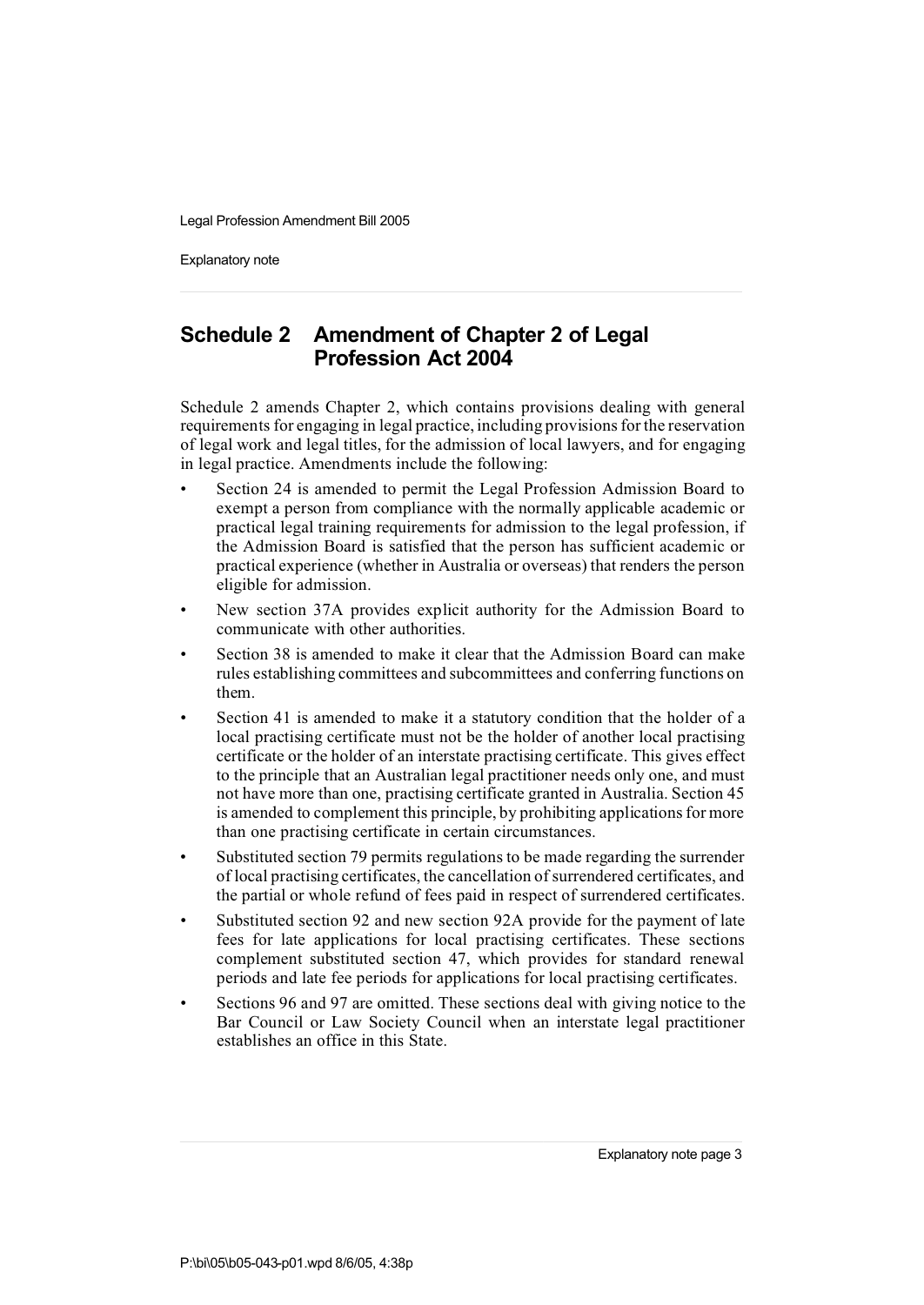## Schedule 2 Amendment of Chapter 2 of Legal Profession Act 2004

Schedule 2 amends Chapter 2, which contains provisions dealing with general requirements for engaging in legal practice, including provisions for the reservation of legal work and legal titles, for the admission of local lawyers, and for engaging in legal practice. Amendments include the following:

- Section 24 is amended to permit the Legal Profession Admission Board to exempt a person from compliance with the normally applicable academic or practical legal training requirements for admission to the legal profession, if the Admission Board is satisfied that the person has sufficient academic or practical experience (whether in Australia or overseas) that renders the person eligible for admission.
- New section 37A provides explicit authority for the Admission Board to communicate with other authorities.
- Section 38 is amended to make it clear that the Admission Board can make rules establishing committees and subcommittees and conferring functions on them.
- Section 41 is amended to make it a statutory condition that the holder of a local practising certificate must not be the holder of another local practising certificate or the holder of an interstate practising certificate. This gives effect to the principle that an Australian legal practitioner needs only one, and must not have more than one, practising certificate granted in Australia. Section 45 is amended to complement this principle, by prohibiting applications for more than one practising certificate in certain circumstances.
- Substituted section 79 permits regulations to be made regarding the surrender of local practising certificates, the cancellation of surrendered certificates, and the partial or whole refund of fees paid in respect of surrendered certificates.
- Substituted section 92 and new section 92A provide for the payment of late fees for late applications for local practising certificates. These sections complement substituted section 47, which provides for standard renewal periods and late fee periods for applications for local practising certificates.
- Sections 96 and 97 are omitted. These sections deal with giving notice to the Bar Council or Law Society Council when an interstate legal practitioner establishes an office in this State.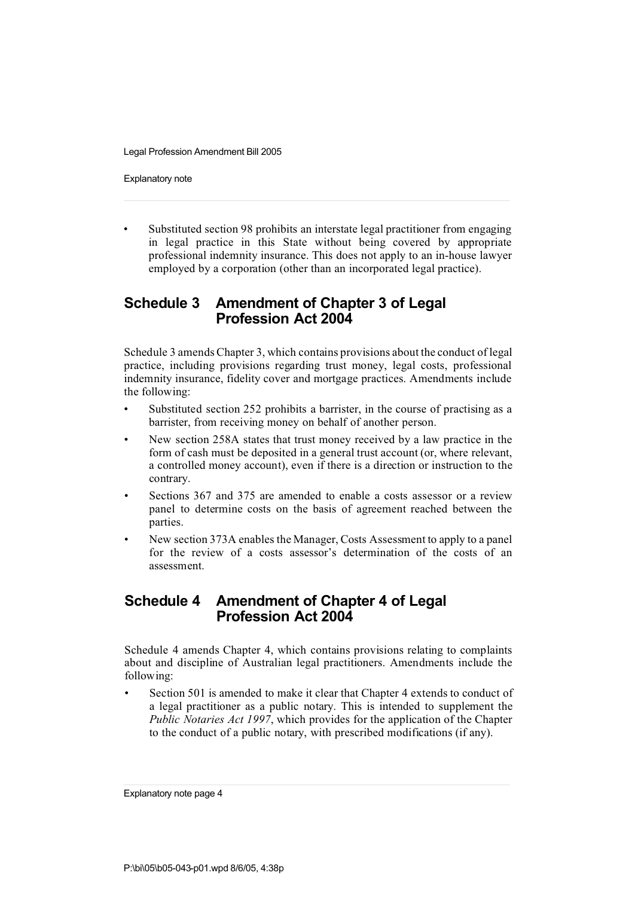- Substituted section 98 prohibits an interstate legal practitioner from engaging in legal practice in this State without being covered by appropriate professional indemnity insurance. This does not apply to an in-house lawyer employed by a corporation (other than an incorporated legal practice).

## Schedule 3 Amendment of Chapter 3 of Legal Profession Act 2004

Schedule 3 amends Chapter 3, which contains provisions about the conduct of legal practice, including provisions regarding trust money, legal costs, professional indemnity insurance, fidelity cover and mortgage practices. Amendments include the following:

- Substituted section 252 prohibits a barrister, in the course of practising as a barrister, from receiving money on behalf of another person.
- New section 258A states that trust money received by a law practice in the form of cash must be deposited in a general trust account (or, where relevant, a controlled money account), even if there is a direction or instruction to the contrary.
- Sections 367 and 375 are amended to enable a costs assessor or a review panel to determine costs on the basis of agreement reached between the parties.
- New section 373A enables the Manager, Costs Assessment to apply to a panel for the review of a costs assessor's determination of the costs of an assessment.

## Schedule 4 Amendment of Chapter 4 of Legal Profession Act 2004

Schedule 4 amends Chapter 4, which contains provisions relating to complaints about and discipline of Australian legal practitioners. Amendments include the following:

- Section 501 is amended to make it clear that Chapter 4 extends to conduct of a legal practitioner as a public notary. This is intended to supplement the *Public Notaries Act 1997*, which provides for the application of the Chapter to the conduct of a public notary, with prescribed modifications (if any).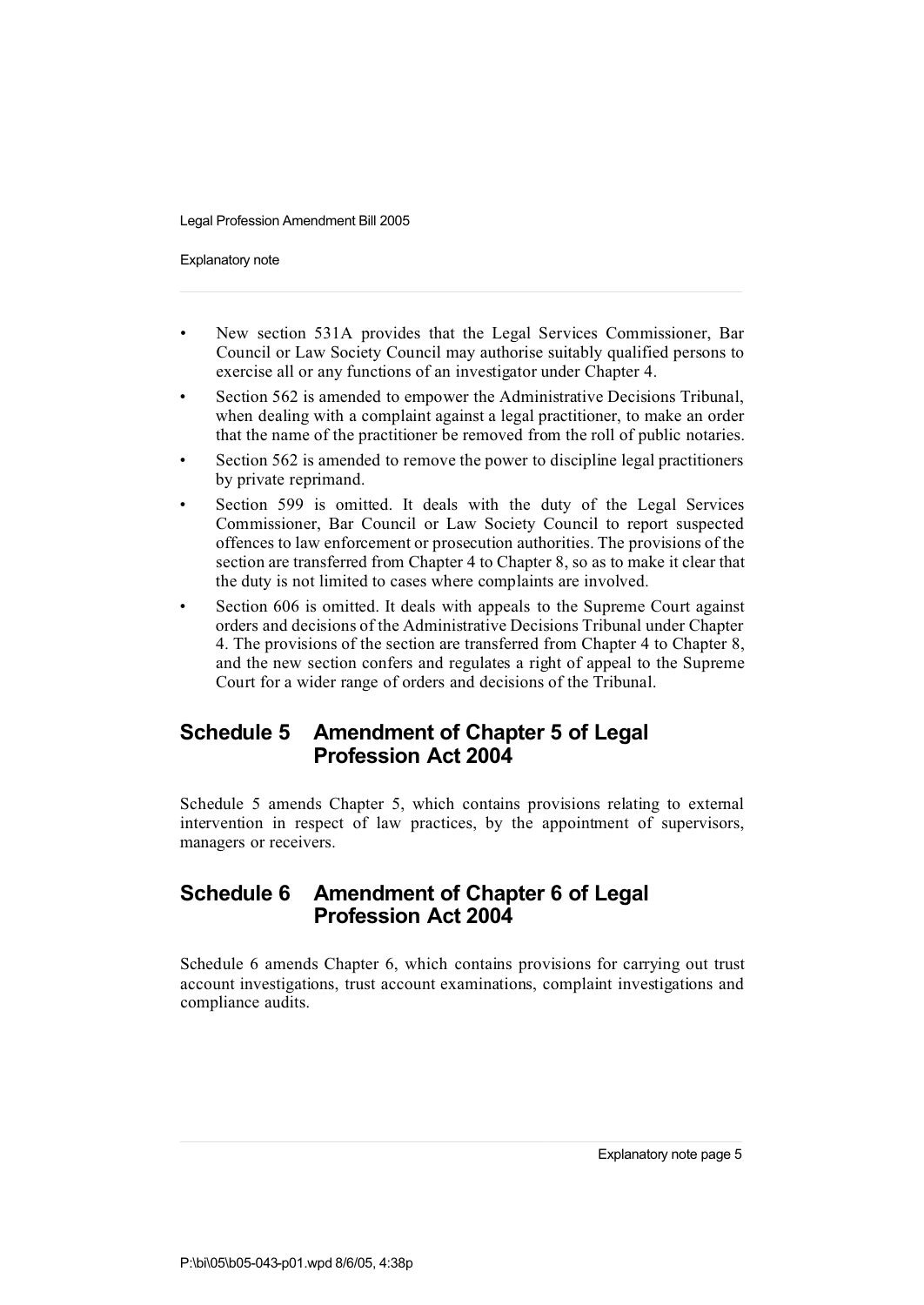- New section 531A provides that the Legal Services Commissioner, Bar Council or Law Society Council may authorise suitably qualified persons to exercise all or any functions of an investigator under Chapter 4.
- Section 562 is amended to empower the Administrative Decisions Tribunal, when dealing with a complaint against a legal practitioner, to make an order that the name of the practitioner be removed from the roll of public notaries.
- Section 562 is amended to remove the power to discipline legal practitioners by private reprimand.
- Section 599 is omitted. It deals with the duty of the Legal Services Commissioner, Bar Council or Law Society Council to report suspected offences to law enforcement or prosecution authorities. The provisions of the section are transferred from Chapter 4 to Chapter 8, so as to make it clear that the duty is not limited to cases where complaints are involved.
- Section 606 is omitted. It deals with appeals to the Supreme Court against orders and decisions of the Administrative Decisions Tribunal under Chapter 4. The provisions of the section are transferred from Chapter 4 to Chapter 8, and the new section confers and regulates a right of appeal to the Supreme Court for a wider range of orders and decisions of the Tribunal.

## Schedule 5 Amendment of Chapter 5 of Legal Profession Act 2004

Schedule 5 amends Chapter 5, which contains provisions relating to external intervention in respect of law practices, by the appointment of supervisors, managers or receivers.

## Schedule 6 Amendment of Chapter 6 of Legal Profession Act 2004

Schedule 6 amends Chapter 6, which contains provisions for carrying out trust account investigations, trust account examinations, complaint investigations and compliance audits.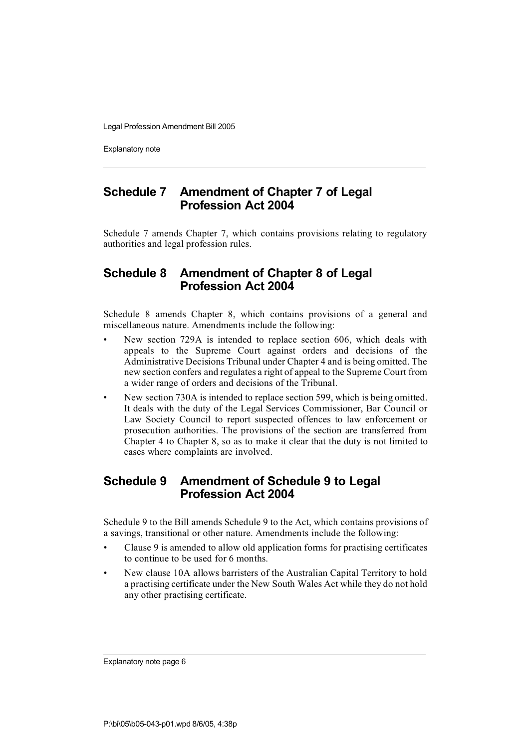## Schedule 7 Amendment of Chapter 7 of Legal Profession Act 2004

Schedule 7 amends Chapter 7, which contains provisions relating to regulatory authorities and legal profession rules.

## Schedule 8 Amendment of Chapter 8 of Legal Profession Act 2004

Schedule 8 amends Chapter 8, which contains provisions of a general and miscellaneous nature. Amendments include the following:

- New section 729A is intended to replace section 606, which deals with appeals to the Supreme Court against orders and decisions of the Administrative Decisions Tribunal under Chapter 4 and is being omitted. The new section confers and regulates a right of appeal to the Supreme Court from a wider range of orders and decisions of the Tribunal.
- New section 730A is intended to replace section 599, which is being omitted. It deals with the duty of the Legal Services Commissioner, Bar Council or Law Society Council to report suspected offences to law enforcement or prosecution authorities. The provisions of the section are transferred from Chapter 4 to Chapter 8, so as to make it clear that the duty is not limited to cases where complaints are involved.

## Schedule 9 Amendment of Schedule 9 to Legal Profession Act 2004

Schedule 9 to the Bill amends Schedule 9 to the Act, which contains provisions of a savings, transitional or other nature. Amendments include the following:

- Clause 9 is amended to allow old application forms for practising certificates to continue to be used for 6 months.
- New clause 10A allows barristers of the Australian Capital Territory to hold a practising certificate under the New South Wales Act while they do not hold any other practising certificate.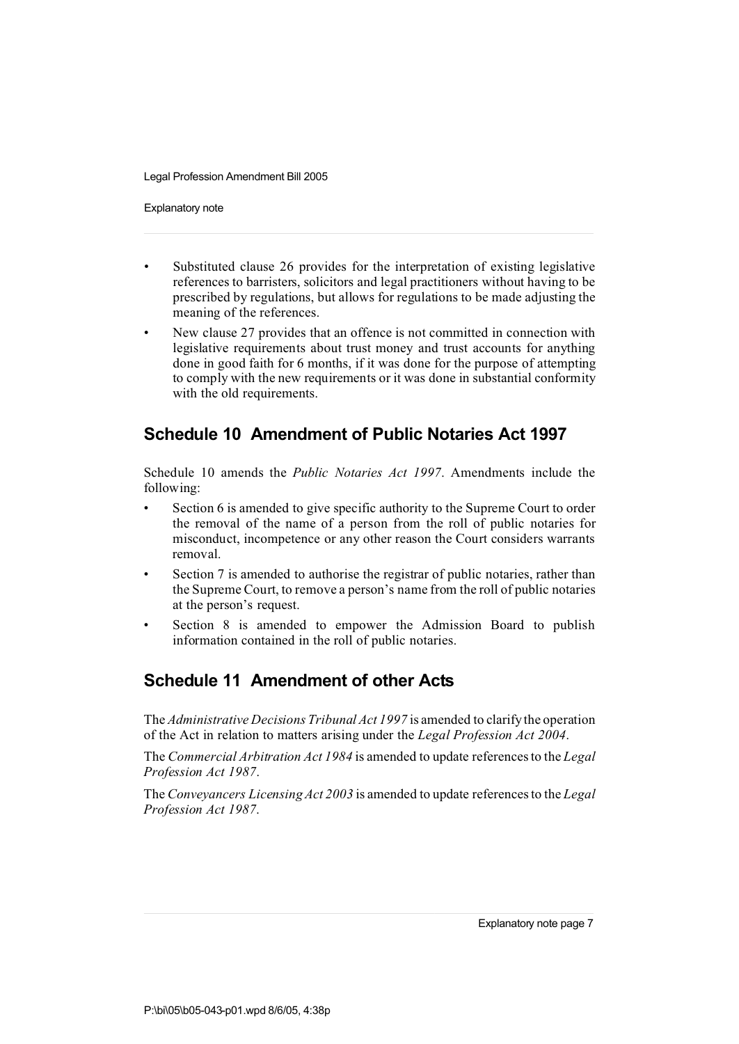- Substituted clause 26 provides for the interpretation of existing legislative references to barristers, solicitors and legal practitioners without having to be prescribed by regulations, but allows for regulations to be made adjusting the meaning of the references.
- New clause 27 provides that an offence is not committed in connection with legislative requirements about trust money and trust accounts for anything done in good faith for 6 months, if it was done for the purpose of attempting to comply with the new requirements or it was done in substantial conformity with the old requirements.

## Schedule 10 Amendment of Public Notaries Act 1997

Schedule 10 amends the *Public Notaries Act 1997*. Amendments include the following:

- Section 6 is amended to give specific authority to the Supreme Court to order the removal of the name of a person from the roll of public notaries for misconduct, incompetence or any other reason the Court considers warrants removal.
- Section 7 is amended to authorise the registrar of public notaries, rather than the Supreme Court, to remove a person's name from the roll of public notaries at the person's request.
- Section 8 is amended to empower the Admission Board to publish information contained in the roll of public notaries.

## Schedule 11 Amendment of other Acts

The *Administrative Decisions Tribunal Act 1997* is amended to clarify the operation of the Act in relation to matters arising under the *Legal Profession Act 2004*.

The *Commercial Arbitration Act 1984* is amended to update references to the *Legal Profession Act 1987*.

The *Conveyancers Licensing Act 2003* is amended to update references to the *Legal Profession Act 1987*.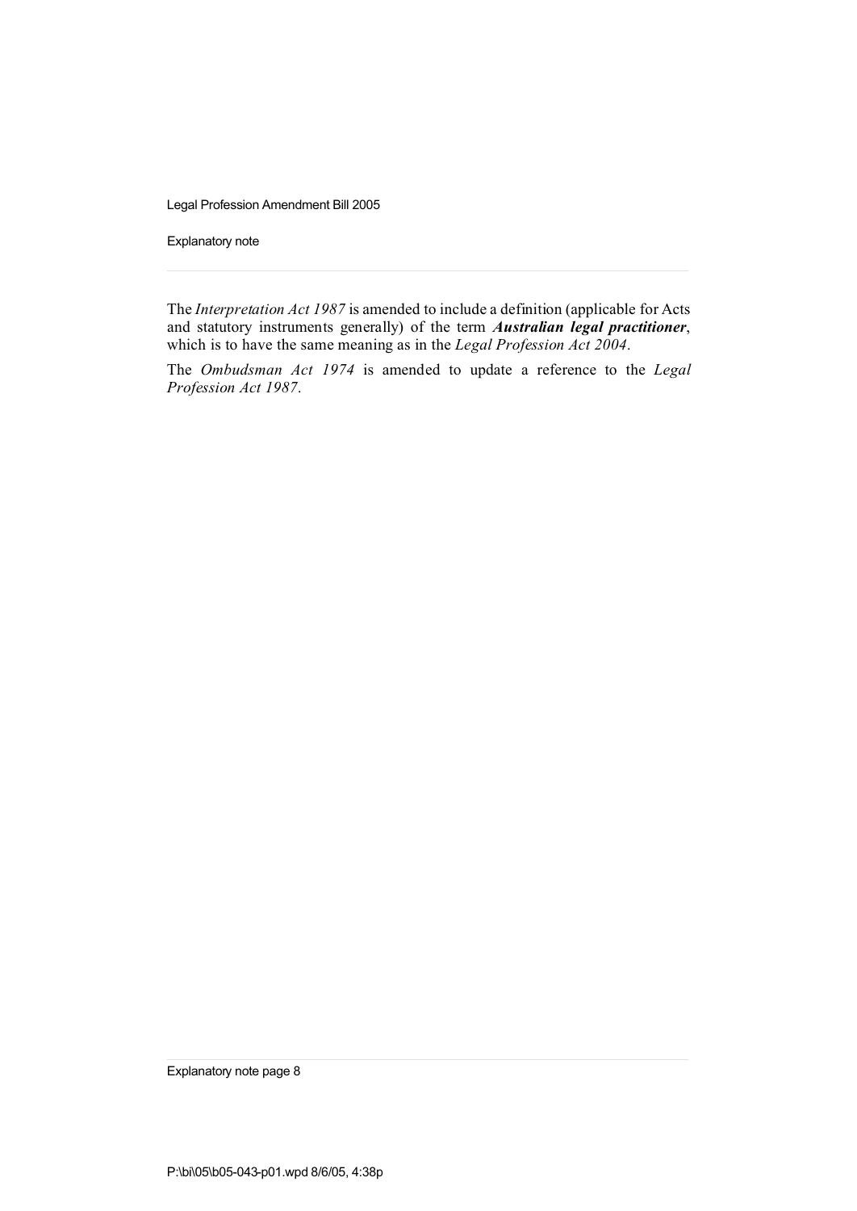The *Interpretation Act 1987* is amended to include a definition (applicable for Acts and statutory instruments generally) of the term ***Australian legal practitioner***, which is to have the same meaning as in the *Legal Profession Act 2004*.

The *Ombudsman Act 1974* is amended to update a reference to the *Legal Profession Act 1987*.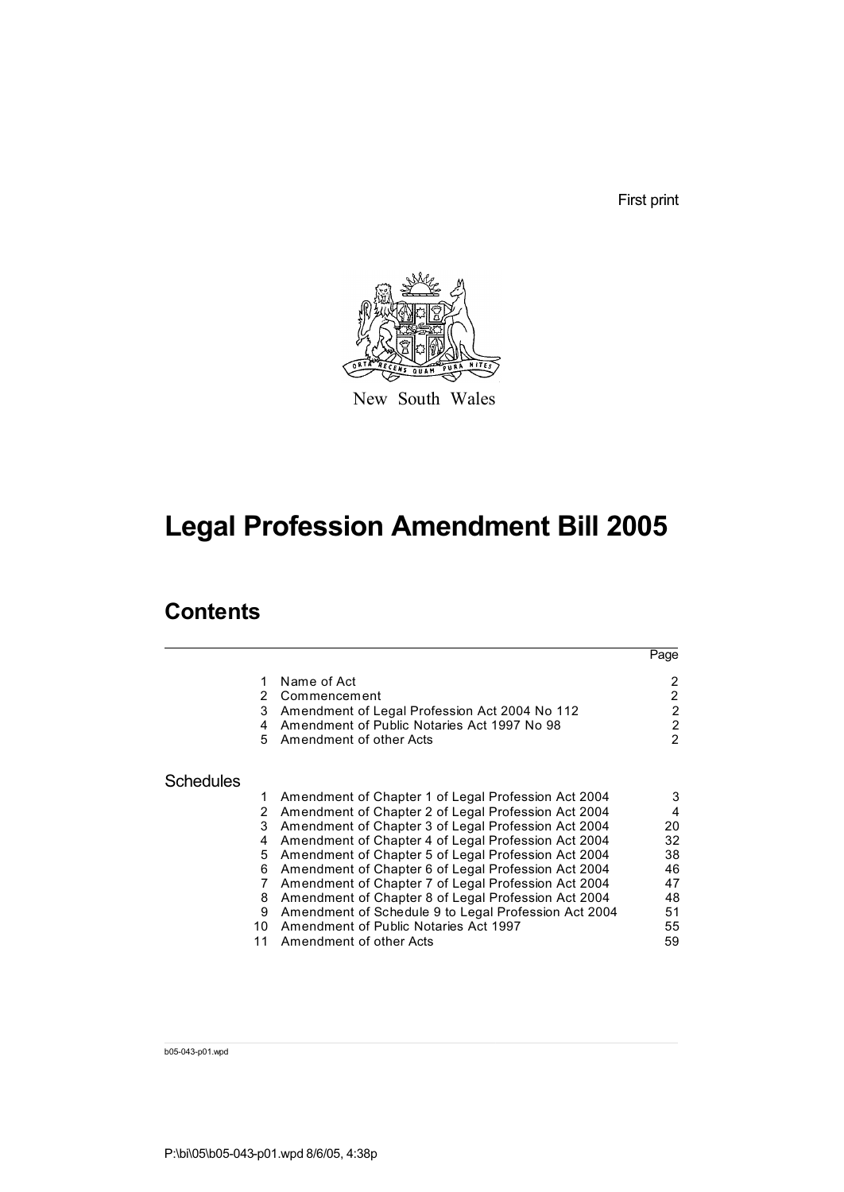First print

New South Wales

# Legal Profession Amendment Bill 2005

## Contents

| | | Page |
|---|---|---|
| 1 | Name of Act | 2 |
| 2 | Commencement | 2 |
| 3 | Amendment of Legal Profession Act 2004 No 112 | 2 |
| 4 | Amendment of Public Notaries Act 1997 No 98 | 2 |
| 5 | Amendment of other Acts | 2 |

### Schedules

| | | |
|---|---|---|
| 1 | Amendment of Chapter 1 of Legal Profession Act 2004 | 3 |
| 2 | Amendment of Chapter 2 of Legal Profession Act 2004 | 4 |
| 3 | Amendment of Chapter 3 of Legal Profession Act 2004 | 20 |
| 4 | Amendment of Chapter 4 of Legal Profession Act 2004 | 32 |
| 5 | Amendment of Chapter 5 of Legal Profession Act 2004 | 38 |
| 6 | Amendment of Chapter 6 of Legal Profession Act 2004 | 46 |
| 7 | Amendment of Chapter 7 of Legal Profession Act 2004 | 47 |
| 8 | Amendment of Chapter 8 of Legal Profession Act 2004 | 48 |
| 9 | Amendment of Schedule 9 to Legal Profession Act 2004 | 51 |
| 10 | Amendment of Public Notaries Act 1997 | 55 |
| 11 | Amendment of other Acts | 59 |

b05-043-p01.wpd

P:\bi\05\b05-043-p01.wpd 8/6/05, 4:38p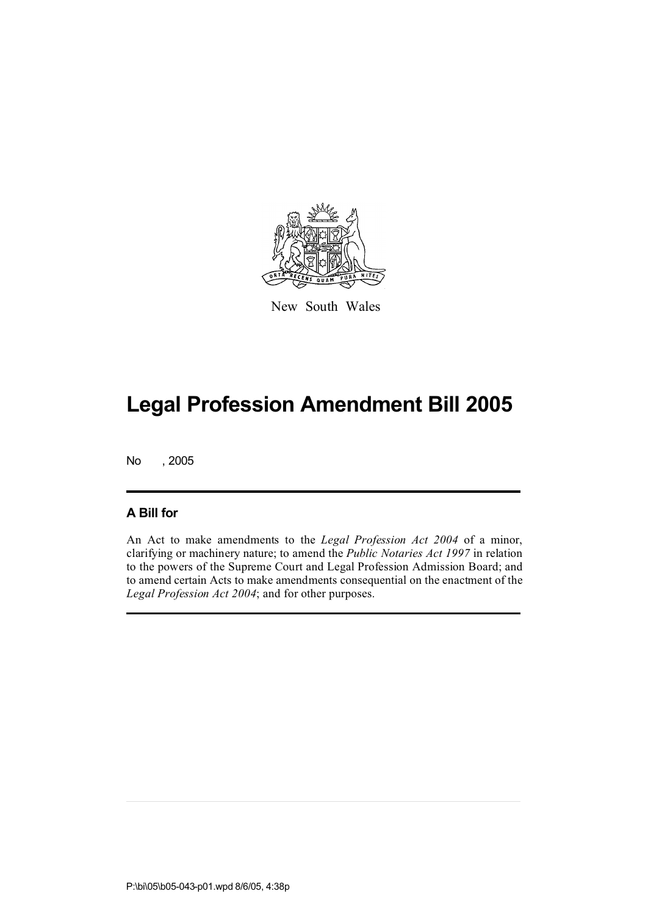New South Wales

# Legal Profession Amendment Bill 2005

No , 2005

## A Bill for

An Act to make amendments to the *Legal Profession Act 2004* of a minor, clarifying or machinery nature; to amend the *Public Notaries Act 1997* in relation to the powers of the Supreme Court and Legal Profession Admission Board; and to amend certain Acts to make amendments consequential on the enactment of the *Legal Profession Act 2004*; and for other purposes.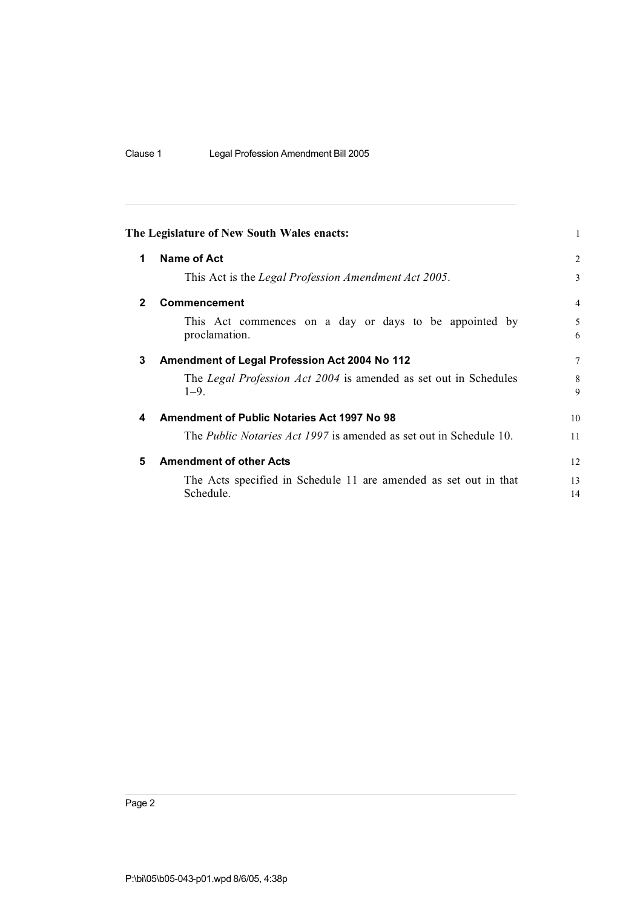**The Legislature of New South Wales enacts:**

## 1 Name of Act

This Act is the *Legal Profession Amendment Act 2005*.

## 2 Commencement

This Act commences on a day or days to be appointed by proclamation.

## 3 Amendment of Legal Profession Act 2004 No 112

The *Legal Profession Act 2004* is amended as set out in Schedules 1–9.

## 4 Amendment of Public Notaries Act 1997 No 98

The *Public Notaries Act 1997* is amended as set out in Schedule 10.

## 5 Amendment of other Acts

The Acts specified in Schedule 11 are amended as set out in that Schedule.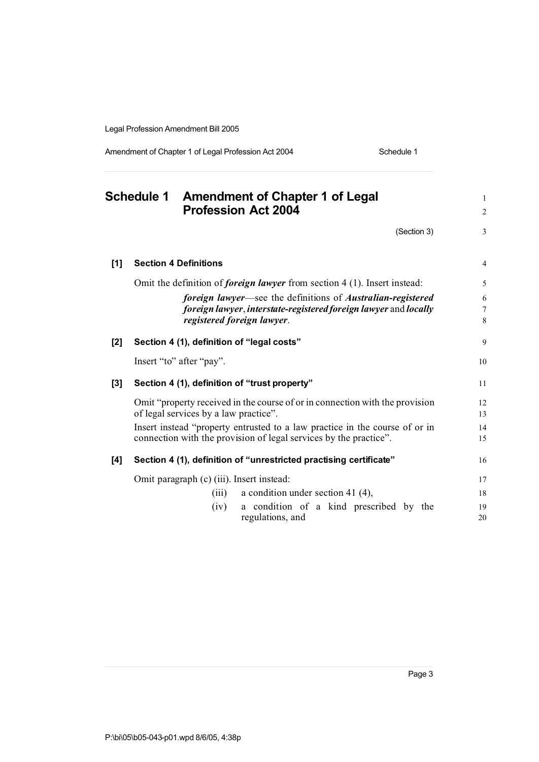# Schedule 1 Amendment of Chapter 1 of Legal Profession Act 2004

(Section 3)

**[1] Section 4 Definitions**

Omit the definition of ***foreign lawyer*** from section 4 (1). Insert instead:

> ***foreign lawyer***—see the definitions of ***Australian-registered foreign lawyer***, ***interstate-registered foreign lawyer*** and ***locally registered foreign lawyer***.

**[2] Section 4 (1), definition of "legal costs"**

Insert "to" after "pay".

**[3] Section 4 (1), definition of "trust property"**

Omit "property received in the course of or in connection with the provision of legal services by a law practice".

Insert instead "property entrusted to a law practice in the course of or in connection with the provision of legal services by the practice".

**[4] Section 4 (1), definition of "unrestricted practising certificate"**

Omit paragraph (c) (iii). Insert instead:

> (iii) a condition under section 41 (4),
>
> (iv) a condition of a kind prescribed by the regulations, and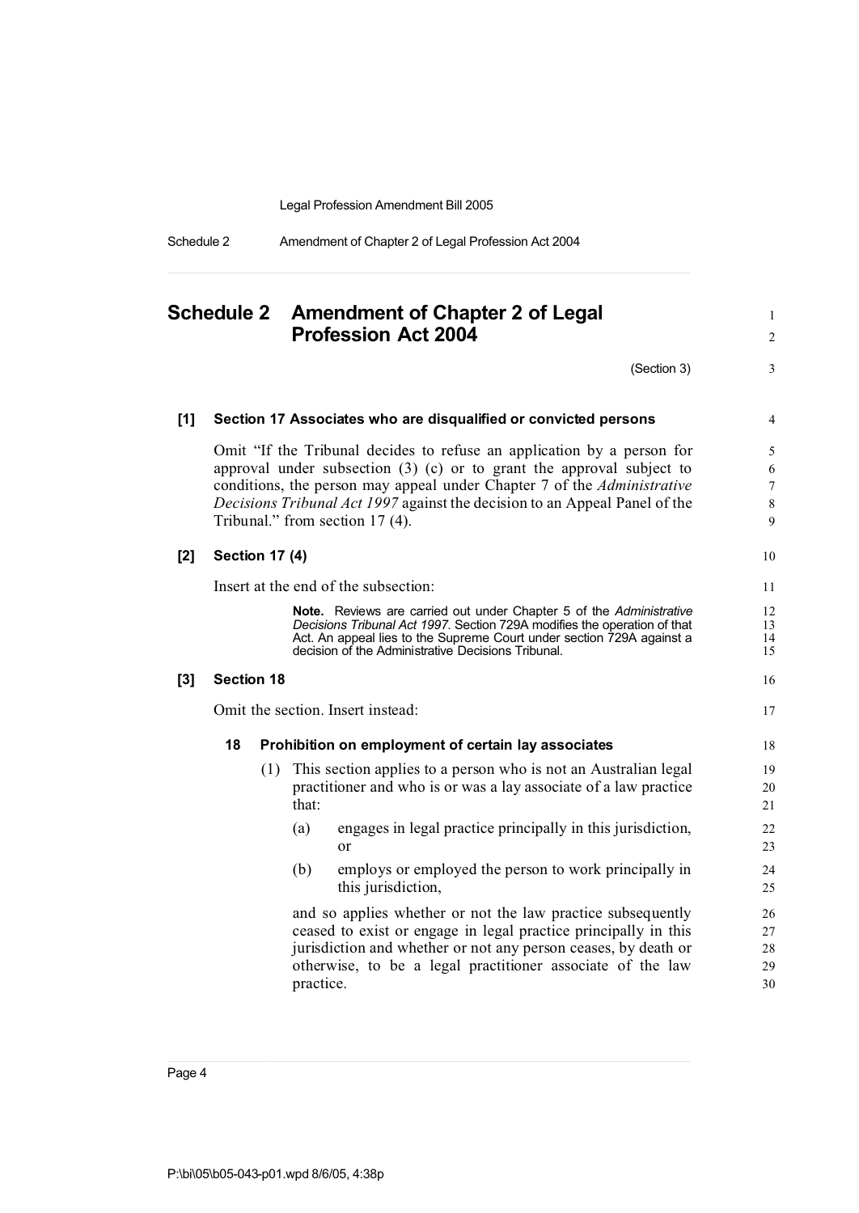# Schedule 2 Amendment of Chapter 2 of Legal Profession Act 2004

(Section 3)

**[1] Section 17 Associates who are disqualified or convicted persons**

Omit "If the Tribunal decides to refuse an application by a person for approval under subsection (3) (c) or to grant the approval subject to conditions, the person may appeal under Chapter 7 of the *Administrative Decisions Tribunal Act 1997* against the decision to an Appeal Panel of the Tribunal." from section 17 (4).

**[2] Section 17 (4)**

Insert at the end of the subsection:

> **Note.** Reviews are carried out under Chapter 5 of the *Administrative Decisions Tribunal Act 1997*. Section 729A modifies the operation of that Act. An appeal lies to the Supreme Court under section 729A against a decision of the Administrative Decisions Tribunal.

**[3] Section 18**

Omit the section. Insert instead:

**18 Prohibition on employment of certain lay associates**

(1) This section applies to a person who is not an Australian legal practitioner and who is or was a lay associate of a law practice that:

(a) engages in legal practice principally in this jurisdiction, or

(b) employs or employed the person to work principally in this jurisdiction,

and so applies whether or not the law practice subsequently ceased to exist or engage in legal practice principally in this jurisdiction and whether or not any person ceases, by death or otherwise, to be a legal practitioner associate of the law practice.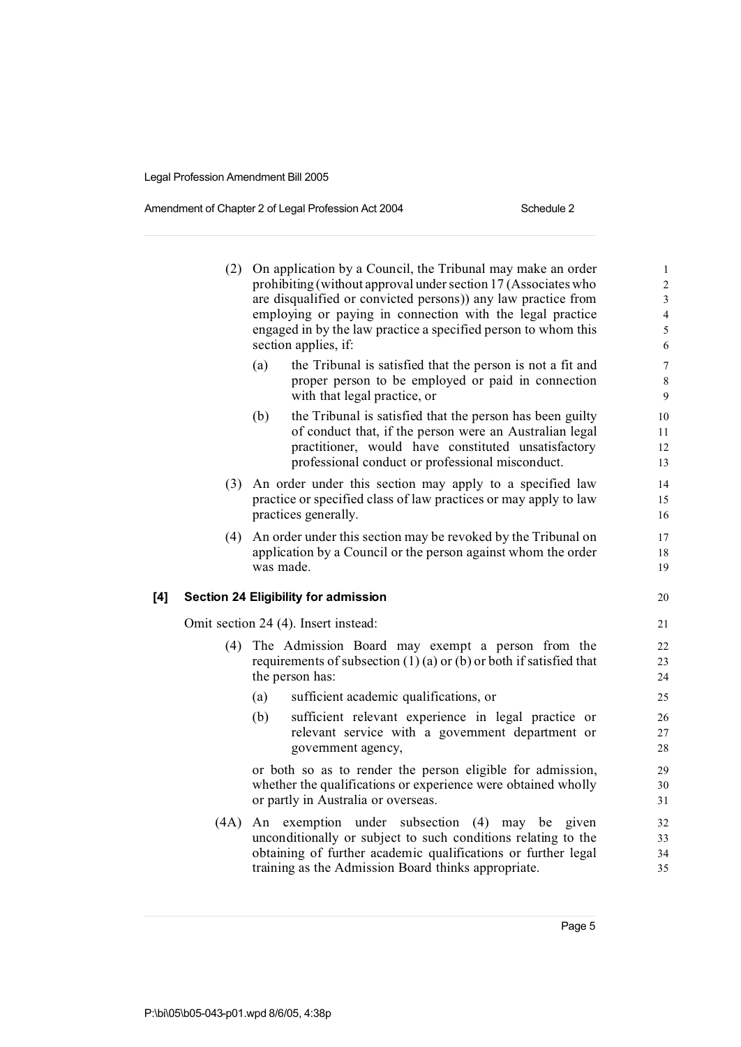(2) On application by a Council, the Tribunal may make an order prohibiting (without approval under section 17 (Associates who are disqualified or convicted persons)) any law practice from employing or paying in connection with the legal practice engaged in by the law practice a specified person to whom this section applies, if:

(a) the Tribunal is satisfied that the person is not a fit and proper person to be employed or paid in connection with that legal practice, or

(b) the Tribunal is satisfied that the person has been guilty of conduct that, if the person were an Australian legal practitioner, would have constituted unsatisfactory professional conduct or professional misconduct.

(3) An order under this section may apply to a specified law practice or specified class of law practices or may apply to law practices generally.

(4) An order under this section may be revoked by the Tribunal on application by a Council or the person against whom the order was made.

**[4] Section 24 Eligibility for admission**

Omit section 24 (4). Insert instead:

(4) The Admission Board may exempt a person from the requirements of subsection (1) (a) or (b) or both if satisfied that the person has:

(a) sufficient academic qualifications, or

(b) sufficient relevant experience in legal practice or relevant service with a government department or government agency,

or both so as to render the person eligible for admission, whether the qualifications or experience were obtained wholly or partly in Australia or overseas.

(4A) An exemption under subsection (4) may be given unconditionally or subject to such conditions relating to the obtaining of further academic qualifications or further legal training as the Admission Board thinks appropriate.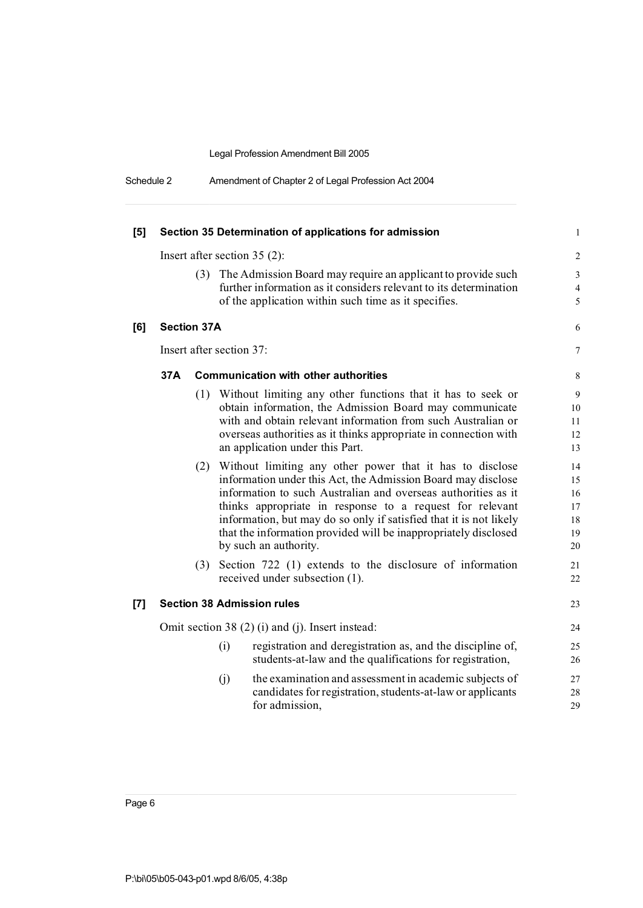### [5] Section 35 Determination of applications for admission

Insert after section 35 (2):

(3) The Admission Board may require an applicant to provide such further information as it considers relevant to its determination of the application within such time as it specifies.

### [6] Section 37A

Insert after section 37:

#### 37A Communication with other authorities

(1) Without limiting any other functions that it has to seek or obtain information, the Admission Board may communicate with and obtain relevant information from such Australian or overseas authorities as it thinks appropriate in connection with an application under this Part.

(2) Without limiting any other power that it has to disclose information under this Act, the Admission Board may disclose information to such Australian and overseas authorities as it thinks appropriate in response to a request for relevant information, but may do so only if satisfied that it is not likely that the information provided will be inappropriately disclosed by such an authority.

(3) Section 722 (1) extends to the disclosure of information received under subsection (1).

### [7] Section 38 Admission rules

Omit section 38 (2) (i) and (j). Insert instead:

(i) registration and deregistration as, and the discipline of, students-at-law and the qualifications for registration,

(j) the examination and assessment in academic subjects of candidates for registration, students-at-law or applicants for admission,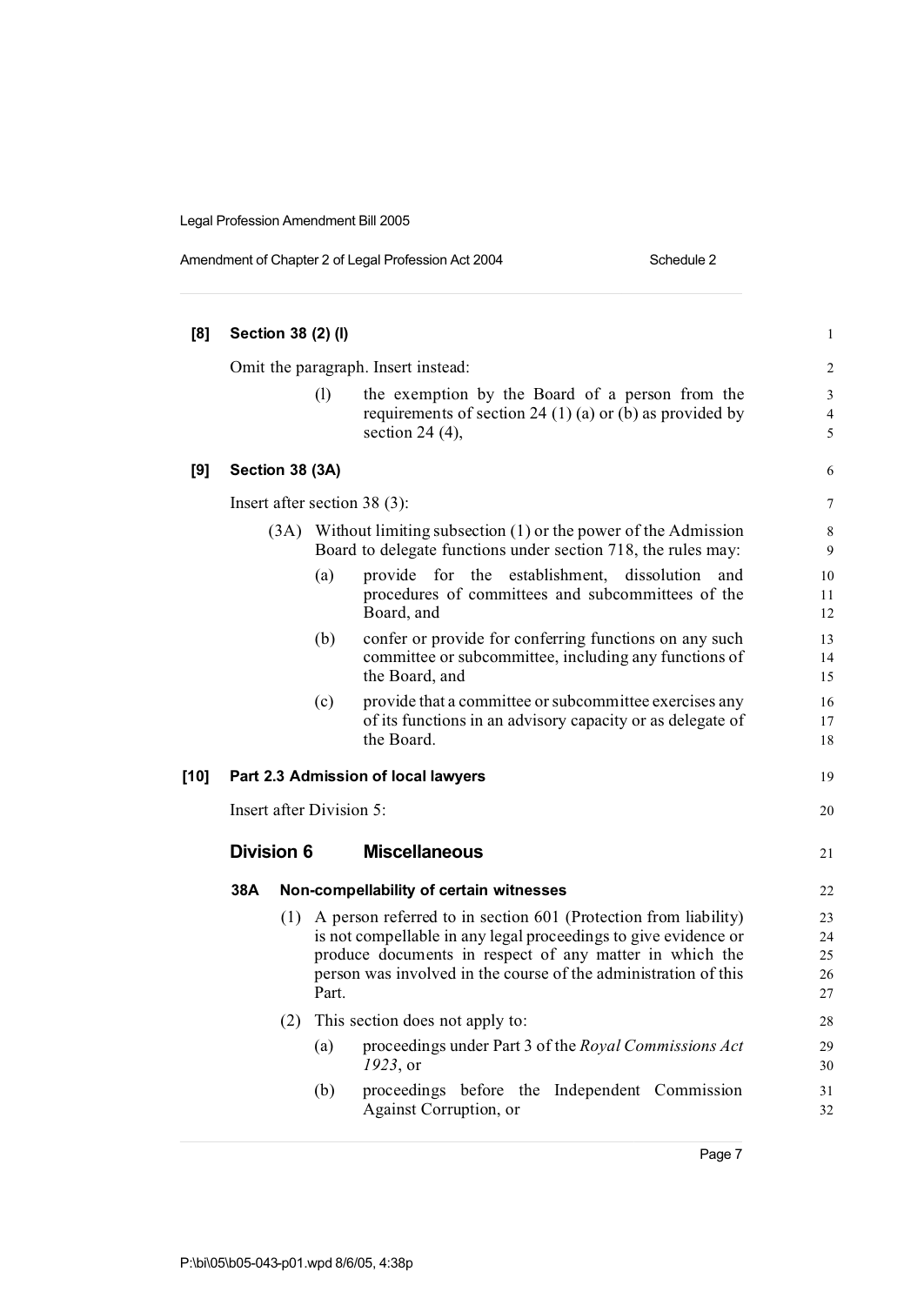**[8] Section 38 (2) (l)**

Omit the paragraph. Insert instead:

> (l) the exemption by the Board of a person from the requirements of section 24 (1) (a) or (b) as provided by section 24 (4),

**[9] Section 38 (3A)**

Insert after section 38 (3):

> (3A) Without limiting subsection (1) or the power of the Admission Board to delegate functions under section 718, the rules may:
>
> (a) provide for the establishment, dissolution and procedures of committees and subcommittees of the Board, and
>
> (b) confer or provide for conferring functions on any such committee or subcommittee, including any functions of the Board, and
>
> (c) provide that a committee or subcommittee exercises any of its functions in an advisory capacity or as delegate of the Board.

**[10] Part 2.3 Admission of local lawyers**

Insert after Division 5:

## Division 6 Miscellaneous

### 38A Non-compellability of certain witnesses

(1) A person referred to in section 601 (Protection from liability) is not compellable in any legal proceedings to give evidence or produce documents in respect of any matter in which the person was involved in the course of the administration of this Part.

(2) This section does not apply to:

(a) proceedings under Part 3 of the *Royal Commissions Act 1923*, or

(b) proceedings before the Independent Commission Against Corruption, or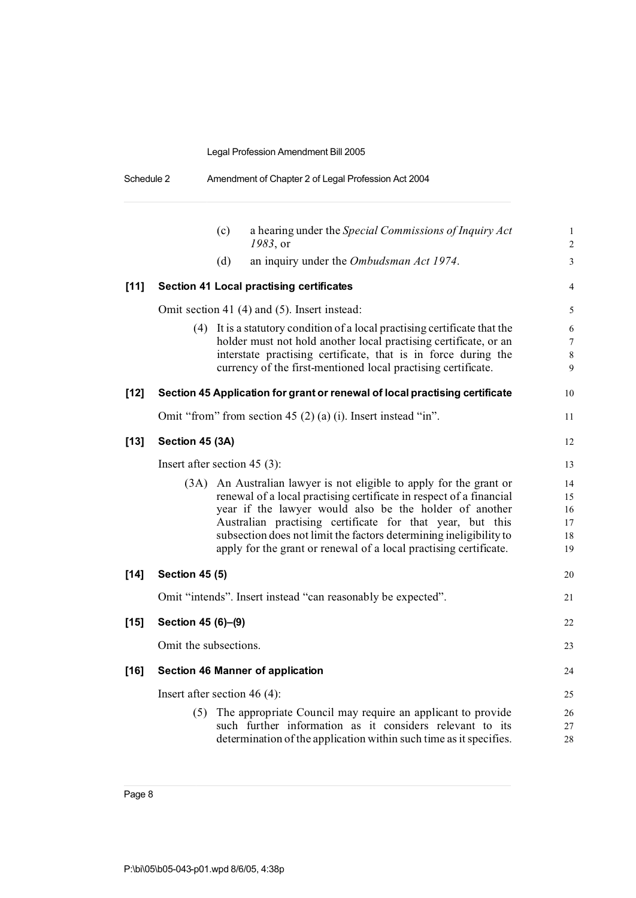(c) a hearing under the *Special Commissions of Inquiry Act 1983*, or

(d) an inquiry under the *Ombudsman Act 1974*.

**[11] Section 41 Local practising certificates**

Omit section 41 (4) and (5). Insert instead:

(4) It is a statutory condition of a local practising certificate that the holder must not hold another local practising certificate, or an interstate practising certificate, that is in force during the currency of the first-mentioned local practising certificate.

**[12] Section 45 Application for grant or renewal of local practising certificate**

Omit "from" from section 45 (2) (a) (i). Insert instead "in".

**[13] Section 45 (3A)**

Insert after section 45 (3):

(3A) An Australian lawyer is not eligible to apply for the grant or renewal of a local practising certificate in respect of a financial year if the lawyer would also be the holder of another Australian practising certificate for that year, but this subsection does not limit the factors determining ineligibility to apply for the grant or renewal of a local practising certificate.

**[14] Section 45 (5)**

Omit "intends". Insert instead "can reasonably be expected".

**[15] Section 45 (6)–(9)**

Omit the subsections.

**[16] Section 46 Manner of application**

Insert after section 46 (4):

(5) The appropriate Council may require an applicant to provide such further information as it considers relevant to its determination of the application within such time as it specifies.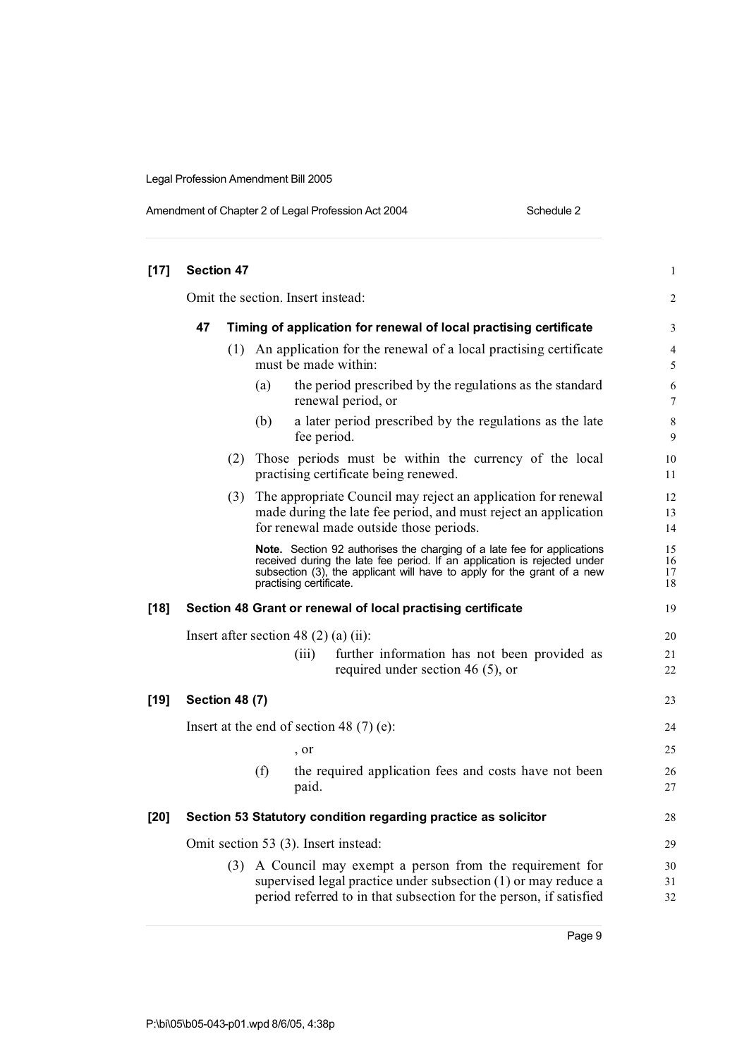**[17] Section 47**

Omit the section. Insert instead:

**47 Timing of application for renewal of local practising certificate**

(1) An application for the renewal of a local practising certificate must be made within:

(a) the period prescribed by the regulations as the standard renewal period, or

(b) a later period prescribed by the regulations as the late fee period.

(2) Those periods must be within the currency of the local practising certificate being renewed.

(3) The appropriate Council may reject an application for renewal made during the late fee period, and must reject an application for renewal made outside those periods.

**Note.** Section 92 authorises the charging of a late fee for applications received during the late fee period. If an application is rejected under subsection (3), the applicant will have to apply for the grant of a new practising certificate.

**[18] Section 48 Grant or renewal of local practising certificate**

Insert after section 48 (2) (a) (ii):

(iii) further information has not been provided as required under section 46 (5), or

**[19] Section 48 (7)**

Insert at the end of section 48 (7) (e):

, or

(f) the required application fees and costs have not been paid.

**[20] Section 53 Statutory condition regarding practice as solicitor**

Omit section 53 (3). Insert instead:

(3) A Council may exempt a person from the requirement for supervised legal practice under subsection (1) or may reduce a period referred to in that subsection for the person, if satisfied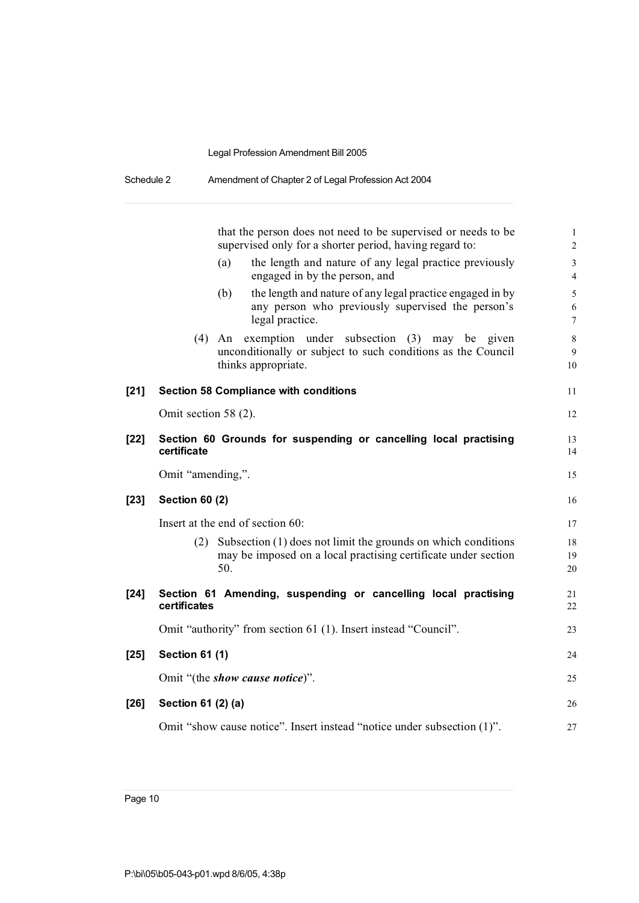that the person does not need to be supervised or needs to be supervised only for a shorter period, having regard to:

(a) the length and nature of any legal practice previously engaged in by the person, and

(b) the length and nature of any legal practice engaged in by any person who previously supervised the person's legal practice.

(4) An exemption under subsection (3) may be given unconditionally or subject to such conditions as the Council thinks appropriate.

**[21] Section 58 Compliance with conditions**

Omit section 58 (2).

**[22] Section 60 Grounds for suspending or cancelling local practising certificate**

Omit "amending,".

**[23] Section 60 (2)**

Insert at the end of section 60:

(2) Subsection (1) does not limit the grounds on which conditions may be imposed on a local practising certificate under section 50.

**[24] Section 61 Amending, suspending or cancelling local practising certificates**

Omit "authority" from section 61 (1). Insert instead "Council".

**[25] Section 61 (1)**

Omit "(the ***show cause notice***)".

**[26] Section 61 (2) (a)**

Omit "show cause notice". Insert instead "notice under subsection (1)".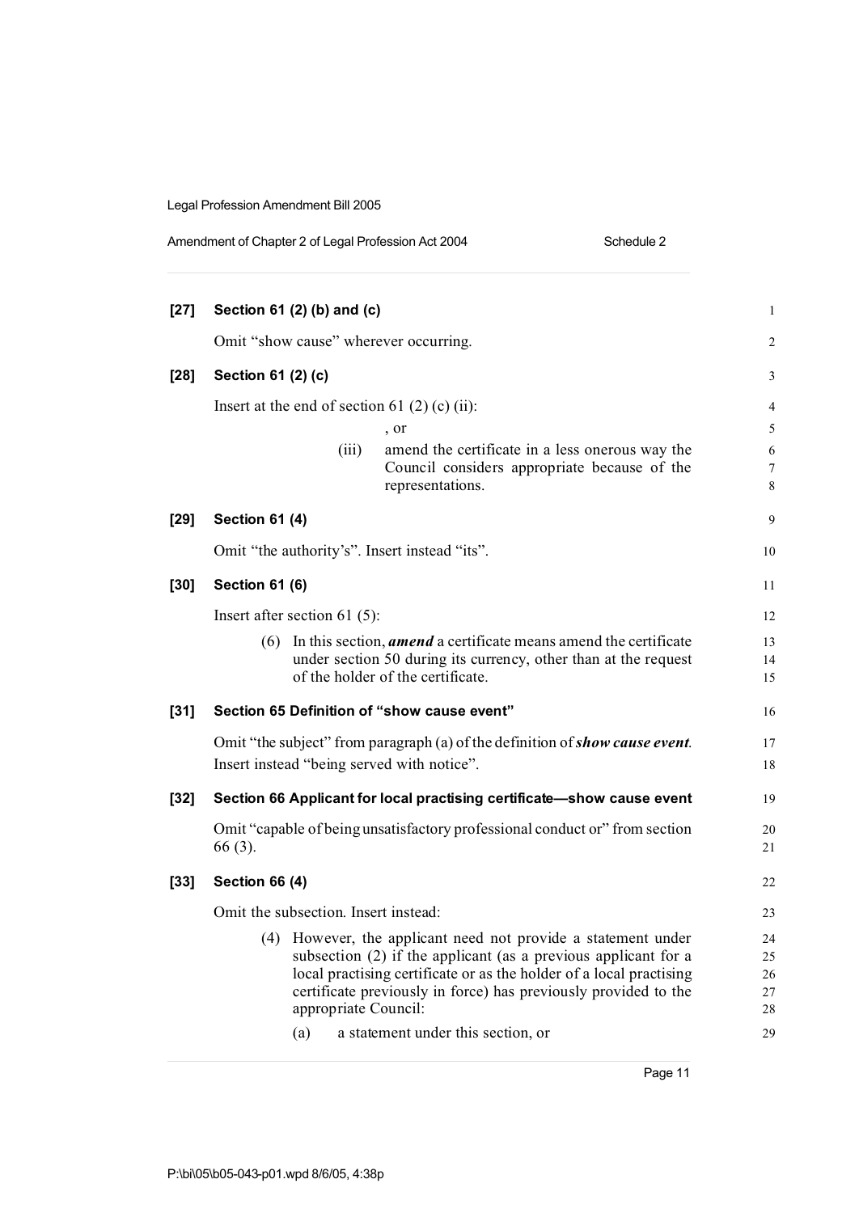**[27] Section 61 (2) (b) and (c)**

Omit "show cause" wherever occurring.

**[28] Section 61 (2) (c)**

Insert at the end of section 61 (2) (c) (ii):

, or

(iii) amend the certificate in a less onerous way the Council considers appropriate because of the representations.

**[29] Section 61 (4)**

Omit "the authority's". Insert instead "its".

**[30] Section 61 (6)**

Insert after section 61 (5):

(6) In this section, ***amend*** a certificate means amend the certificate under section 50 during its currency, other than at the request of the holder of the certificate.

**[31] Section 65 Definition of "show cause event"**

Omit "the subject" from paragraph (a) of the definition of ***show cause event***. Insert instead "being served with notice".

**[32] Section 66 Applicant for local practising certificate—show cause event**

Omit "capable of being unsatisfactory professional conduct or" from section 66 (3).

**[33] Section 66 (4)**

Omit the subsection. Insert instead:

(4) However, the applicant need not provide a statement under subsection (2) if the applicant (as a previous applicant for a local practising certificate or as the holder of a local practising certificate previously in force) has previously provided to the appropriate Council:

(a) a statement under this section, or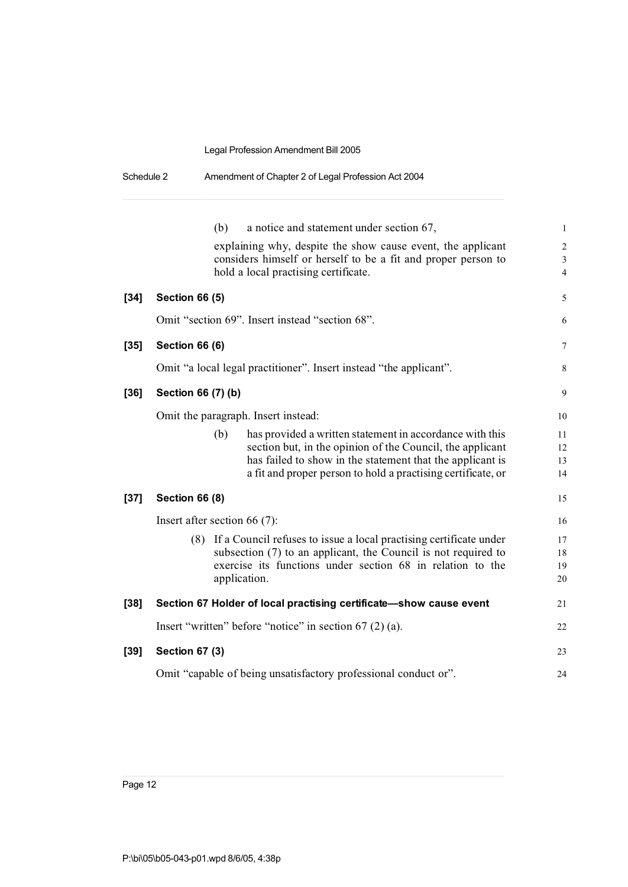(b) a notice and statement under section 67,

explaining why, despite the show cause event, the applicant considers himself or herself to be a fit and proper person to hold a local practising certificate.

**[34] Section 66 (5)**

Omit "section 69". Insert instead "section 68".

**[35] Section 66 (6)**

Omit "a local legal practitioner". Insert instead "the applicant".

**[36] Section 66 (7) (b)**

Omit the paragraph. Insert instead:

> (b) has provided a written statement in accordance with this section but, in the opinion of the Council, the applicant has failed to show in the statement that the applicant is a fit and proper person to hold a practising certificate, or

**[37] Section 66 (8)**

Insert after section 66 (7):

> (8) If a Council refuses to issue a local practising certificate under subsection (7) to an applicant, the Council is not required to exercise its functions under section 68 in relation to the application.

**[38] Section 67 Holder of local practising certificate—show cause event**

Insert "written" before "notice" in section 67 (2) (a).

**[39] Section 67 (3)**

Omit "capable of being unsatisfactory professional conduct or".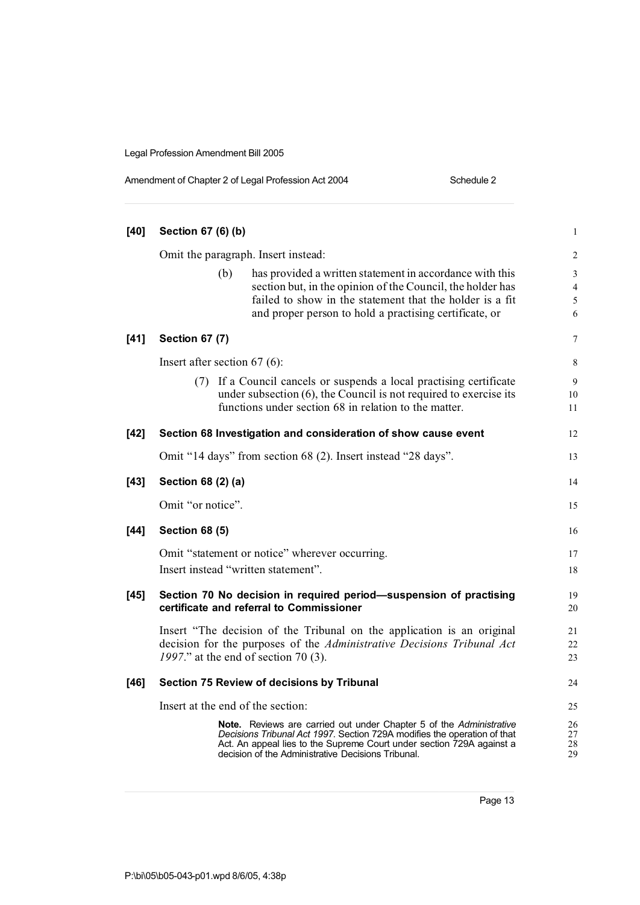**[40] Section 67 (6) (b)**

Omit the paragraph. Insert instead:

> (b) has provided a written statement in accordance with this section but, in the opinion of the Council, the holder has failed to show in the statement that the holder is a fit and proper person to hold a practising certificate, or

**[41] Section 67 (7)**

Insert after section 67 (6):

> (7) If a Council cancels or suspends a local practising certificate under subsection (6), the Council is not required to exercise its functions under section 68 in relation to the matter.

**[42] Section 68 Investigation and consideration of show cause event**

Omit "14 days" from section 68 (2). Insert instead "28 days".

**[43] Section 68 (2) (a)**

Omit "or notice".

**[44] Section 68 (5)**

Omit "statement or notice" wherever occurring.

Insert instead "written statement".

**[45] Section 70 No decision in required period—suspension of practising certificate and referral to Commissioner**

Insert "The decision of the Tribunal on the application is an original decision for the purposes of the *Administrative Decisions Tribunal Act 1997*." at the end of section 70 (3).

**[46] Section 75 Review of decisions by Tribunal**

Insert at the end of the section:

> **Note.** Reviews are carried out under Chapter 5 of the *Administrative Decisions Tribunal Act 1997*. Section 729A modifies the operation of that Act. An appeal lies to the Supreme Court under section 729A against a decision of the Administrative Decisions Tribunal.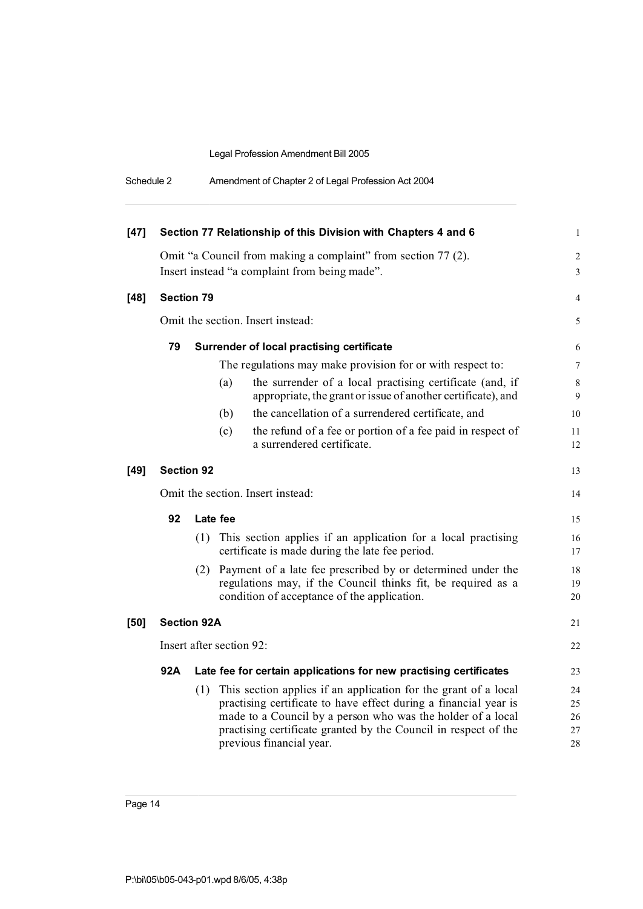**[47] Section 77 Relationship of this Division with Chapters 4 and 6**

Omit "a Council from making a complaint" from section 77 (2).
Insert instead "a complaint from being made".

**[48] Section 79**

Omit the section. Insert instead:

**79 Surrender of local practising certificate**

The regulations may make provision for or with respect to:

(a) the surrender of a local practising certificate (and, if appropriate, the grant or issue of another certificate), and

(b) the cancellation of a surrendered certificate, and

(c) the refund of a fee or portion of a fee paid in respect of a surrendered certificate.

**[49] Section 92**

Omit the section. Insert instead:

**92 Late fee**

(1) This section applies if an application for a local practising certificate is made during the late fee period.

(2) Payment of a late fee prescribed by or determined under the regulations may, if the Council thinks fit, be required as a condition of acceptance of the application.

**[50] Section 92A**

Insert after section 92:

**92A Late fee for certain applications for new practising certificates**

(1) This section applies if an application for the grant of a local practising certificate to have effect during a financial year is made to a Council by a person who was the holder of a local practising certificate granted by the Council in respect of the previous financial year.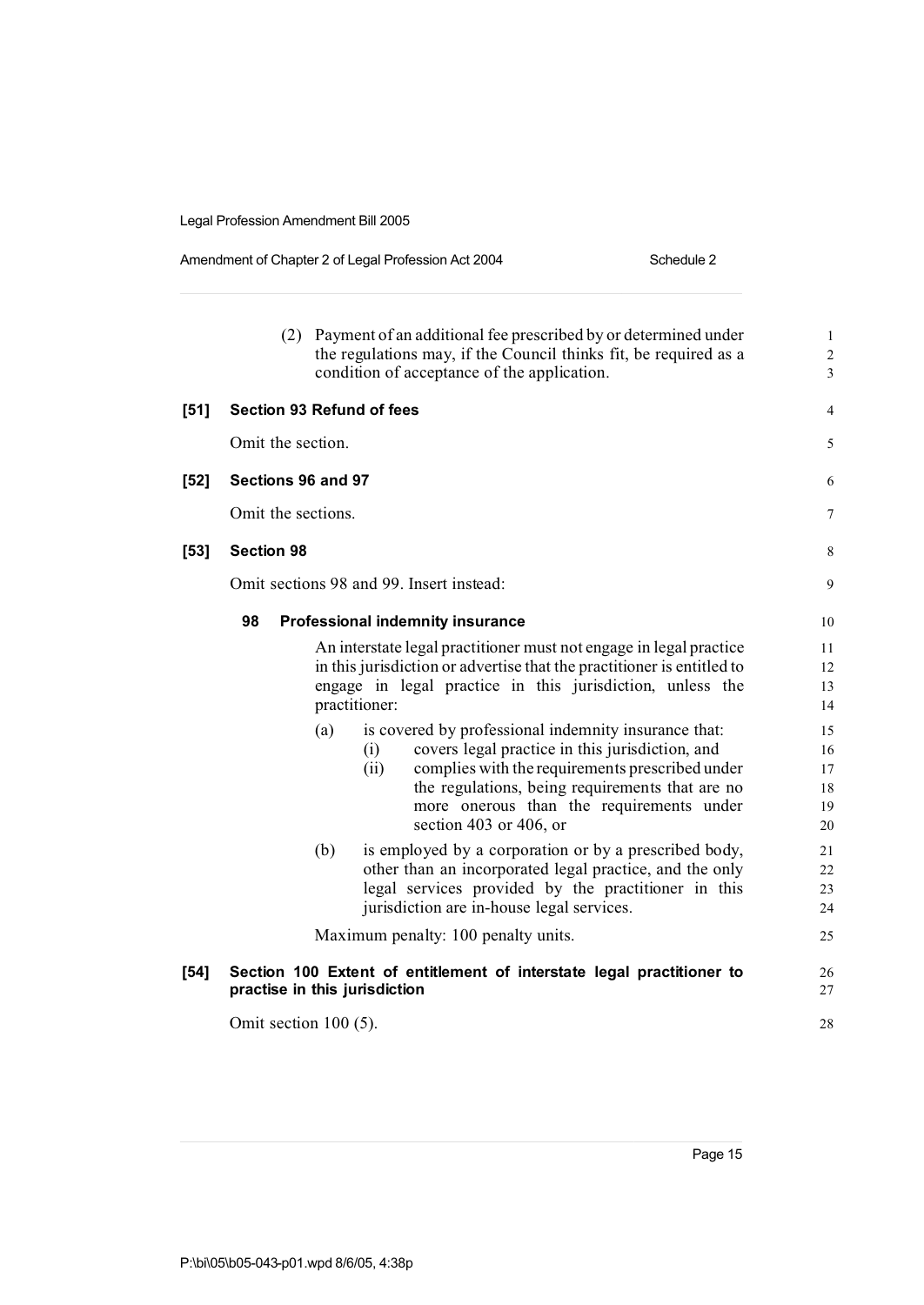(2) Payment of an additional fee prescribed by or determined under the regulations may, if the Council thinks fit, be required as a condition of acceptance of the application.

**[51] Section 93 Refund of fees**

Omit the section.

**[52] Sections 96 and 97**

Omit the sections.

**[53] Section 98**

Omit sections 98 and 99. Insert instead:

**98 Professional indemnity insurance**

An interstate legal practitioner must not engage in legal practice in this jurisdiction or advertise that the practitioner is entitled to engage in legal practice in this jurisdiction, unless the practitioner:

(a) is covered by professional indemnity insurance that:

(i) covers legal practice in this jurisdiction, and

(ii) complies with the requirements prescribed under the regulations, being requirements that are no more onerous than the requirements under section 403 or 406, or

(b) is employed by a corporation or by a prescribed body, other than an incorporated legal practice, and the only legal services provided by the practitioner in this jurisdiction are in-house legal services.

Maximum penalty: 100 penalty units.

**[54] Section 100 Extent of entitlement of interstate legal practitioner to practise in this jurisdiction**

Omit section 100 (5).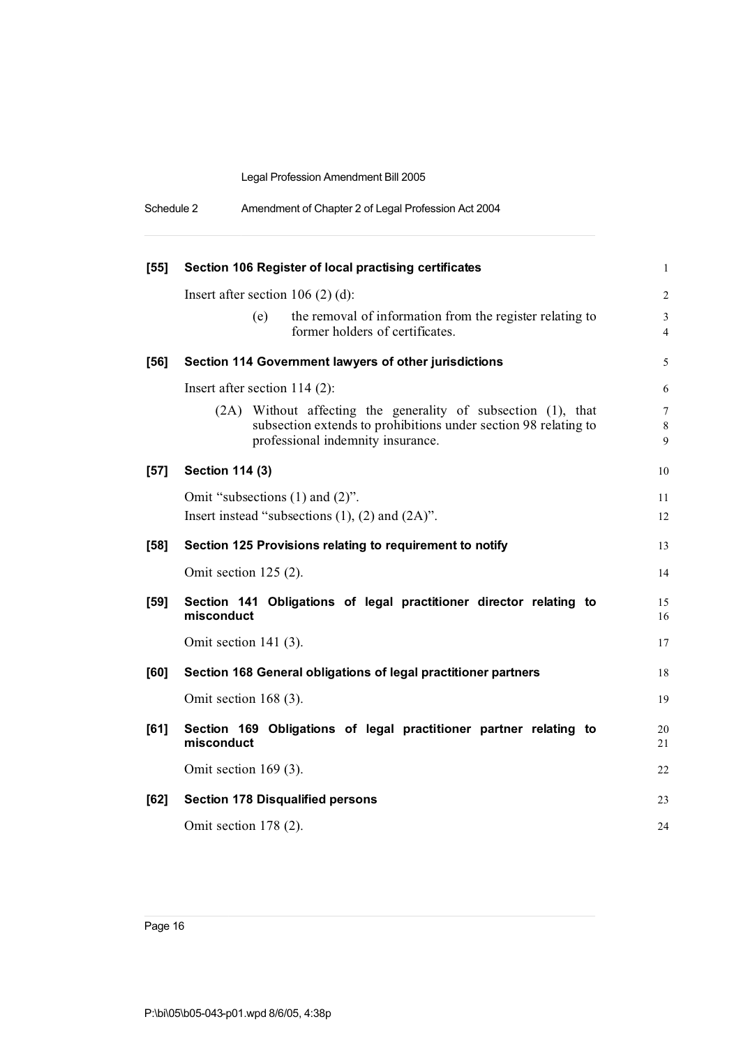**[55] Section 106 Register of local practising certificates**

Insert after section 106 (2) (d):

(e) the removal of information from the register relating to former holders of certificates.

**[56] Section 114 Government lawyers of other jurisdictions**

Insert after section 114 (2):

(2A) Without affecting the generality of subsection (1), that subsection extends to prohibitions under section 98 relating to professional indemnity insurance.

**[57] Section 114 (3)**

Omit "subsections (1) and (2)".
Insert instead "subsections (1), (2) and (2A)".

**[58] Section 125 Provisions relating to requirement to notify**

Omit section 125 (2).

**[59] Section 141 Obligations of legal practitioner director relating to misconduct**

Omit section 141 (3).

**[60] Section 168 General obligations of legal practitioner partners**

Omit section 168 (3).

**[61] Section 169 Obligations of legal practitioner partner relating to misconduct**

Omit section 169 (3).

**[62] Section 178 Disqualified persons**

Omit section 178 (2).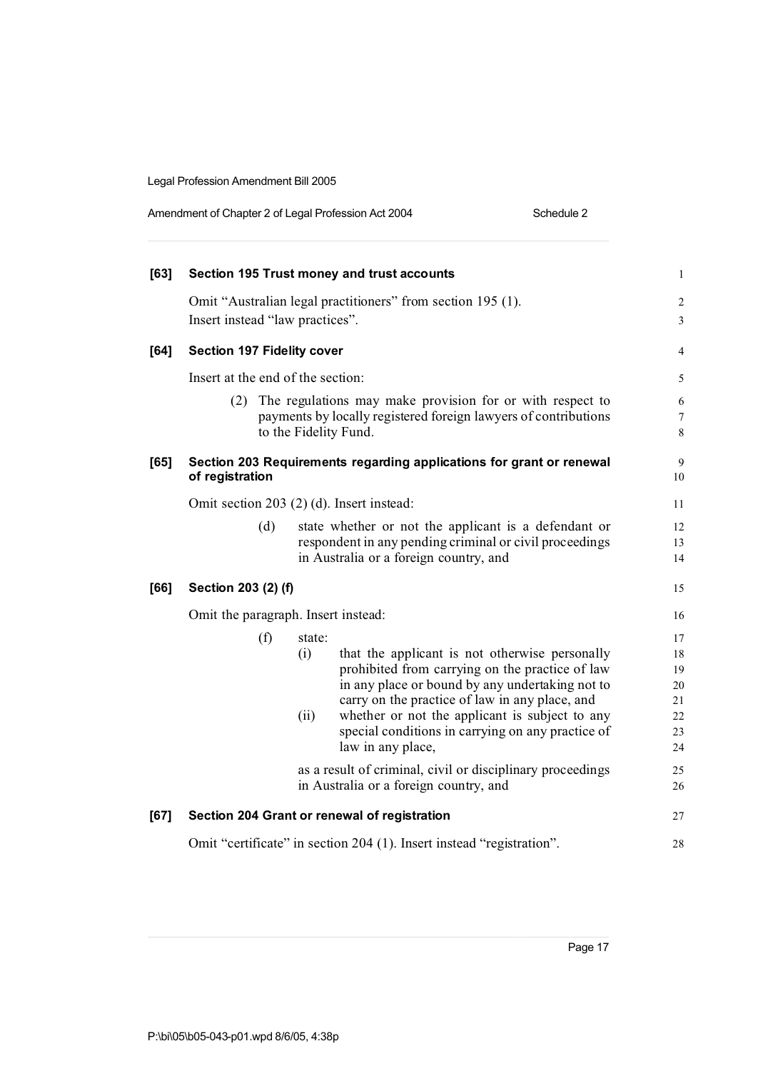**[63] Section 195 Trust money and trust accounts**

Omit "Australian legal practitioners" from section 195 (1).
Insert instead "law practices".

**[64] Section 197 Fidelity cover**

Insert at the end of the section:

(2) The regulations may make provision for or with respect to payments by locally registered foreign lawyers of contributions to the Fidelity Fund.

**[65] Section 203 Requirements regarding applications for grant or renewal of registration**

Omit section 203 (2) (d). Insert instead:

(d) state whether or not the applicant is a defendant or respondent in any pending criminal or civil proceedings in Australia or a foreign country, and

**[66] Section 203 (2) (f)**

Omit the paragraph. Insert instead:

(f) state:

(i) that the applicant is not otherwise personally prohibited from carrying on the practice of law in any place or bound by any undertaking not to carry on the practice of law in any place, and

(ii) whether or not the applicant is subject to any special conditions in carrying on any practice of law in any place,

as a result of criminal, civil or disciplinary proceedings in Australia or a foreign country, and

**[67] Section 204 Grant or renewal of registration**

Omit "certificate" in section 204 (1). Insert instead "registration".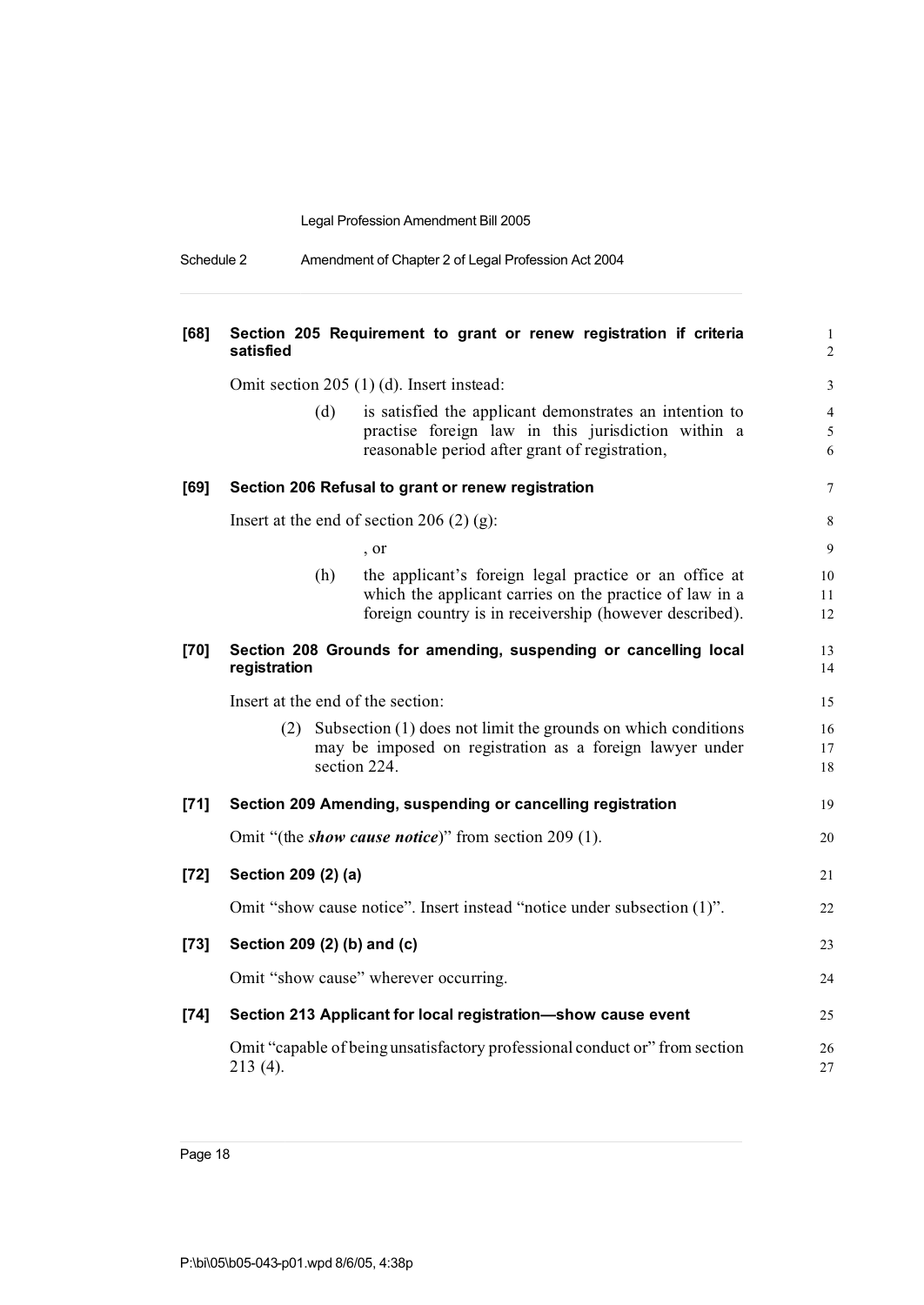**[68] Section 205 Requirement to grant or renew registration if criteria satisfied**

Omit section 205 (1) (d). Insert instead:

> (d) is satisfied the applicant demonstrates an intention to practise foreign law in this jurisdiction within a reasonable period after grant of registration,

**[69] Section 206 Refusal to grant or renew registration**

Insert at the end of section 206 (2) (g):

> , or
>
> (h) the applicant's foreign legal practice or an office at which the applicant carries on the practice of law in a foreign country is in receivership (however described).

**[70] Section 208 Grounds for amending, suspending or cancelling local registration**

Insert at the end of the section:

> (2) Subsection (1) does not limit the grounds on which conditions may be imposed on registration as a foreign lawyer under section 224.

**[71] Section 209 Amending, suspending or cancelling registration**

Omit "(the ***show cause notice***)" from section 209 (1).

**[72] Section 209 (2) (a)**

Omit "show cause notice". Insert instead "notice under subsection (1)".

**[73] Section 209 (2) (b) and (c)**

Omit "show cause" wherever occurring.

**[74] Section 213 Applicant for local registration—show cause event**

Omit "capable of being unsatisfactory professional conduct or" from section 213 (4).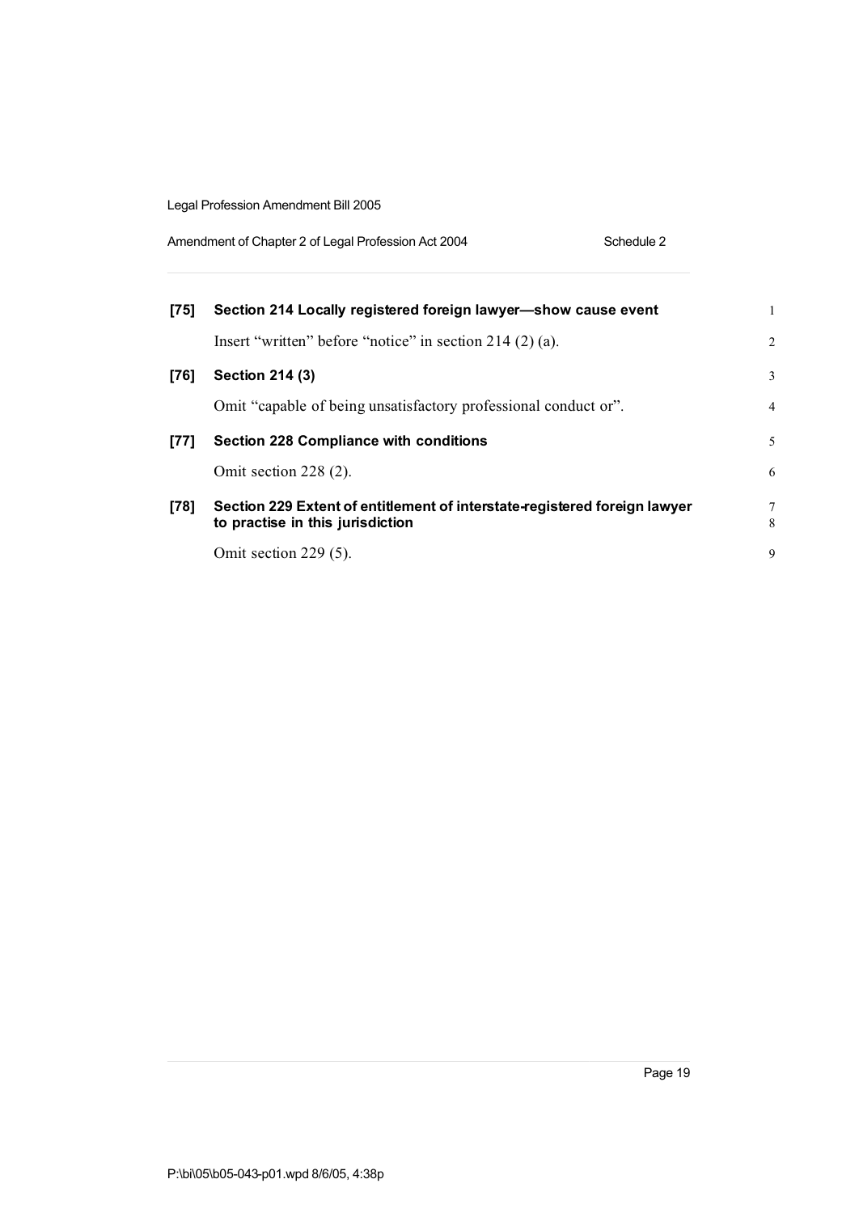**[75] Section 214 Locally registered foreign lawyer—show cause event**

Insert "written" before "notice" in section 214 (2) (a).

**[76] Section 214 (3)**

Omit "capable of being unsatisfactory professional conduct or".

**[77] Section 228 Compliance with conditions**

Omit section 228 (2).

**[78] Section 229 Extent of entitlement of interstate-registered foreign lawyer to practise in this jurisdiction**

Omit section 229 (5).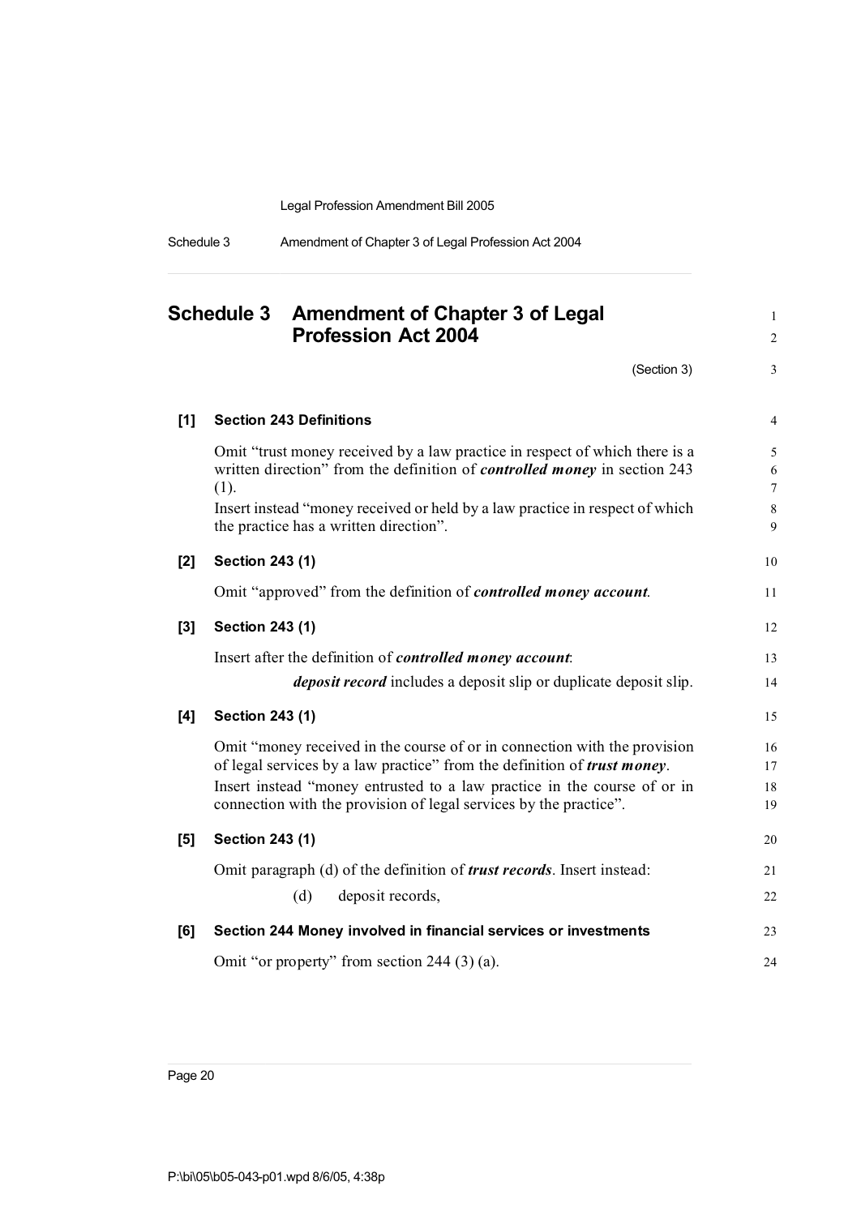# Schedule 3 Amendment of Chapter 3 of Legal Profession Act 2004

(Section 3)

**[1] Section 243 Definitions**

Omit "trust money received by a law practice in respect of which there is a written direction" from the definition of ***controlled money*** in section 243 (1).

Insert instead "money received or held by a law practice in respect of which the practice has a written direction".

**[2] Section 243 (1)**

Omit "approved" from the definition of ***controlled money account***.

**[3] Section 243 (1)**

Insert after the definition of ***controlled money account***:

> ***deposit record*** includes a deposit slip or duplicate deposit slip.

**[4] Section 243 (1)**

Omit "money received in the course of or in connection with the provision of legal services by a law practice" from the definition of ***trust money***.

Insert instead "money entrusted to a law practice in the course of or in connection with the provision of legal services by the practice".

**[5] Section 243 (1)**

Omit paragraph (d) of the definition of ***trust records***. Insert instead:

> (d) deposit records,

**[6] Section 244 Money involved in financial services or investments**

Omit "or property" from section 244 (3) (a).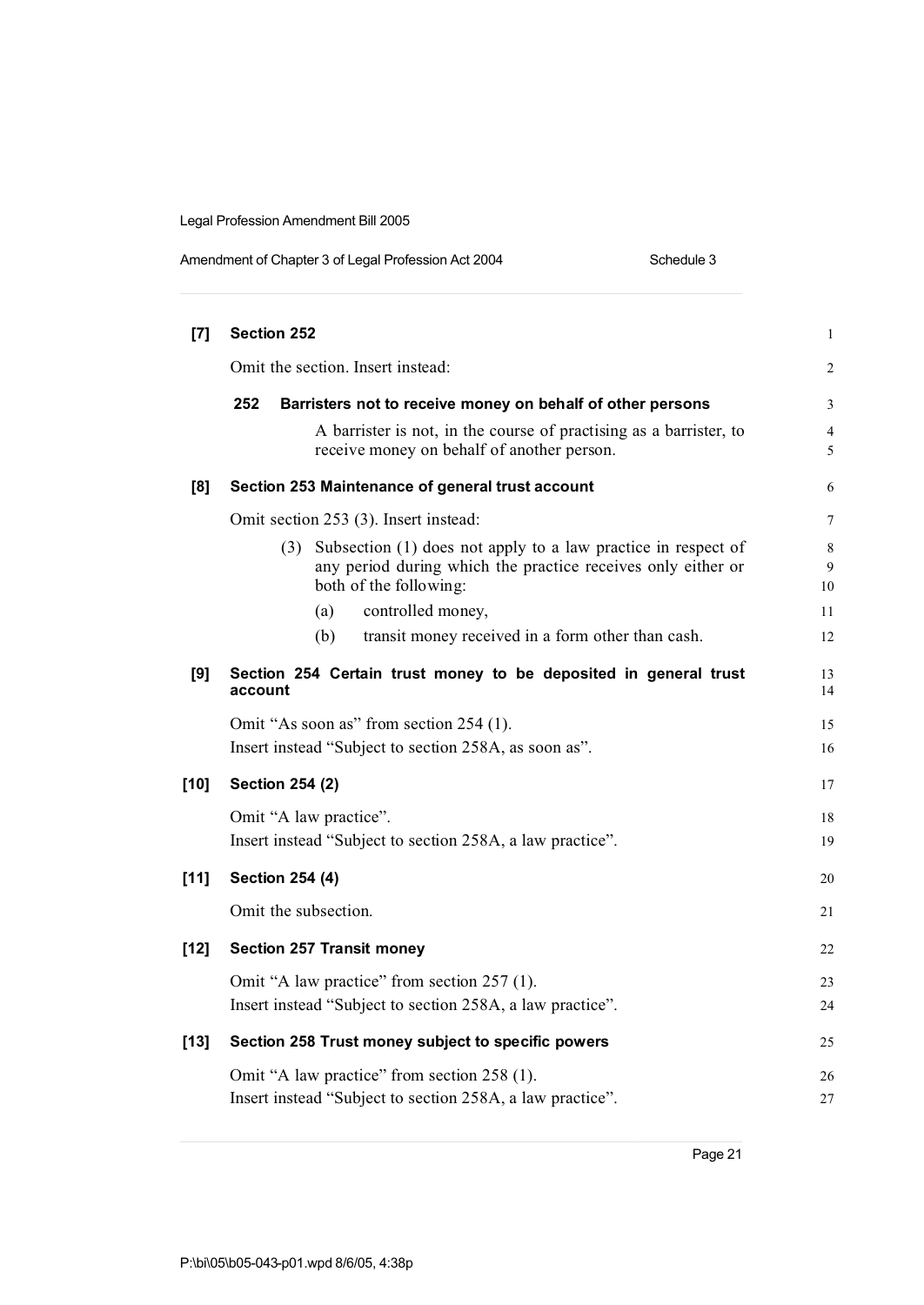**[7] Section 252**

Omit the section. Insert instead:

**252 Barristers not to receive money on behalf of other persons**

A barrister is not, in the course of practising as a barrister, to receive money on behalf of another person.

**[8] Section 253 Maintenance of general trust account**

Omit section 253 (3). Insert instead:

(3) Subsection (1) does not apply to a law practice in respect of any period during which the practice receives only either or both of the following:

(a) controlled money,

(b) transit money received in a form other than cash.

**[9] Section 254 Certain trust money to be deposited in general trust account**

Omit "As soon as" from section 254 (1).
Insert instead "Subject to section 258A, as soon as".

**[10] Section 254 (2)**

Omit "A law practice".
Insert instead "Subject to section 258A, a law practice".

**[11] Section 254 (4)**

Omit the subsection.

**[12] Section 257 Transit money**

Omit "A law practice" from section 257 (1).
Insert instead "Subject to section 258A, a law practice".

**[13] Section 258 Trust money subject to specific powers**

Omit "A law practice" from section 258 (1).
Insert instead "Subject to section 258A, a law practice".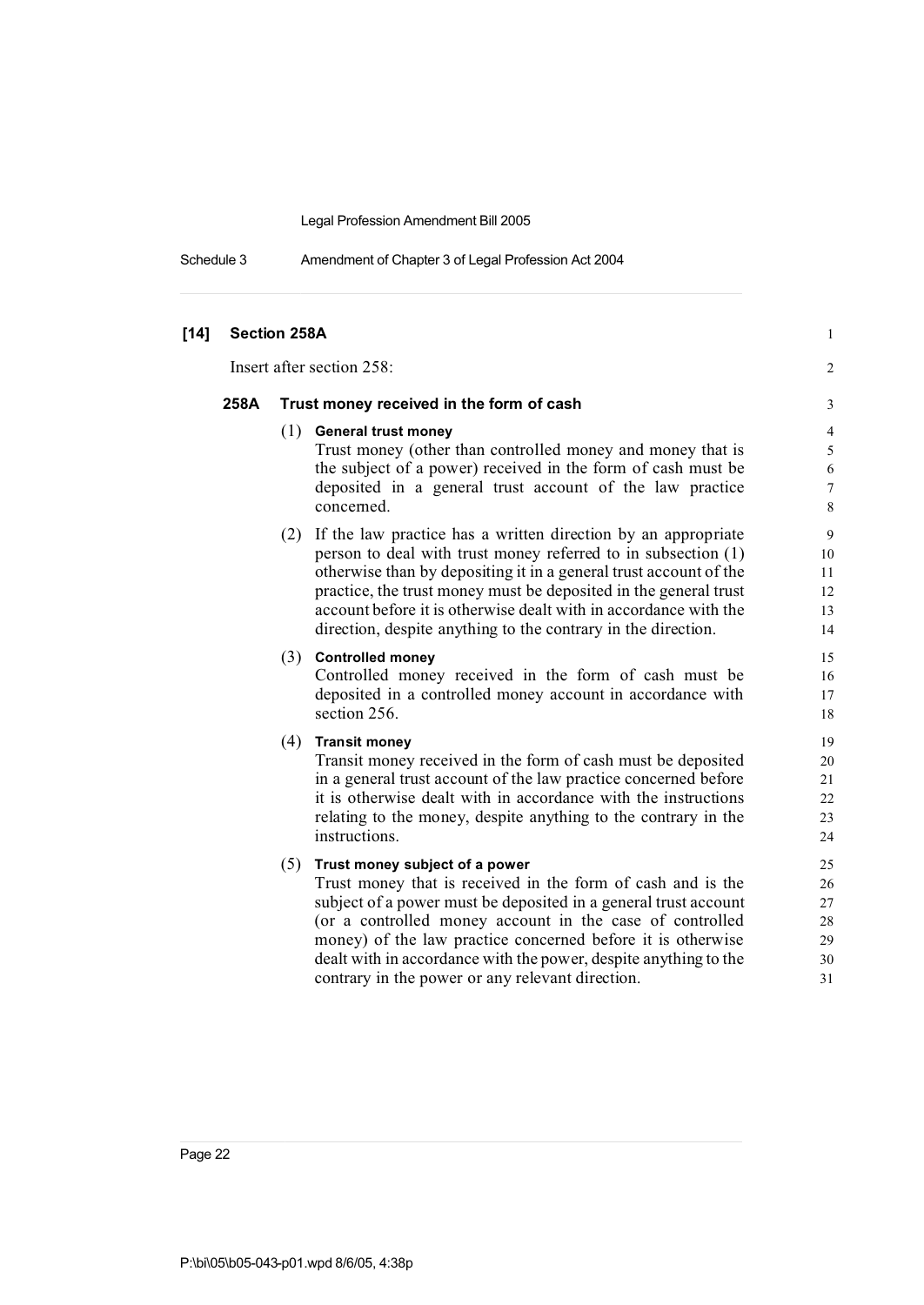**[14] Section 258A**

Insert after section 258:

### 258A Trust money received in the form of cash

(1) **General trust money**

Trust money (other than controlled money and money that is the subject of a power) received in the form of cash must be deposited in a general trust account of the law practice concerned.

(2) If the law practice has a written direction by an appropriate person to deal with trust money referred to in subsection (1) otherwise than by depositing it in a general trust account of the practice, the trust money must be deposited in the general trust account before it is otherwise dealt with in accordance with the direction, despite anything to the contrary in the direction.

(3) **Controlled money**

Controlled money received in the form of cash must be deposited in a controlled money account in accordance with section 256.

(4) **Transit money**

Transit money received in the form of cash must be deposited in a general trust account of the law practice concerned before it is otherwise dealt with in accordance with the instructions relating to the money, despite anything to the contrary in the instructions.

(5) **Trust money subject of a power**

Trust money that is received in the form of cash and is the subject of a power must be deposited in a general trust account (or a controlled money account in the case of controlled money) of the law practice concerned before it is otherwise dealt with in accordance with the power, despite anything to the contrary in the power or any relevant direction.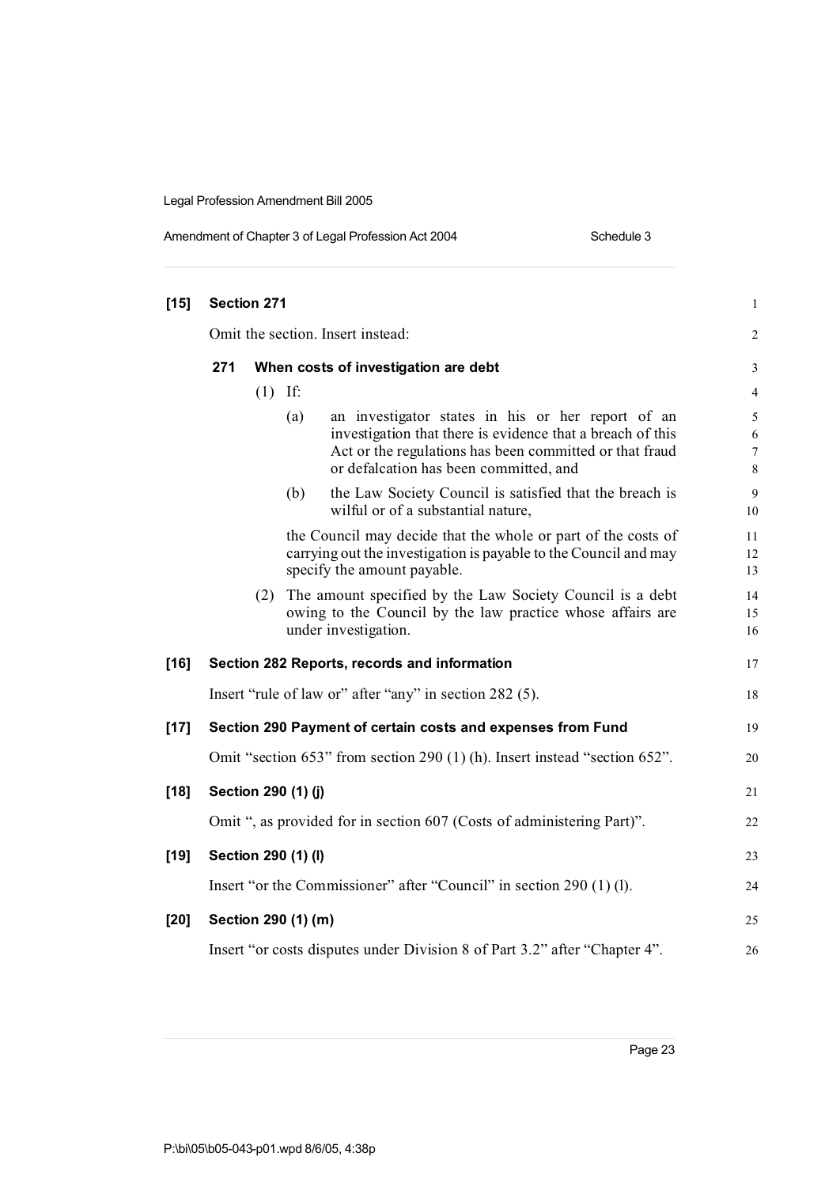**[15] Section 271**

Omit the section. Insert instead:

**271 When costs of investigation are debt**

(1) If:

(a) an investigator states in his or her report of an investigation that there is evidence that a breach of this Act or the regulations has been committed or that fraud or defalcation has been committed, and

(b) the Law Society Council is satisfied that the breach is wilful or of a substantial nature,

the Council may decide that the whole or part of the costs of carrying out the investigation is payable to the Council and may specify the amount payable.

(2) The amount specified by the Law Society Council is a debt owing to the Council by the law practice whose affairs are under investigation.

**[16] Section 282 Reports, records and information**

Insert "rule of law or" after "any" in section 282 (5).

**[17] Section 290 Payment of certain costs and expenses from Fund**

Omit "section 653" from section 290 (1) (h). Insert instead "section 652".

**[18] Section 290 (1) (j)**

Omit ", as provided for in section 607 (Costs of administering Part)".

**[19] Section 290 (1) (l)**

Insert "or the Commissioner" after "Council" in section 290 (1) (l).

**[20] Section 290 (1) (m)**

Insert "or costs disputes under Division 8 of Part 3.2" after "Chapter 4".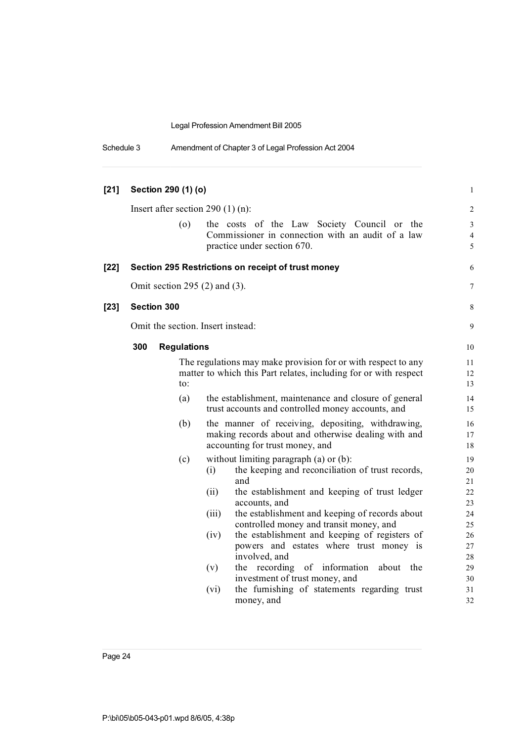**[21] Section 290 (1) (o)**

Insert after section 290 (1) (n):

(o) the costs of the Law Society Council or the Commissioner in connection with an audit of a law practice under section 670.

**[22] Section 295 Restrictions on receipt of trust money**

Omit section 295 (2) and (3).

**[23] Section 300**

Omit the section. Insert instead:

**300 Regulations**

The regulations may make provision for or with respect to any matter to which this Part relates, including for or with respect to:

(a) the establishment, maintenance and closure of general trust accounts and controlled money accounts, and

(b) the manner of receiving, depositing, withdrawing, making records about and otherwise dealing with and accounting for trust money, and

(c) without limiting paragraph (a) or (b):

(i) the keeping and reconciliation of trust records, and

(ii) the establishment and keeping of trust ledger accounts, and

(iii) the establishment and keeping of records about controlled money and transit money, and

(iv) the establishment and keeping of registers of powers and estates where trust money is involved, and

(v) the recording of information about the investment of trust money, and

(vi) the furnishing of statements regarding trust money, and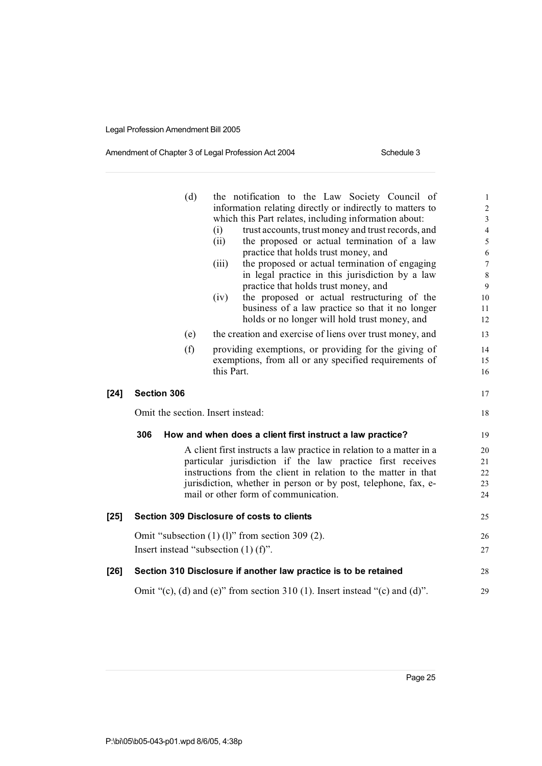(d) the notification to the Law Society Council of information relating directly or indirectly to matters to which this Part relates, including information about:

(i) trust accounts, trust money and trust records, and

(ii) the proposed or actual termination of a law practice that holds trust money, and

(iii) the proposed or actual termination of engaging in legal practice in this jurisdiction by a law practice that holds trust money, and

(iv) the proposed or actual restructuring of the business of a law practice so that it no longer holds or no longer will hold trust money, and

(e) the creation and exercise of liens over trust money, and

(f) providing exemptions, or providing for the giving of exemptions, from all or any specified requirements of this Part.

**[24] Section 306**

Omit the section. Insert instead:

**306 How and when does a client first instruct a law practice?**

A client first instructs a law practice in relation to a matter in a particular jurisdiction if the law practice first receives instructions from the client in relation to the matter in that jurisdiction, whether in person or by post, telephone, fax, e-mail or other form of communication.

**[25] Section 309 Disclosure of costs to clients**

Omit "subsection (1) (l)" from section 309 (2).

Insert instead "subsection (1) (f)".

**[26] Section 310 Disclosure if another law practice is to be retained**

Omit "(c), (d) and (e)" from section 310 (1). Insert instead "(c) and (d)".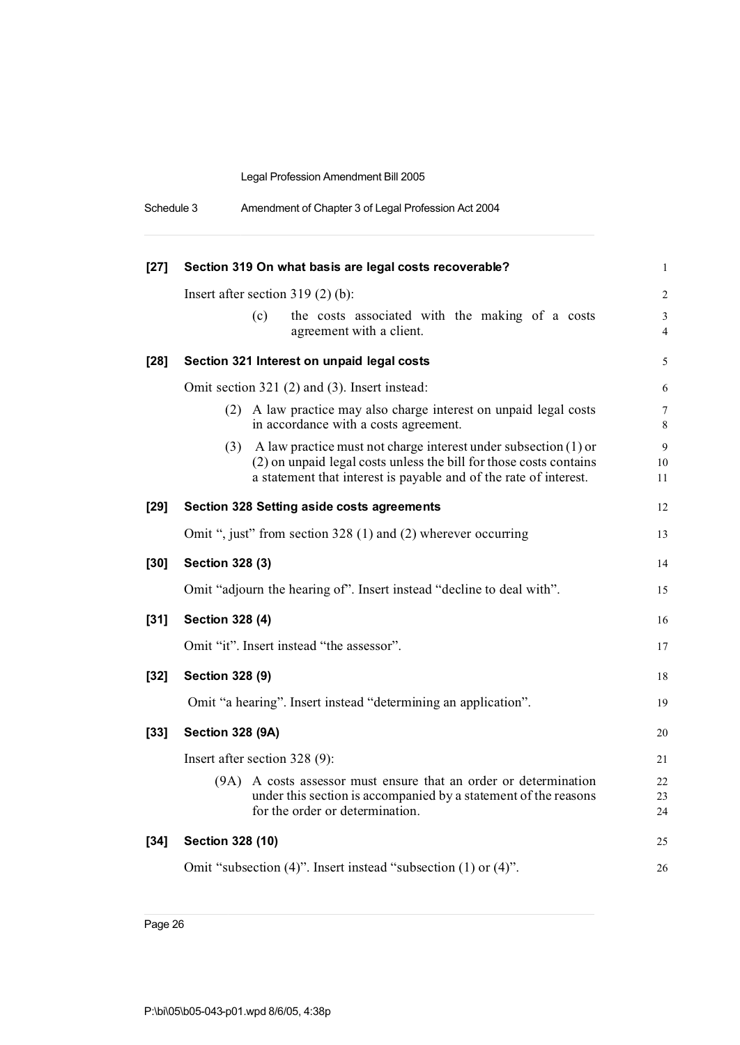**[27] Section 319 On what basis are legal costs recoverable?**

Insert after section 319 (2) (b):

> (c) the costs associated with the making of a costs agreement with a client.

**[28] Section 321 Interest on unpaid legal costs**

Omit section 321 (2) and (3). Insert instead:

> (2) A law practice may also charge interest on unpaid legal costs in accordance with a costs agreement.
>
> (3) A law practice must not charge interest under subsection (1) or (2) on unpaid legal costs unless the bill for those costs contains a statement that interest is payable and of the rate of interest.

**[29] Section 328 Setting aside costs agreements**

Omit ", just" from section 328 (1) and (2) wherever occurring

**[30] Section 328 (3)**

Omit "adjourn the hearing of". Insert instead "decline to deal with".

**[31] Section 328 (4)**

Omit "it". Insert instead "the assessor".

**[32] Section 328 (9)**

Omit "a hearing". Insert instead "determining an application".

**[33] Section 328 (9A)**

Insert after section 328 (9):

> (9A) A costs assessor must ensure that an order or determination under this section is accompanied by a statement of the reasons for the order or determination.

**[34] Section 328 (10)**

Omit "subsection (4)". Insert instead "subsection (1) or (4)".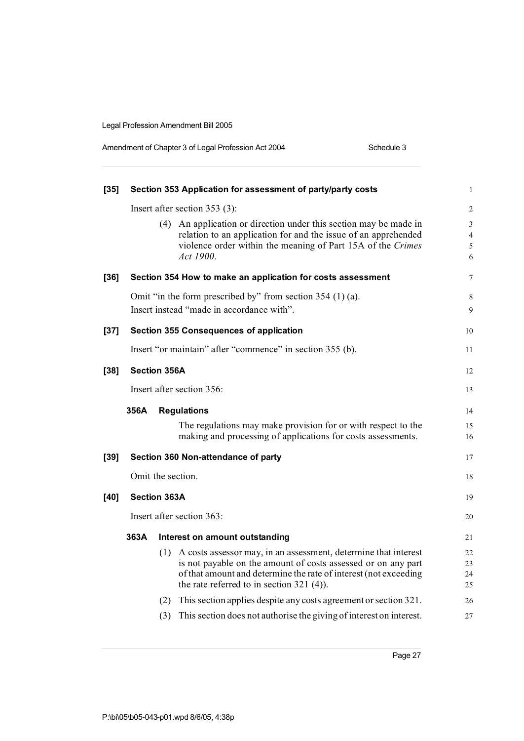**[35] Section 353 Application for assessment of party/party costs**

Insert after section 353 (3):

(4) An application or direction under this section may be made in relation to an application for and the issue of an apprehended violence order within the meaning of Part 15A of the *Crimes Act 1900*.

**[36] Section 354 How to make an application for costs assessment**

Omit "in the form prescribed by" from section 354 (1) (a).

Insert instead "made in accordance with".

**[37] Section 355 Consequences of application**

Insert "or maintain" after "commence" in section 355 (b).

**[38] Section 356A**

Insert after section 356:

**356A Regulations**

The regulations may make provision for or with respect to the making and processing of applications for costs assessments.

**[39] Section 360 Non-attendance of party**

Omit the section.

**[40] Section 363A**

Insert after section 363:

**363A Interest on amount outstanding**

(1) A costs assessor may, in an assessment, determine that interest is not payable on the amount of costs assessed or on any part of that amount and determine the rate of interest (not exceeding the rate referred to in section 321 (4)).

(2) This section applies despite any costs agreement or section 321.

(3) This section does not authorise the giving of interest on interest.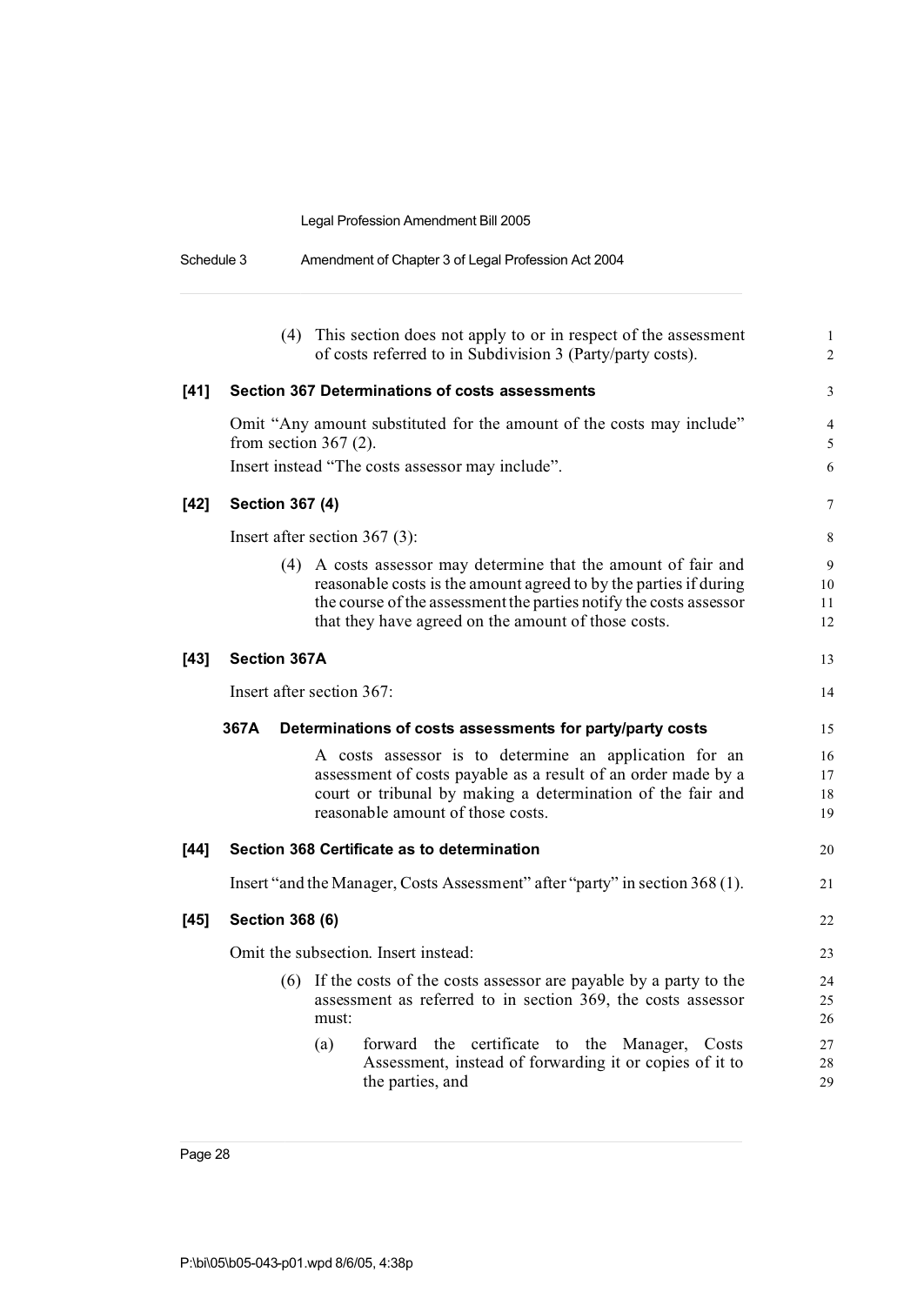(4) This section does not apply to or in respect of the assessment of costs referred to in Subdivision 3 (Party/party costs).

**[41] Section 367 Determinations of costs assessments**

Omit "Any amount substituted for the amount of the costs may include" from section 367 (2).

Insert instead "The costs assessor may include".

**[42] Section 367 (4)**

Insert after section 367 (3):

(4) A costs assessor may determine that the amount of fair and reasonable costs is the amount agreed to by the parties if during the course of the assessment the parties notify the costs assessor that they have agreed on the amount of those costs.

**[43] Section 367A**

Insert after section 367:

**367A Determinations of costs assessments for party/party costs**

A costs assessor is to determine an application for an assessment of costs payable as a result of an order made by a court or tribunal by making a determination of the fair and reasonable amount of those costs.

**[44] Section 368 Certificate as to determination**

Insert "and the Manager, Costs Assessment" after "party" in section 368 (1).

**[45] Section 368 (6)**

Omit the subsection. Insert instead:

(6) If the costs of the costs assessor are payable by a party to the assessment as referred to in section 369, the costs assessor must:

(a) forward the certificate to the Manager, Costs Assessment, instead of forwarding it or copies of it to the parties, and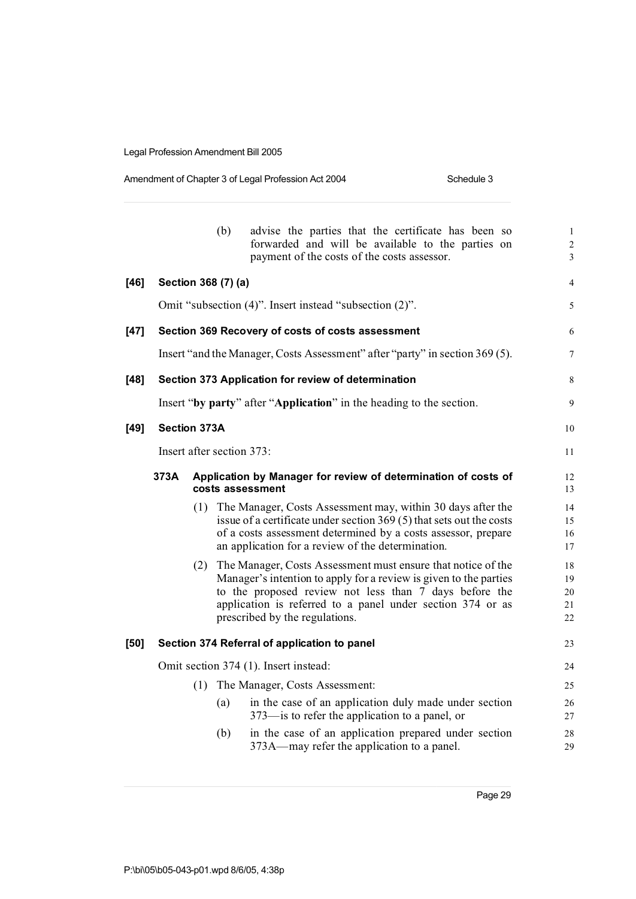(b) advise the parties that the certificate has been so forwarded and will be available to the parties on payment of the costs of the costs assessor.

**[46] Section 368 (7) (a)**

Omit "subsection (4)". Insert instead "subsection (2)".

**[47] Section 369 Recovery of costs of costs assessment**

Insert "and the Manager, Costs Assessment" after "party" in section 369 (5).

**[48] Section 373 Application for review of determination**

Insert "**by party**" after "**Application**" in the heading to the section.

**[49] Section 373A**

Insert after section 373:

**373A Application by Manager for review of determination of costs of costs assessment**

(1) The Manager, Costs Assessment may, within 30 days after the issue of a certificate under section 369 (5) that sets out the costs of a costs assessment determined by a costs assessor, prepare an application for a review of the determination.

(2) The Manager, Costs Assessment must ensure that notice of the Manager's intention to apply for a review is given to the parties to the proposed review not less than 7 days before the application is referred to a panel under section 374 or as prescribed by the regulations.

**[50] Section 374 Referral of application to panel**

Omit section 374 (1). Insert instead:

(1) The Manager, Costs Assessment:

(a) in the case of an application duly made under section 373—is to refer the application to a panel, or

(b) in the case of an application prepared under section 373A—may refer the application to a panel.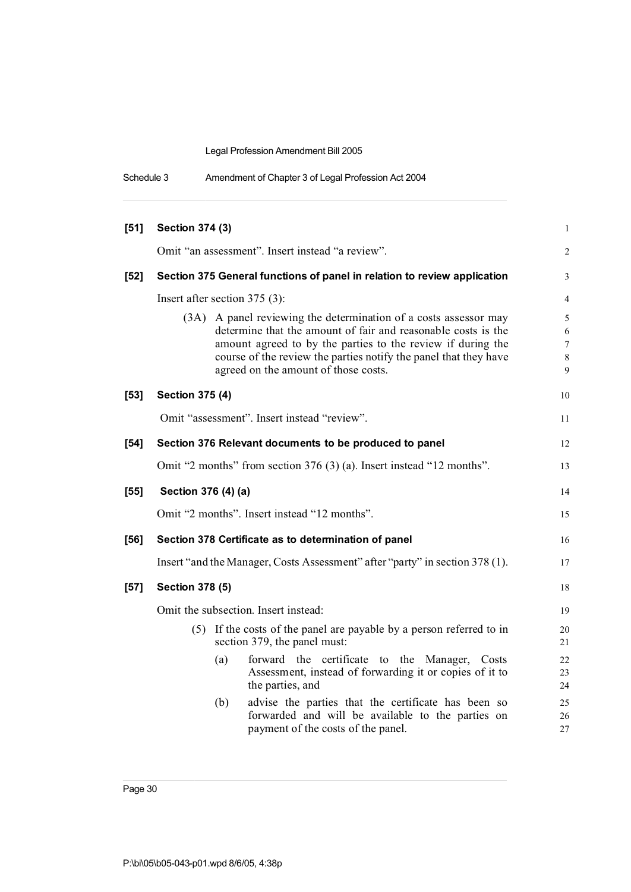**[51] Section 374 (3)**

Omit "an assessment". Insert instead "a review".

**[52] Section 375 General functions of panel in relation to review application**

Insert after section 375 (3):

(3A) A panel reviewing the determination of a costs assessor may determine that the amount of fair and reasonable costs is the amount agreed to by the parties to the review if during the course of the review the parties notify the panel that they have agreed on the amount of those costs.

**[53] Section 375 (4)**

Omit "assessment". Insert instead "review".

**[54] Section 376 Relevant documents to be produced to panel**

Omit "2 months" from section 376 (3) (a). Insert instead "12 months".

**[55] Section 376 (4) (a)**

Omit "2 months". Insert instead "12 months".

**[56] Section 378 Certificate as to determination of panel**

Insert "and the Manager, Costs Assessment" after "party" in section 378 (1).

**[57] Section 378 (5)**

Omit the subsection. Insert instead:

(5) If the costs of the panel are payable by a person referred to in section 379, the panel must:

(a) forward the certificate to the Manager, Costs Assessment, instead of forwarding it or copies of it to the parties, and

(b) advise the parties that the certificate has been so forwarded and will be available to the parties on payment of the costs of the panel.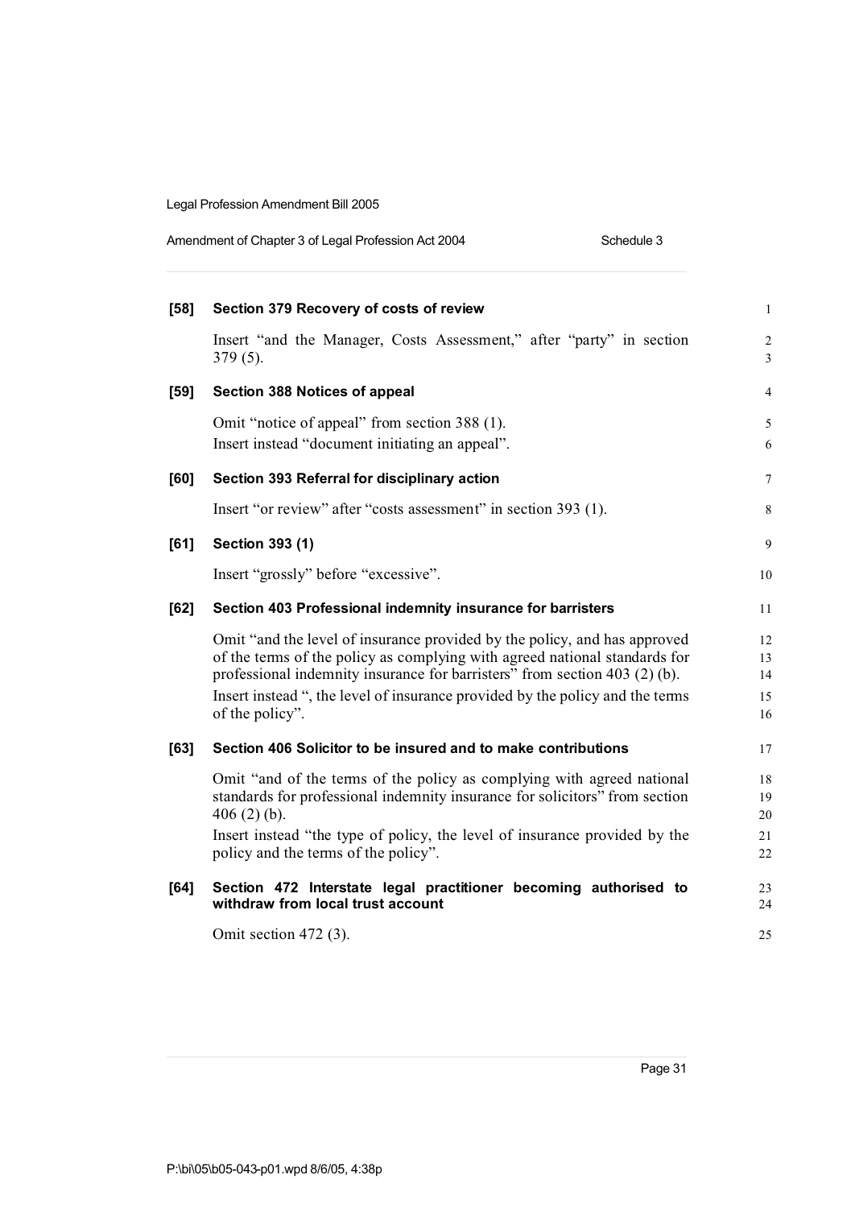**[58] Section 379 Recovery of costs of review**

Insert "and the Manager, Costs Assessment," after "party" in section 379 (5).

**[59] Section 388 Notices of appeal**

Omit "notice of appeal" from section 388 (1).

Insert instead "document initiating an appeal".

**[60] Section 393 Referral for disciplinary action**

Insert "or review" after "costs assessment" in section 393 (1).

**[61] Section 393 (1)**

Insert "grossly" before "excessive".

**[62] Section 403 Professional indemnity insurance for barristers**

Omit "and the level of insurance provided by the policy, and has approved of the terms of the policy as complying with agreed national standards for professional indemnity insurance for barristers" from section 403 (2) (b).

Insert instead ", the level of insurance provided by the policy and the terms of the policy".

**[63] Section 406 Solicitor to be insured and to make contributions**

Omit "and of the terms of the policy as complying with agreed national standards for professional indemnity insurance for solicitors" from section 406 (2) (b).

Insert instead "the type of policy, the level of insurance provided by the policy and the terms of the policy".

**[64] Section 472 Interstate legal practitioner becoming authorised to withdraw from local trust account**

Omit section 472 (3).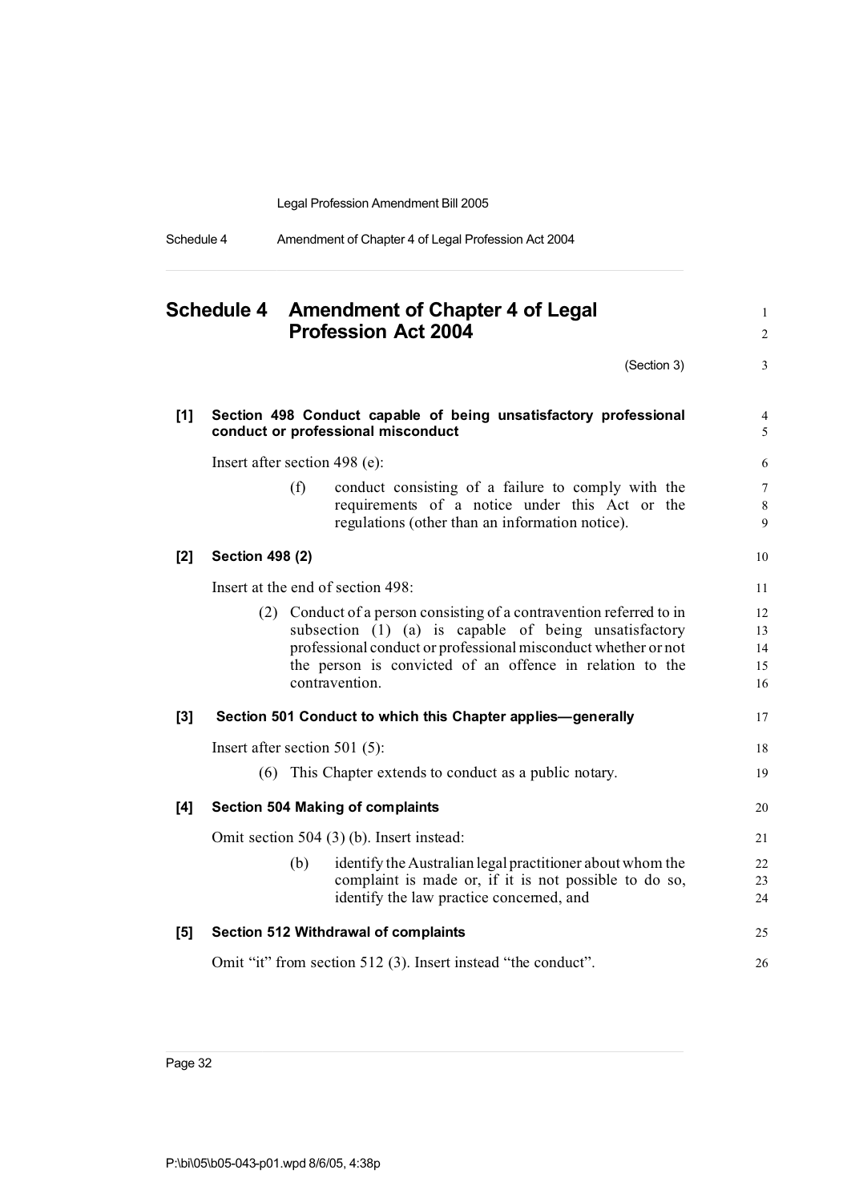# Schedule 4 Amendment of Chapter 4 of Legal Profession Act 2004

(Section 3)

**[1] Section 498 Conduct capable of being unsatisfactory professional conduct or professional misconduct**

Insert after section 498 (e):

> (f) conduct consisting of a failure to comply with the requirements of a notice under this Act or the regulations (other than an information notice).

**[2] Section 498 (2)**

Insert at the end of section 498:

> (2) Conduct of a person consisting of a contravention referred to in subsection (1) (a) is capable of being unsatisfactory professional conduct or professional misconduct whether or not the person is convicted of an offence in relation to the contravention.

**[3] Section 501 Conduct to which this Chapter applies—generally**

Insert after section 501 (5):

> (6) This Chapter extends to conduct as a public notary.

**[4] Section 504 Making of complaints**

Omit section 504 (3) (b). Insert instead:

> (b) identify the Australian legal practitioner about whom the complaint is made or, if it is not possible to do so, identify the law practice concerned, and

**[5] Section 512 Withdrawal of complaints**

Omit "it" from section 512 (3). Insert instead "the conduct".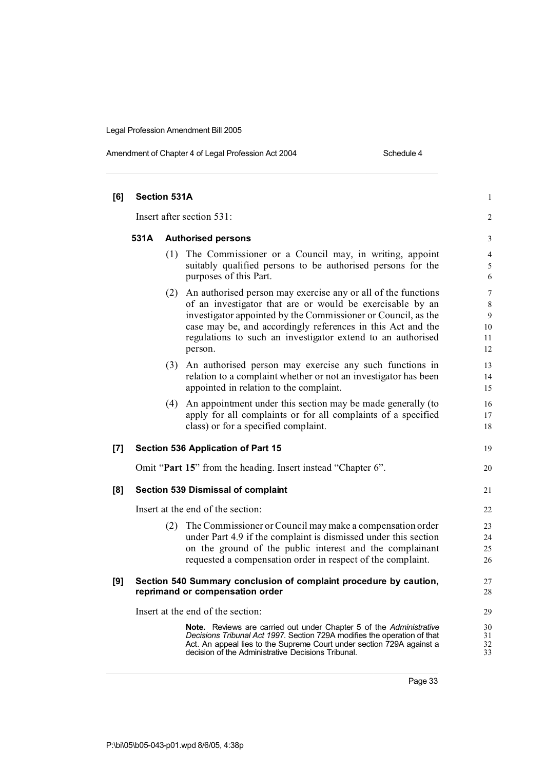**[6] Section 531A**

Insert after section 531:

**531A Authorised persons**

(1) The Commissioner or a Council may, in writing, appoint suitably qualified persons to be authorised persons for the purposes of this Part.

(2) An authorised person may exercise any or all of the functions of an investigator that are or would be exercisable by an investigator appointed by the Commissioner or Council, as the case may be, and accordingly references in this Act and the regulations to such an investigator extend to an authorised person.

(3) An authorised person may exercise any such functions in relation to a complaint whether or not an investigator has been appointed in relation to the complaint.

(4) An appointment under this section may be made generally (to apply for all complaints or for all complaints of a specified class) or for a specified complaint.

**[7] Section 536 Application of Part 15**

Omit "**Part 15**" from the heading. Insert instead "Chapter 6".

**[8] Section 539 Dismissal of complaint**

Insert at the end of the section:

(2) The Commissioner or Council may make a compensation order under Part 4.9 if the complaint is dismissed under this section on the ground of the public interest and the complainant requested a compensation order in respect of the complaint.

**[9] Section 540 Summary conclusion of complaint procedure by caution, reprimand or compensation order**

Insert at the end of the section:

**Note.** Reviews are carried out under Chapter 5 of the *Administrative Decisions Tribunal Act 1997*. Section 729A modifies the operation of that Act. An appeal lies to the Supreme Court under section 729A against a decision of the Administrative Decisions Tribunal.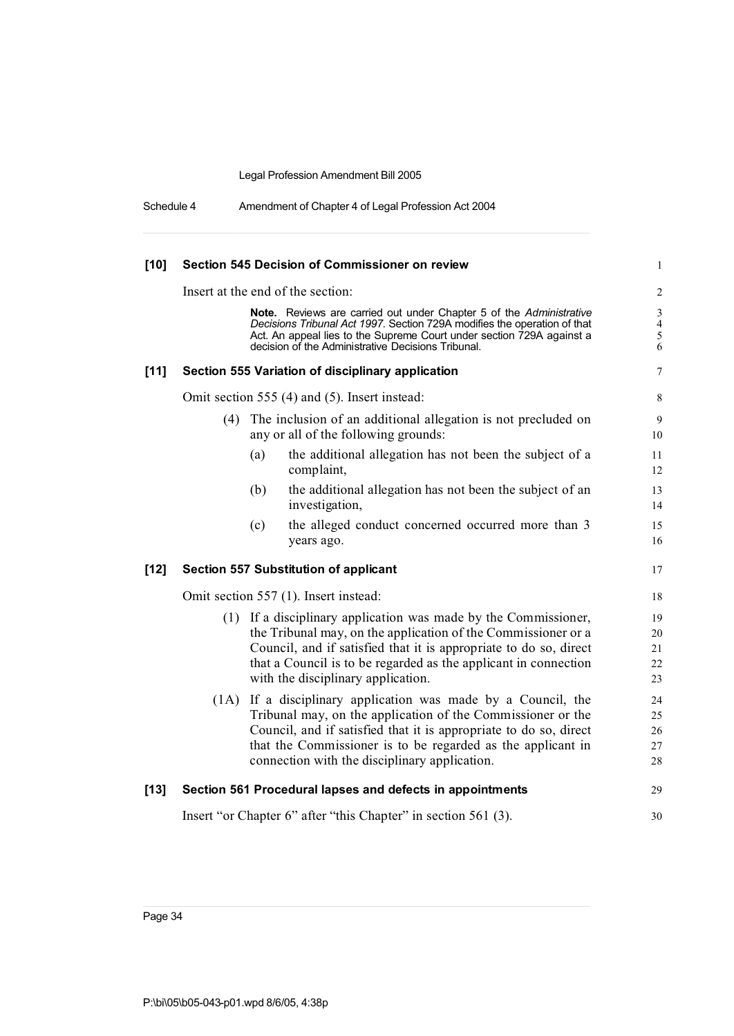**[10] Section 545 Decision of Commissioner on review**

Insert at the end of the section:

> **Note.** Reviews are carried out under Chapter 5 of the *Administrative Decisions Tribunal Act 1997*. Section 729A modifies the operation of that Act. An appeal lies to the Supreme Court under section 729A against a decision of the Administrative Decisions Tribunal.

**[11] Section 555 Variation of disciplinary application**

Omit section 555 (4) and (5). Insert instead:

(4) The inclusion of an additional allegation is not precluded on any or all of the following grounds:

- (a) the additional allegation has not been the subject of a complaint,
- (b) the additional allegation has not been the subject of an investigation,
- (c) the alleged conduct concerned occurred more than 3 years ago.

**[12] Section 557 Substitution of applicant**

Omit section 557 (1). Insert instead:

(1) If a disciplinary application was made by the Commissioner, the Tribunal may, on the application of the Commissioner or a Council, and if satisfied that it is appropriate to do so, direct that a Council is to be regarded as the applicant in connection with the disciplinary application.

(1A) If a disciplinary application was made by a Council, the Tribunal may, on the application of the Commissioner or the Council, and if satisfied that it is appropriate to do so, direct that the Commissioner is to be regarded as the applicant in connection with the disciplinary application.

**[13] Section 561 Procedural lapses and defects in appointments**

Insert "or Chapter 6" after "this Chapter" in section 561 (3).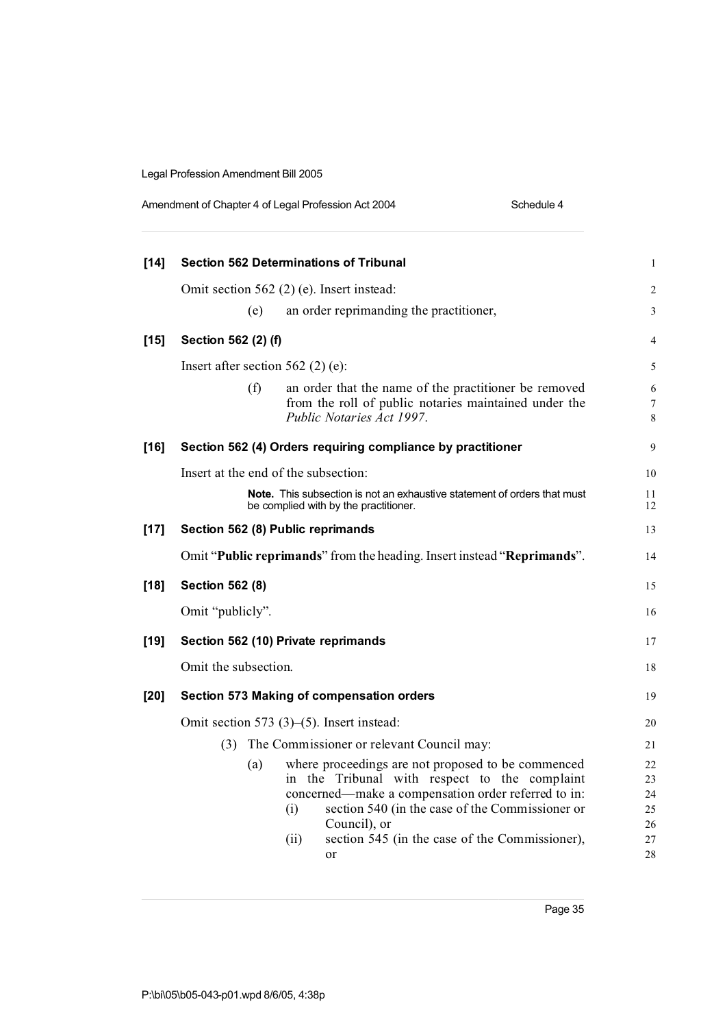**[14] Section 562 Determinations of Tribunal**

Omit section 562 (2) (e). Insert instead:

> (e) an order reprimanding the practitioner,

**[15] Section 562 (2) (f)**

Insert after section 562 (2) (e):

> (f) an order that the name of the practitioner be removed from the roll of public notaries maintained under the *Public Notaries Act 1997*.

**[16] Section 562 (4) Orders requiring compliance by practitioner**

Insert at the end of the subsection:

> **Note.** This subsection is not an exhaustive statement of orders that must be complied with by the practitioner.

**[17] Section 562 (8) Public reprimands**

Omit "**Public reprimands**" from the heading. Insert instead "**Reprimands**".

**[18] Section 562 (8)**

Omit "publicly".

**[19] Section 562 (10) Private reprimands**

Omit the subsection.

**[20] Section 573 Making of compensation orders**

Omit section 573 (3)–(5). Insert instead:

> (3) The Commissioner or relevant Council may:
>
> (a) where proceedings are not proposed to be commenced in the Tribunal with respect to the complaint concerned—make a compensation order referred to in:
>
> (i) section 540 (in the case of the Commissioner or Council), or
>
> (ii) section 545 (in the case of the Commissioner), or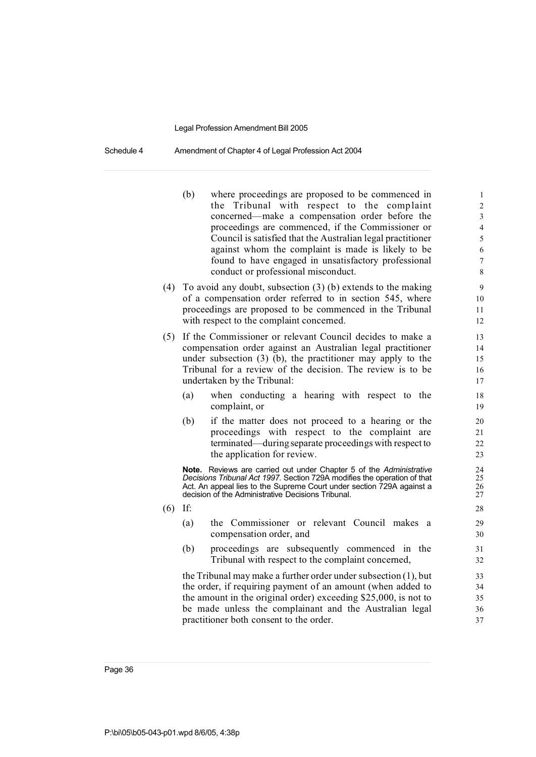(b) where proceedings are proposed to be commenced in the Tribunal with respect to the complaint concerned—make a compensation order before the proceedings are commenced, if the Commissioner or Council is satisfied that the Australian legal practitioner against whom the complaint is made is likely to be found to have engaged in unsatisfactory professional conduct or professional misconduct.

(4) To avoid any doubt, subsection (3) (b) extends to the making of a compensation order referred to in section 545, where proceedings are proposed to be commenced in the Tribunal with respect to the complaint concerned.

(5) If the Commissioner or relevant Council decides to make a compensation order against an Australian legal practitioner under subsection (3) (b), the practitioner may apply to the Tribunal for a review of the decision. The review is to be undertaken by the Tribunal:

(a) when conducting a hearing with respect to the complaint, or

(b) if the matter does not proceed to a hearing or the proceedings with respect to the complaint are terminated—during separate proceedings with respect to the application for review.

**Note.** Reviews are carried out under Chapter 5 of the *Administrative Decisions Tribunal Act 1997*. Section 729A modifies the operation of that Act. An appeal lies to the Supreme Court under section 729A against a decision of the Administrative Decisions Tribunal.

(6) If:

(a) the Commissioner or relevant Council makes a compensation order, and

(b) proceedings are subsequently commenced in the Tribunal with respect to the complaint concerned,

the Tribunal may make a further order under subsection (1), but the order, if requiring payment of an amount (when added to the amount in the original order) exceeding $25,000, is not to be made unless the complainant and the Australian legal practitioner both consent to the order.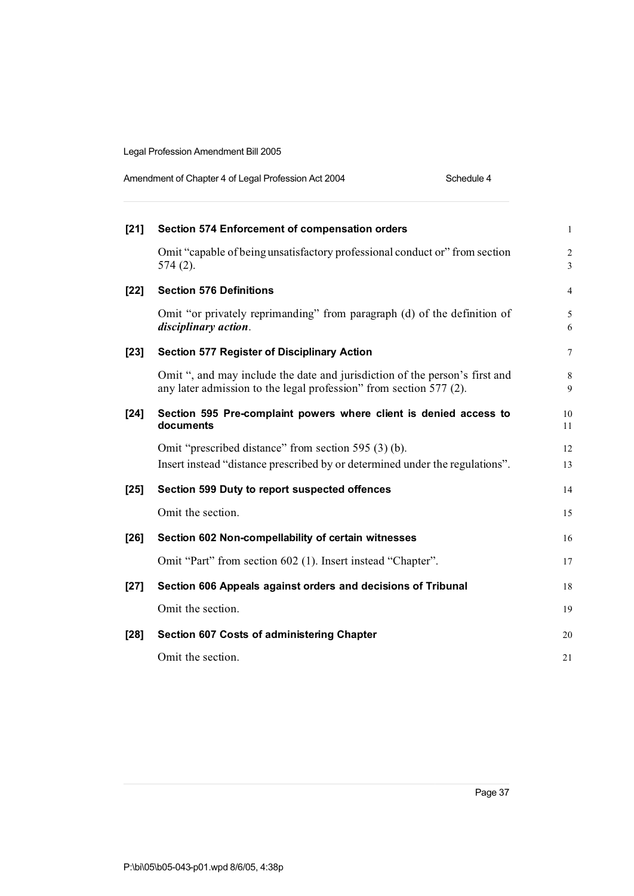**[21] Section 574 Enforcement of compensation orders**

Omit "capable of being unsatisfactory professional conduct or" from section 574 (2).

**[22] Section 576 Definitions**

Omit "or privately reprimanding" from paragraph (d) of the definition of ***disciplinary action***.

**[23] Section 577 Register of Disciplinary Action**

Omit ", and may include the date and jurisdiction of the person's first and any later admission to the legal profession" from section 577 (2).

**[24] Section 595 Pre-complaint powers where client is denied access to documents**

Omit "prescribed distance" from section 595 (3) (b).

Insert instead "distance prescribed by or determined under the regulations".

**[25] Section 599 Duty to report suspected offences**

Omit the section.

**[26] Section 602 Non-compellability of certain witnesses**

Omit "Part" from section 602 (1). Insert instead "Chapter".

**[27] Section 606 Appeals against orders and decisions of Tribunal**

Omit the section.

**[28] Section 607 Costs of administering Chapter**

Omit the section.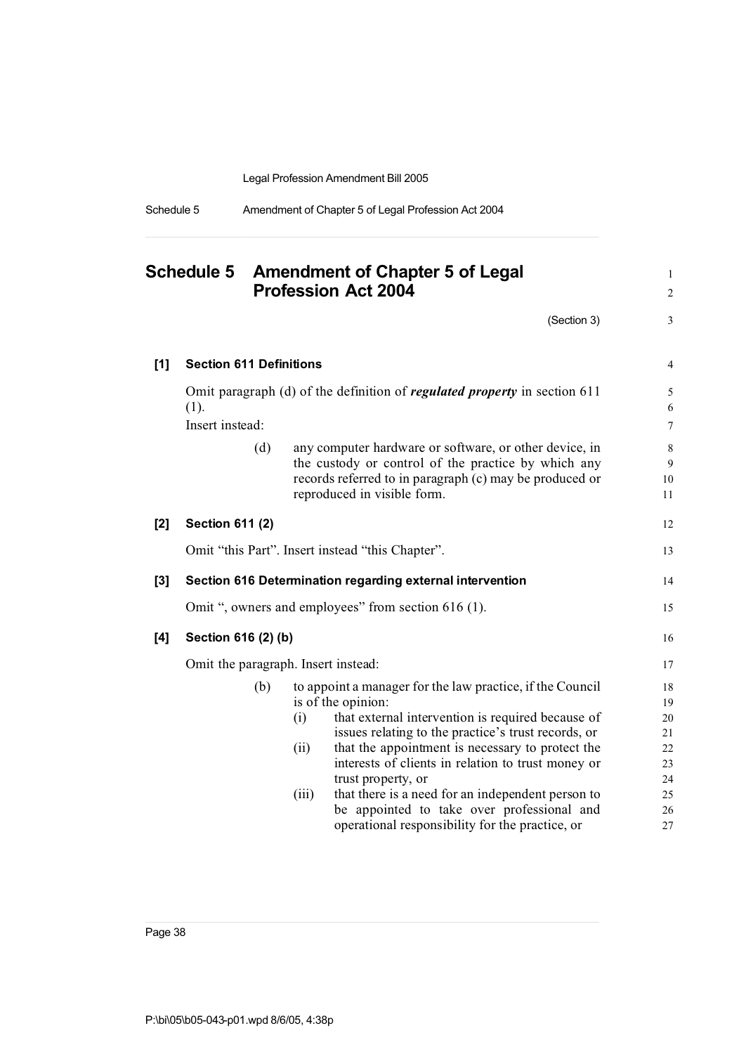# Schedule 5 Amendment of Chapter 5 of Legal Profession Act 2004

(Section 3)

## [1] Section 611 Definitions

Omit paragraph (d) of the definition of ***regulated property*** in section 611 (1).

Insert instead:

(d) any computer hardware or software, or other device, in the custody or control of the practice by which any records referred to in paragraph (c) may be produced or reproduced in visible form.

## [2] Section 611 (2)

Omit "this Part". Insert instead "this Chapter".

## [3] Section 616 Determination regarding external intervention

Omit ", owners and employees" from section 616 (1).

## [4] Section 616 (2) (b)

Omit the paragraph. Insert instead:

(b) to appoint a manager for the law practice, if the Council is of the opinion:

(i) that external intervention is required because of issues relating to the practice's trust records, or

(ii) that the appointment is necessary to protect the interests of clients in relation to trust money or trust property, or

(iii) that there is a need for an independent person to be appointed to take over professional and operational responsibility for the practice, or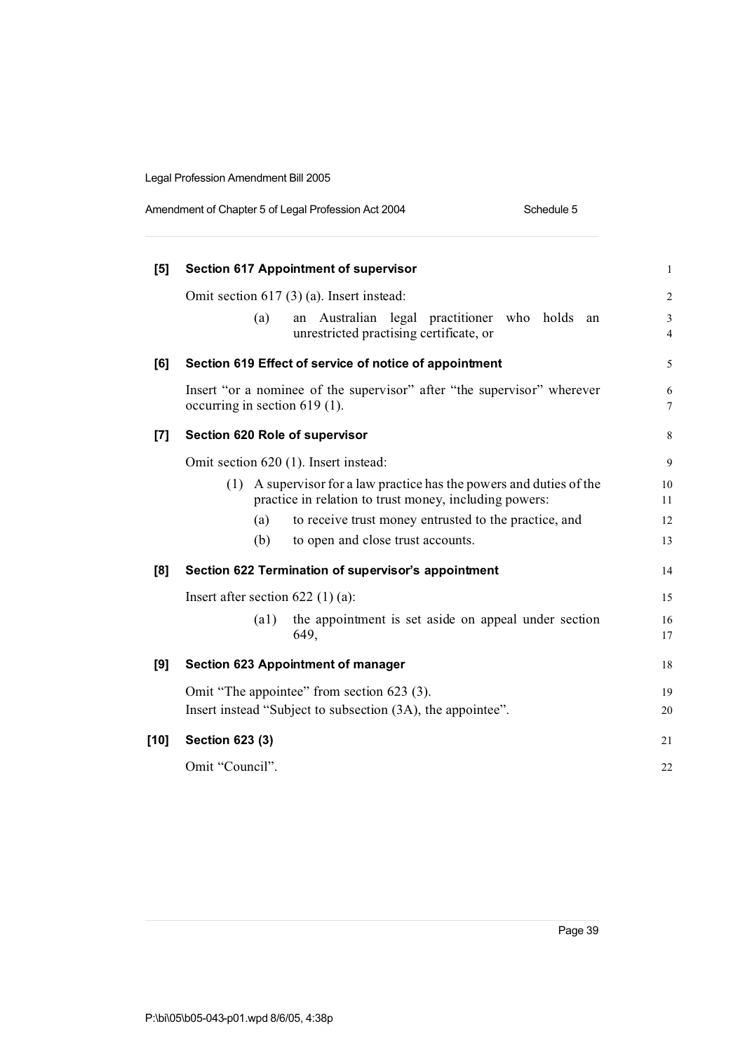**[5] Section 617 Appointment of supervisor**

Omit section 617 (3) (a). Insert instead:

> (a) an Australian legal practitioner who holds an unrestricted practising certificate, or

**[6] Section 619 Effect of service of notice of appointment**

Insert "or a nominee of the supervisor" after "the supervisor" wherever occurring in section 619 (1).

**[7] Section 620 Role of supervisor**

Omit section 620 (1). Insert instead:

> (1) A supervisor for a law practice has the powers and duties of the practice in relation to trust money, including powers:
>
> (a) to receive trust money entrusted to the practice, and
>
> (b) to open and close trust accounts.

**[8] Section 622 Termination of supervisor's appointment**

Insert after section 622 (1) (a):

> (a1) the appointment is set aside on appeal under section 649,

**[9] Section 623 Appointment of manager**

Omit "The appointee" from section 623 (3).
Insert instead "Subject to subsection (3A), the appointee".

**[10] Section 623 (3)**

Omit "Council".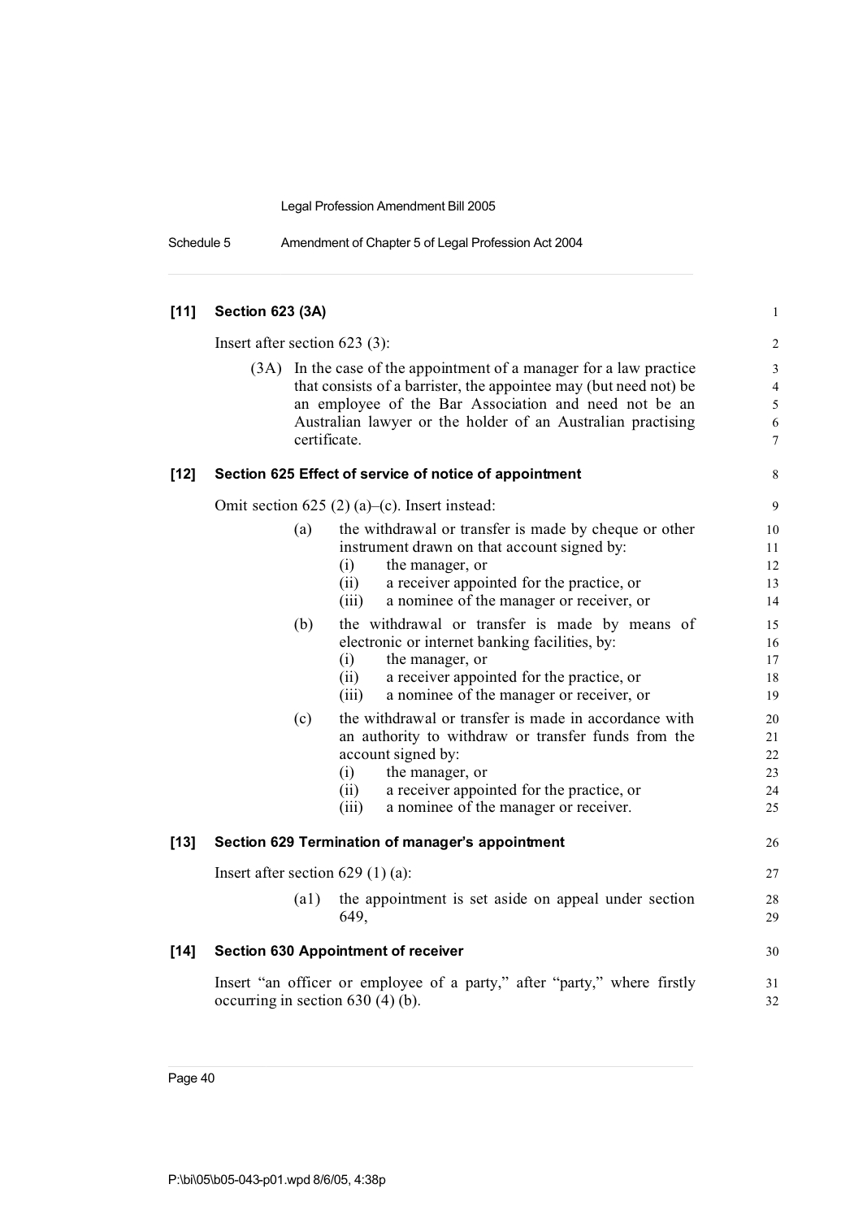**[11] Section 623 (3A)**

Insert after section 623 (3):

(3A) In the case of the appointment of a manager for a law practice that consists of a barrister, the appointee may (but need not) be an employee of the Bar Association and need not be an Australian lawyer or the holder of an Australian practising certificate.

**[12] Section 625 Effect of service of notice of appointment**

Omit section 625 (2) (a)–(c). Insert instead:

(a) the withdrawal or transfer is made by cheque or other instrument drawn on that account signed by:
   (i) the manager, or
   (ii) a receiver appointed for the practice, or
   (iii) a nominee of the manager or receiver, or

(b) the withdrawal or transfer is made by means of electronic or internet banking facilities, by:
   (i) the manager, or
   (ii) a receiver appointed for the practice, or
   (iii) a nominee of the manager or receiver, or

(c) the withdrawal or transfer is made in accordance with an authority to withdraw or transfer funds from the account signed by:
   (i) the manager, or
   (ii) a receiver appointed for the practice, or
   (iii) a nominee of the manager or receiver.

**[13] Section 629 Termination of manager's appointment**

Insert after section 629 (1) (a):

(a1) the appointment is set aside on appeal under section 649,

**[14] Section 630 Appointment of receiver**

Insert "an officer or employee of a party," after "party," where firstly occurring in section 630 (4) (b).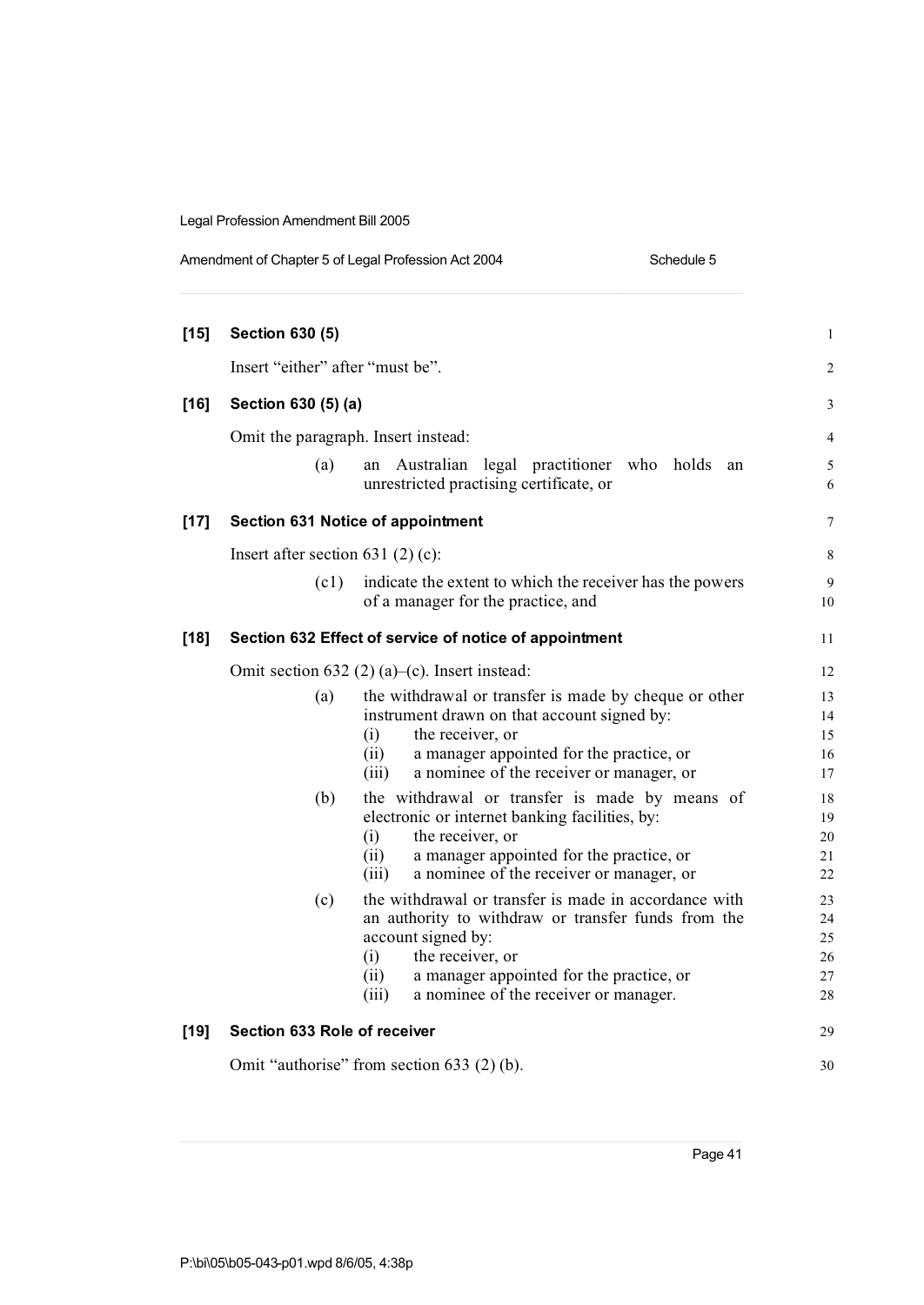**[15] Section 630 (5)**

Insert "either" after "must be".

**[16] Section 630 (5) (a)**

Omit the paragraph. Insert instead:

> (a) an Australian legal practitioner who holds an unrestricted practising certificate, or

**[17] Section 631 Notice of appointment**

Insert after section 631 (2) (c):

> (c1) indicate the extent to which the receiver has the powers of a manager for the practice, and

**[18] Section 632 Effect of service of notice of appointment**

Omit section 632 (2) (a)–(c). Insert instead:

> (a) the withdrawal or transfer is made by cheque or other instrument drawn on that account signed by:
> (i) the receiver, or
> (ii) a manager appointed for the practice, or
> (iii) a nominee of the receiver or manager, or
>
> (b) the withdrawal or transfer is made by means of electronic or internet banking facilities, by:
> (i) the receiver, or
> (ii) a manager appointed for the practice, or
> (iii) a nominee of the receiver or manager, or
>
> (c) the withdrawal or transfer is made in accordance with an authority to withdraw or transfer funds from the account signed by:
> (i) the receiver, or
> (ii) a manager appointed for the practice, or
> (iii) a nominee of the receiver or manager.

**[19] Section 633 Role of receiver**

Omit "authorise" from section 633 (2) (b).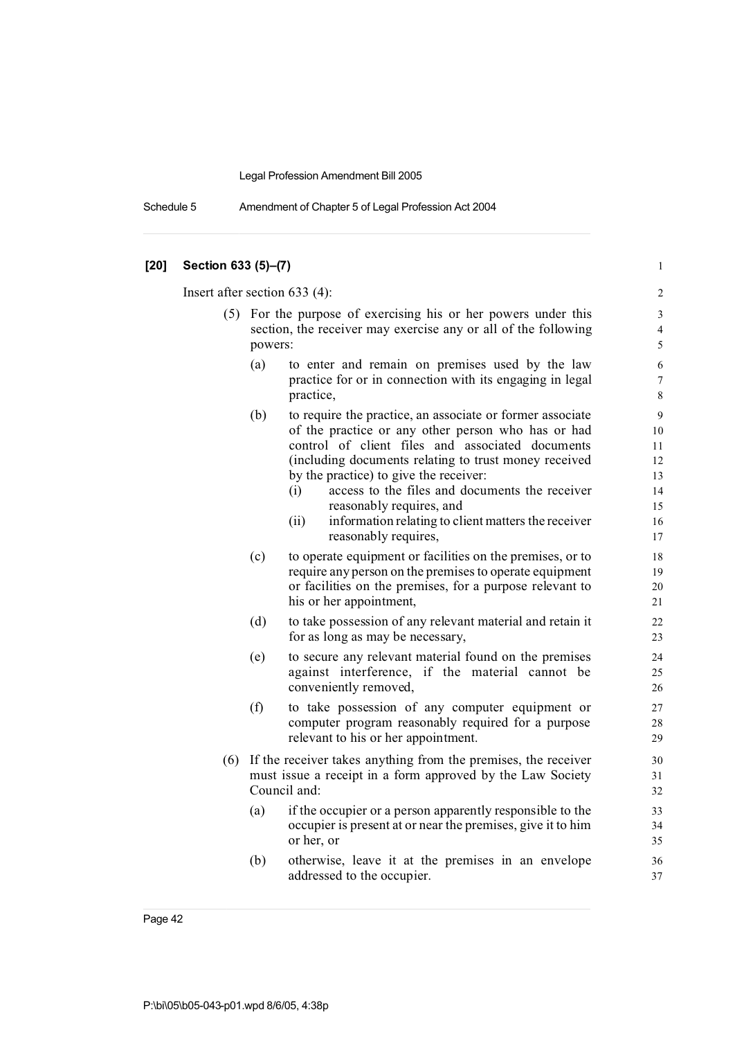**[20] Section 633 (5)–(7)**

Insert after section 633 (4):

(5) For the purpose of exercising his or her powers under this section, the receiver may exercise any or all of the following powers:

(a) to enter and remain on premises used by the law practice for or in connection with its engaging in legal practice,

(b) to require the practice, an associate or former associate of the practice or any other person who has or had control of client files and associated documents (including documents relating to trust money received by the practice) to give the receiver:

(i) access to the files and documents the receiver reasonably requires, and

(ii) information relating to client matters the receiver reasonably requires,

(c) to operate equipment or facilities on the premises, or to require any person on the premises to operate equipment or facilities on the premises, for a purpose relevant to his or her appointment,

(d) to take possession of any relevant material and retain it for as long as may be necessary,

(e) to secure any relevant material found on the premises against interference, if the material cannot be conveniently removed,

(f) to take possession of any computer equipment or computer program reasonably required for a purpose relevant to his or her appointment.

(6) If the receiver takes anything from the premises, the receiver must issue a receipt in a form approved by the Law Society Council and:

(a) if the occupier or a person apparently responsible to the occupier is present at or near the premises, give it to him or her, or

(b) otherwise, leave it at the premises in an envelope addressed to the occupier.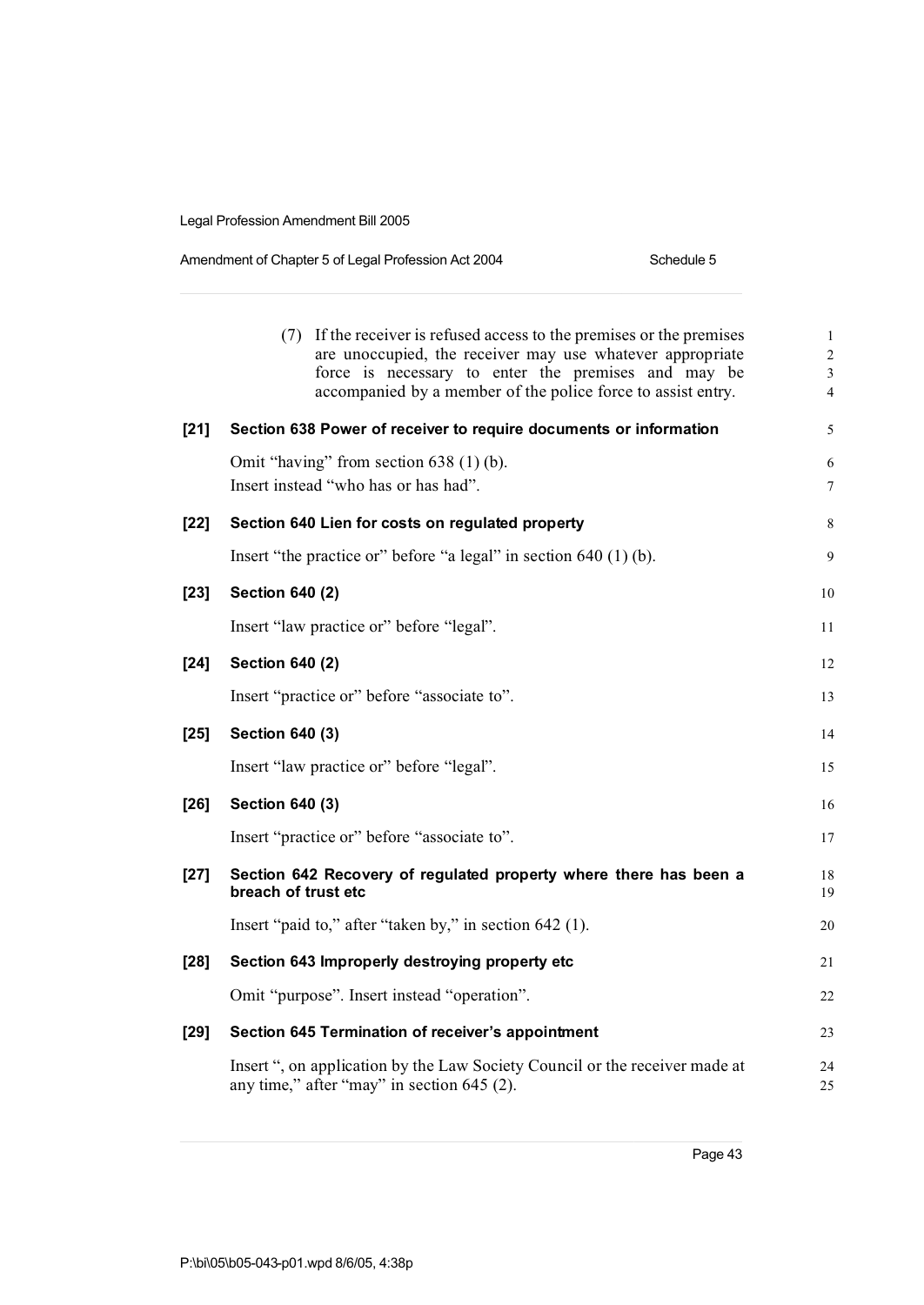(7) If the receiver is refused access to the premises or the premises are unoccupied, the receiver may use whatever appropriate force is necessary to enter the premises and may be accompanied by a member of the police force to assist entry.

**[21] Section 638 Power of receiver to require documents or information**

Omit "having" from section 638 (1) (b).
Insert instead "who has or has had".

**[22] Section 640 Lien for costs on regulated property**

Insert "the practice or" before "a legal" in section 640 (1) (b).

**[23] Section 640 (2)**

Insert "law practice or" before "legal".

**[24] Section 640 (2)**

Insert "practice or" before "associate to".

**[25] Section 640 (3)**

Insert "law practice or" before "legal".

**[26] Section 640 (3)**

Insert "practice or" before "associate to".

**[27] Section 642 Recovery of regulated property where there has been a breach of trust etc**

Insert "paid to," after "taken by," in section 642 (1).

**[28] Section 643 Improperly destroying property etc**

Omit "purpose". Insert instead "operation".

**[29] Section 645 Termination of receiver's appointment**

Insert ", on application by the Law Society Council or the receiver made at any time," after "may" in section 645 (2).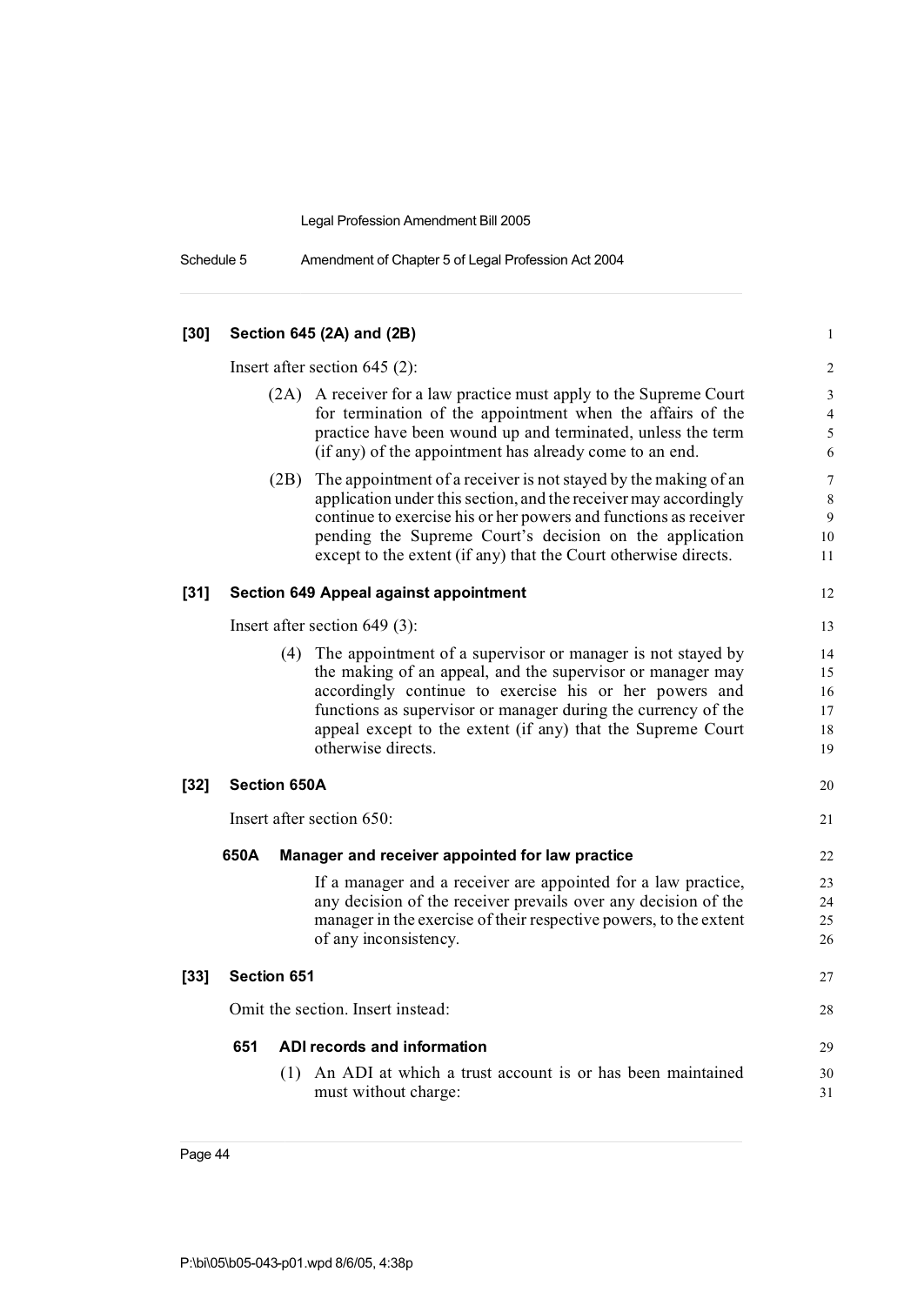**[30] Section 645 (2A) and (2B)**

Insert after section 645 (2):

(2A) A receiver for a law practice must apply to the Supreme Court for termination of the appointment when the affairs of the practice have been wound up and terminated, unless the term (if any) of the appointment has already come to an end.

(2B) The appointment of a receiver is not stayed by the making of an application under this section, and the receiver may accordingly continue to exercise his or her powers and functions as receiver pending the Supreme Court's decision on the application except to the extent (if any) that the Court otherwise directs.

**[31] Section 649 Appeal against appointment**

Insert after section 649 (3):

(4) The appointment of a supervisor or manager is not stayed by the making of an appeal, and the supervisor or manager may accordingly continue to exercise his or her powers and functions as supervisor or manager during the currency of the appeal except to the extent (if any) that the Supreme Court otherwise directs.

**[32] Section 650A**

Insert after section 650:

**650A Manager and receiver appointed for law practice**

If a manager and a receiver are appointed for a law practice, any decision of the receiver prevails over any decision of the manager in the exercise of their respective powers, to the extent of any inconsistency.

**[33] Section 651**

Omit the section. Insert instead:

**651 ADI records and information**

(1) An ADI at which a trust account is or has been maintained must without charge: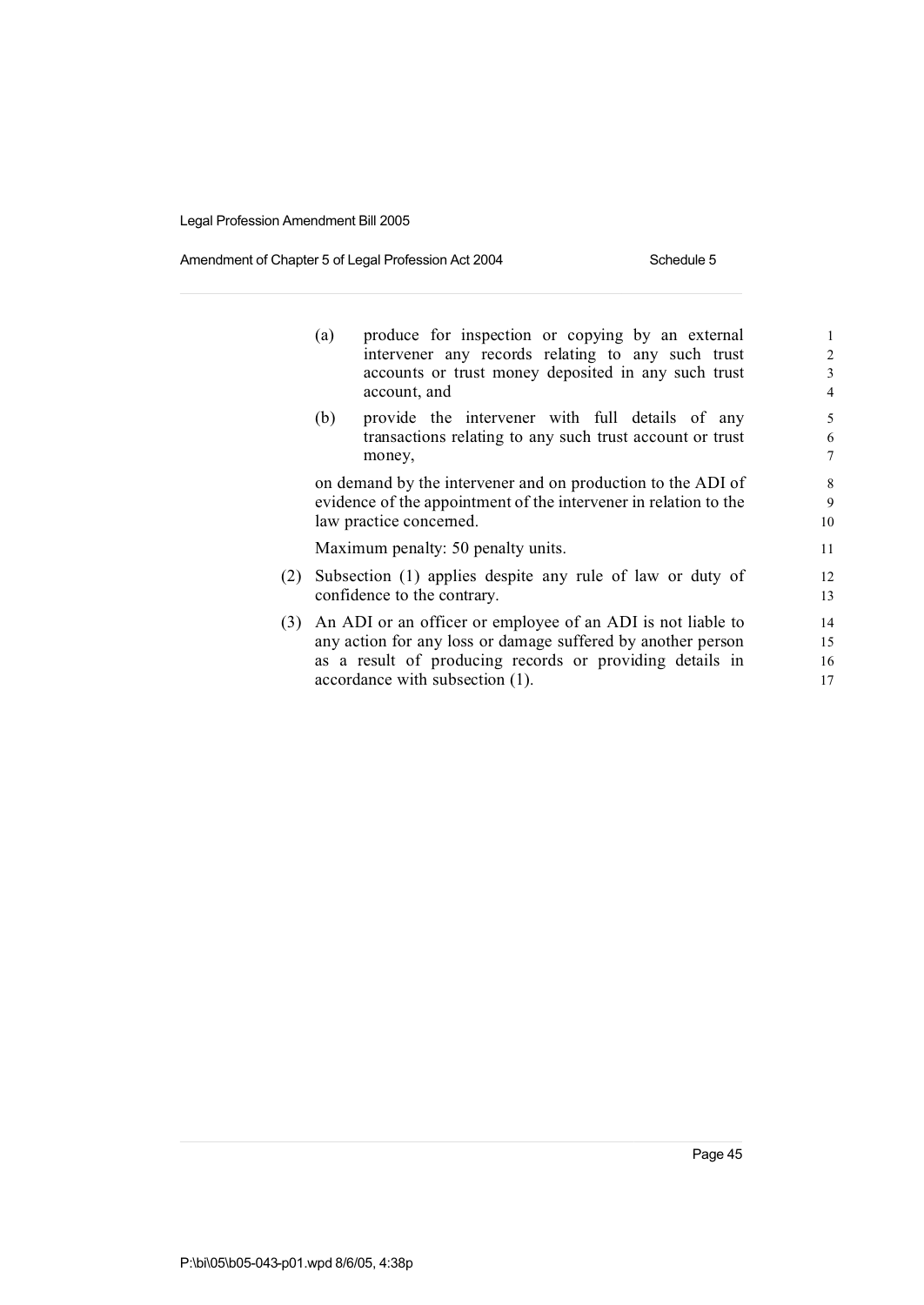(a) produce for inspection or copying by an external intervener any records relating to any such trust accounts or trust money deposited in any such trust account, and

(b) provide the intervener with full details of any transactions relating to any such trust account or trust money,

on demand by the intervener and on production to the ADI of evidence of the appointment of the intervener in relation to the law practice concerned.

Maximum penalty: 50 penalty units.

(2) Subsection (1) applies despite any rule of law or duty of confidence to the contrary.

(3) An ADI or an officer or employee of an ADI is not liable to any action for any loss or damage suffered by another person as a result of producing records or providing details in accordance with subsection (1).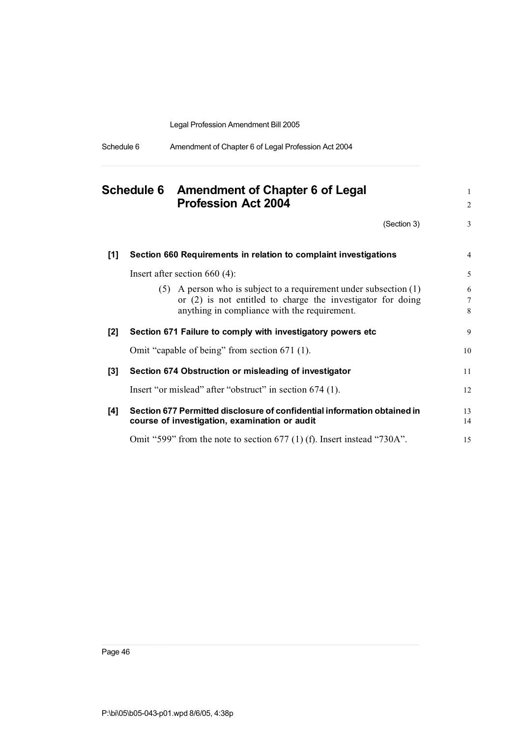# Schedule 6 Amendment of Chapter 6 of Legal Profession Act 2004

(Section 3)

**[1] Section 660 Requirements in relation to complaint investigations**

Insert after section 660 (4):

(5) A person who is subject to a requirement under subsection (1) or (2) is not entitled to charge the investigator for doing anything in compliance with the requirement.

**[2] Section 671 Failure to comply with investigatory powers etc**

Omit "capable of being" from section 671 (1).

**[3] Section 674 Obstruction or misleading of investigator**

Insert "or mislead" after "obstruct" in section 674 (1).

**[4] Section 677 Permitted disclosure of confidential information obtained in course of investigation, examination or audit**

Omit "599" from the note to section 677 (1) (f). Insert instead "730A".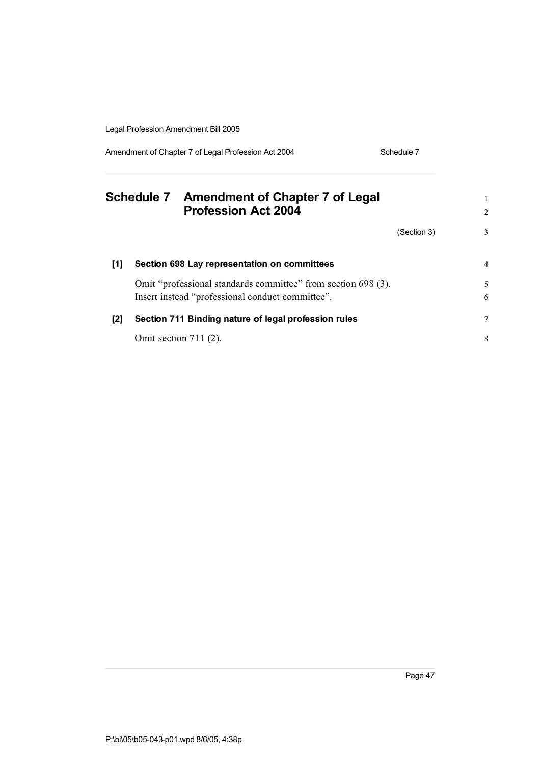# Schedule 7 Amendment of Chapter 7 of Legal Profession Act 2004

(Section 3)

**[1] Section 698 Lay representation on committees**

Omit "professional standards committee" from section 698 (3).
Insert instead "professional conduct committee".

**[2] Section 711 Binding nature of legal profession rules**

Omit section 711 (2).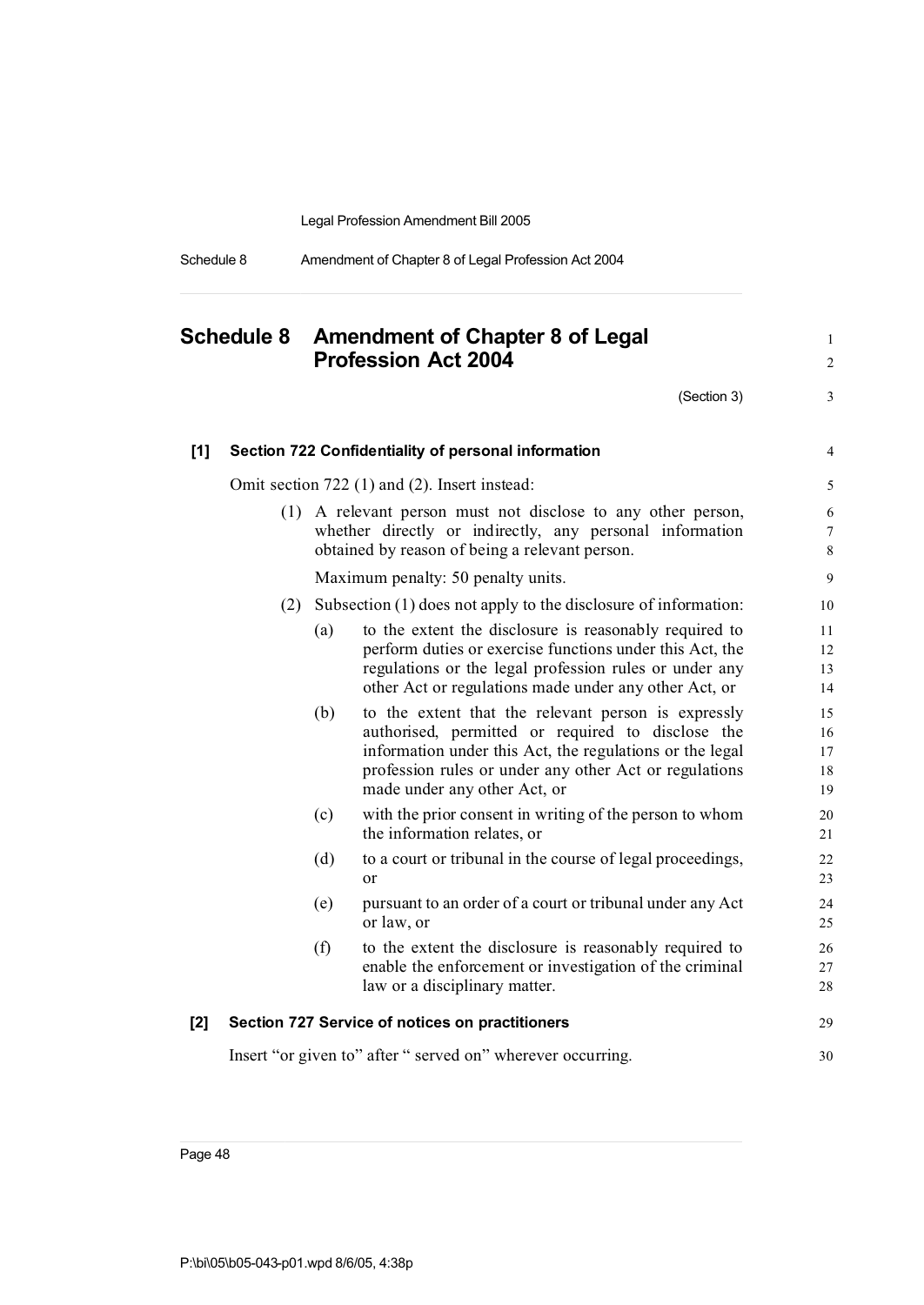# Schedule 8 Amendment of Chapter 8 of Legal Profession Act 2004

(Section 3)

**[1] Section 722 Confidentiality of personal information**

Omit section 722 (1) and (2). Insert instead:

(1) A relevant person must not disclose to any other person, whether directly or indirectly, any personal information obtained by reason of being a relevant person.

Maximum penalty: 50 penalty units.

(2) Subsection (1) does not apply to the disclosure of information:

(a) to the extent the disclosure is reasonably required to perform duties or exercise functions under this Act, the regulations or the legal profession rules or under any other Act or regulations made under any other Act, or

(b) to the extent that the relevant person is expressly authorised, permitted or required to disclose the information under this Act, the regulations or the legal profession rules or under any other Act or regulations made under any other Act, or

(c) with the prior consent in writing of the person to whom the information relates, or

(d) to a court or tribunal in the course of legal proceedings, or

(e) pursuant to an order of a court or tribunal under any Act or law, or

(f) to the extent the disclosure is reasonably required to enable the enforcement or investigation of the criminal law or a disciplinary matter.

**[2] Section 727 Service of notices on practitioners**

Insert "or given to" after " served on" wherever occurring.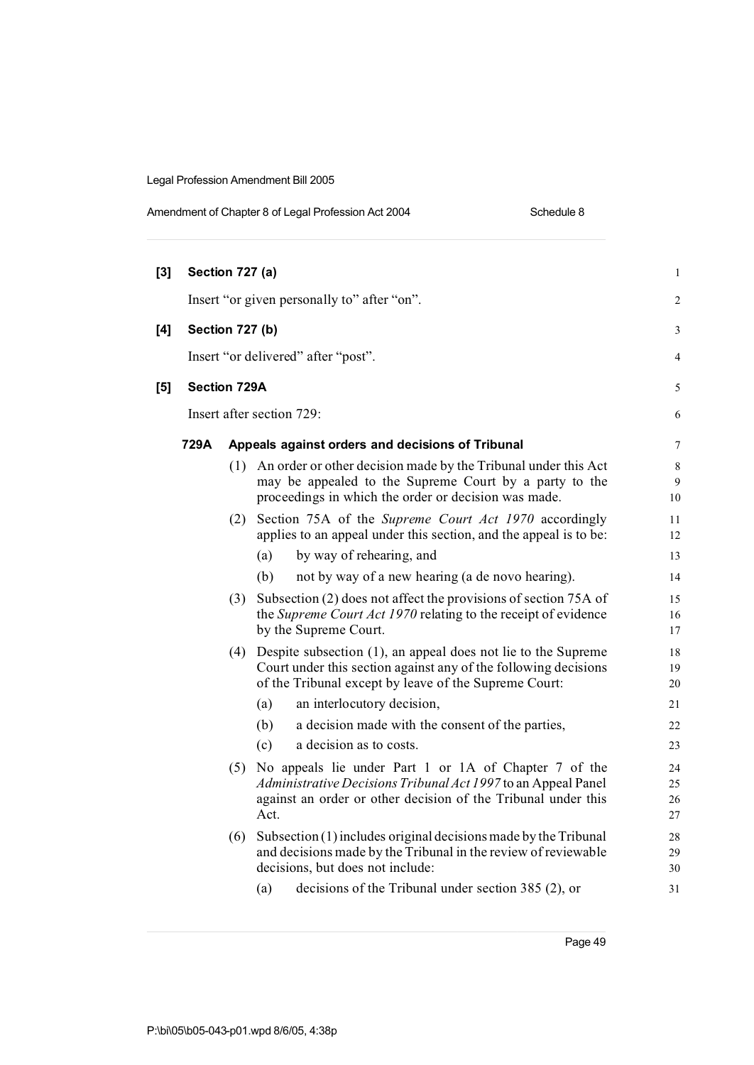**[3] Section 727 (a)**

Insert "or given personally to" after "on".

**[4] Section 727 (b)**

Insert "or delivered" after "post".

**[5] Section 729A**

Insert after section 729:

### 729A Appeals against orders and decisions of Tribunal

(1) An order or other decision made by the Tribunal under this Act may be appealed to the Supreme Court by a party to the proceedings in which the order or decision was made.

(2) Section 75A of the *Supreme Court Act 1970* accordingly applies to an appeal under this section, and the appeal is to be:

- (a) by way of rehearing, and
- (b) not by way of a new hearing (a de novo hearing).

(3) Subsection (2) does not affect the provisions of section 75A of the *Supreme Court Act 1970* relating to the receipt of evidence by the Supreme Court.

(4) Despite subsection (1), an appeal does not lie to the Supreme Court under this section against any of the following decisions of the Tribunal except by leave of the Supreme Court:

- (a) an interlocutory decision,
- (b) a decision made with the consent of the parties,
- (c) a decision as to costs.

(5) No appeals lie under Part 1 or 1A of Chapter 7 of the *Administrative Decisions Tribunal Act 1997* to an Appeal Panel against an order or other decision of the Tribunal under this Act.

(6) Subsection (1) includes original decisions made by the Tribunal and decisions made by the Tribunal in the review of reviewable decisions, but does not include:

- (a) decisions of the Tribunal under section 385 (2), or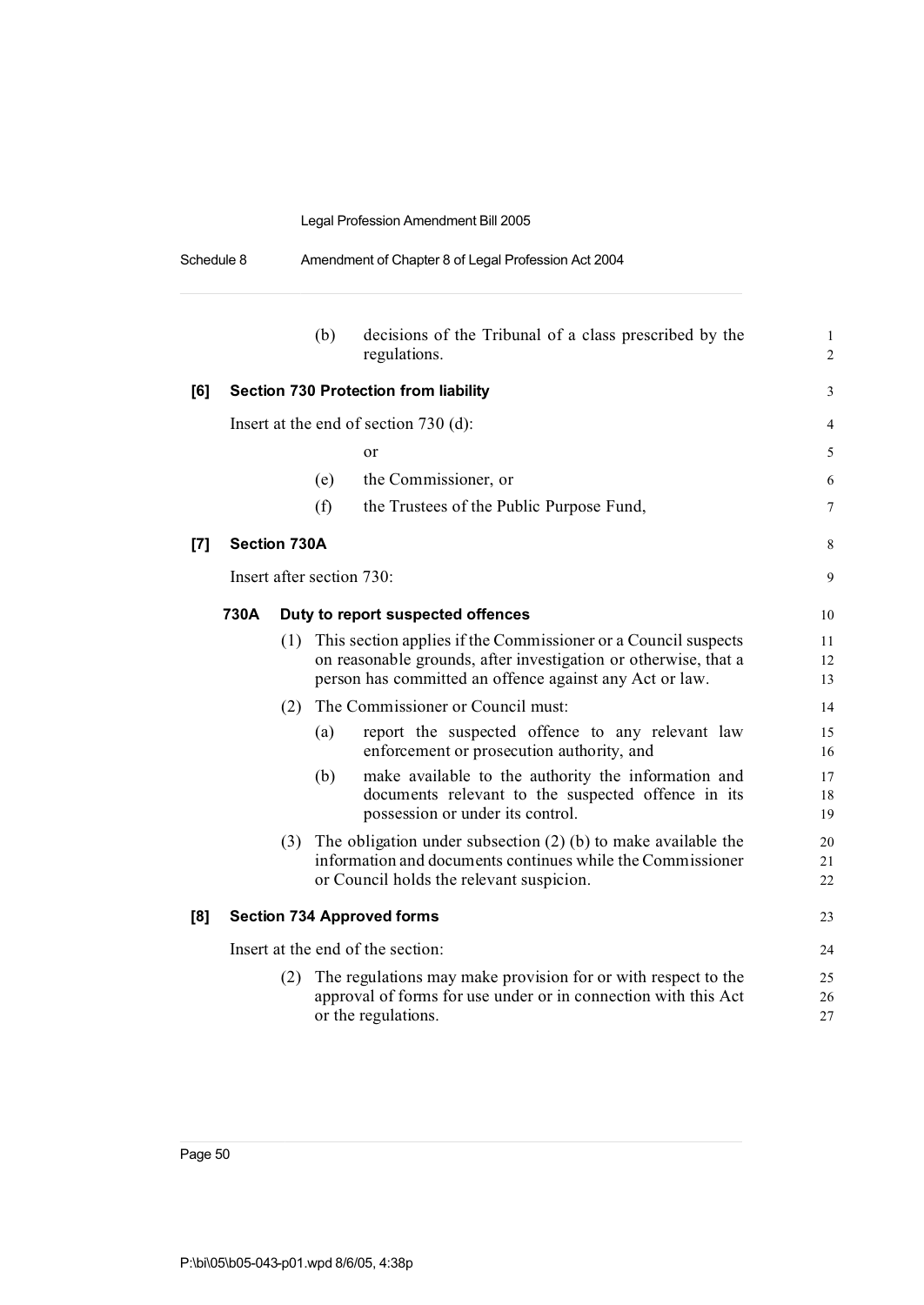(b) decisions of the Tribunal of a class prescribed by the regulations.

**[6] Section 730 Protection from liability**

Insert at the end of section 730 (d):

or

(e) the Commissioner, or

(f) the Trustees of the Public Purpose Fund,

**[7] Section 730A**

Insert after section 730:

**730A Duty to report suspected offences**

(1) This section applies if the Commissioner or a Council suspects on reasonable grounds, after investigation or otherwise, that a person has committed an offence against any Act or law.

(2) The Commissioner or Council must:

(a) report the suspected offence to any relevant law enforcement or prosecution authority, and

(b) make available to the authority the information and documents relevant to the suspected offence in its possession or under its control.

(3) The obligation under subsection (2) (b) to make available the information and documents continues while the Commissioner or Council holds the relevant suspicion.

**[8] Section 734 Approved forms**

Insert at the end of the section:

(2) The regulations may make provision for or with respect to the approval of forms for use under or in connection with this Act or the regulations.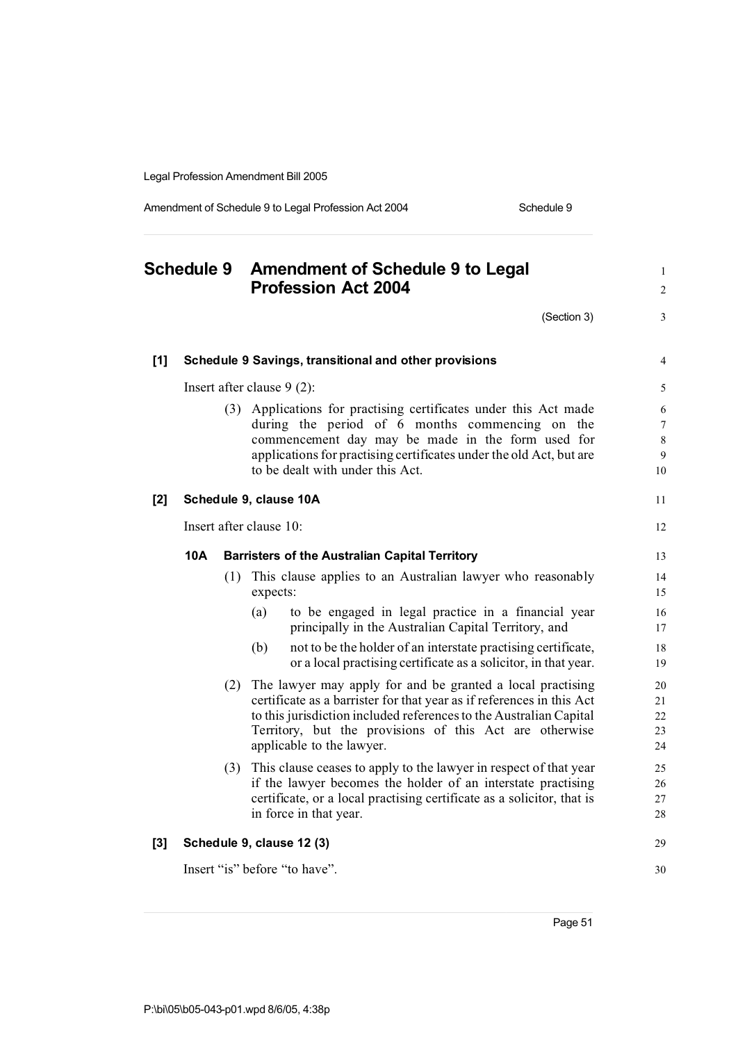# Schedule 9 Amendment of Schedule 9 to Legal Profession Act 2004

(Section 3)

**[1] Schedule 9 Savings, transitional and other provisions**

Insert after clause 9 (2):

(3) Applications for practising certificates under this Act made during the period of 6 months commencing on the commencement day may be made in the form used for applications for practising certificates under the old Act, but are to be dealt with under this Act.

**[2] Schedule 9, clause 10A**

Insert after clause 10:

**10A Barristers of the Australian Capital Territory**

(1) This clause applies to an Australian lawyer who reasonably expects:

(a) to be engaged in legal practice in a financial year principally in the Australian Capital Territory, and

(b) not to be the holder of an interstate practising certificate, or a local practising certificate as a solicitor, in that year.

(2) The lawyer may apply for and be granted a local practising certificate as a barrister for that year as if references in this Act to this jurisdiction included references to the Australian Capital Territory, but the provisions of this Act are otherwise applicable to the lawyer.

(3) This clause ceases to apply to the lawyer in respect of that year if the lawyer becomes the holder of an interstate practising certificate, or a local practising certificate as a solicitor, that is in force in that year.

**[3] Schedule 9, clause 12 (3)**

Insert "is" before "to have".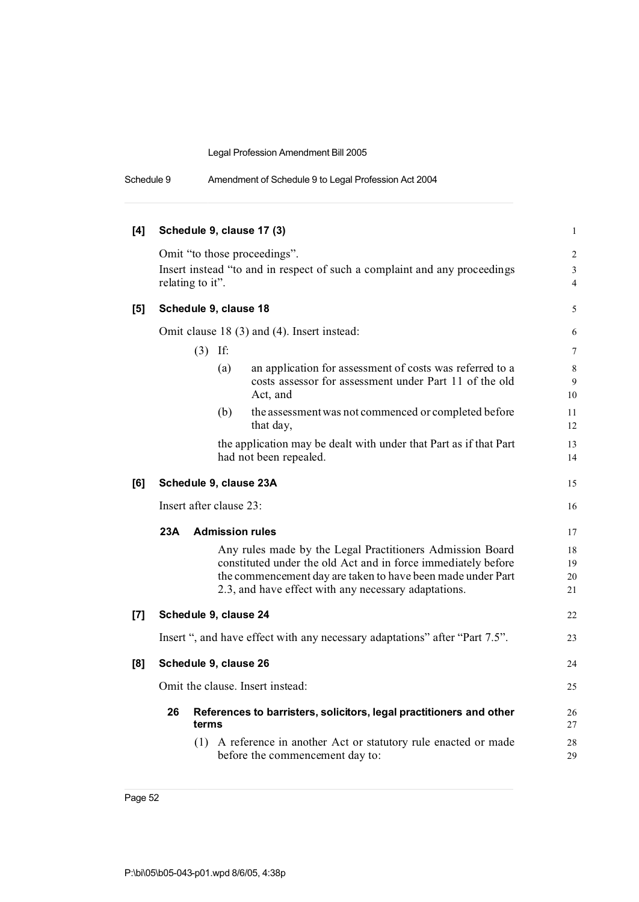**[4] Schedule 9, clause 17 (3)**

Omit "to those proceedings".

Insert instead "to and in respect of such a complaint and any proceedings relating to it".

**[5] Schedule 9, clause 18**

Omit clause 18 (3) and (4). Insert instead:

(3) If:

(a) an application for assessment of costs was referred to a costs assessor for assessment under Part 11 of the old Act, and

(b) the assessment was not commenced or completed before that day,

the application may be dealt with under that Part as if that Part had not been repealed.

**[6] Schedule 9, clause 23A**

Insert after clause 23:

**23A Admission rules**

Any rules made by the Legal Practitioners Admission Board constituted under the old Act and in force immediately before the commencement day are taken to have been made under Part 2.3, and have effect with any necessary adaptations.

**[7] Schedule 9, clause 24**

Insert ", and have effect with any necessary adaptations" after "Part 7.5".

**[8] Schedule 9, clause 26**

Omit the clause. Insert instead:

**26 References to barristers, solicitors, legal practitioners and other terms**

(1) A reference in another Act or statutory rule enacted or made before the commencement day to: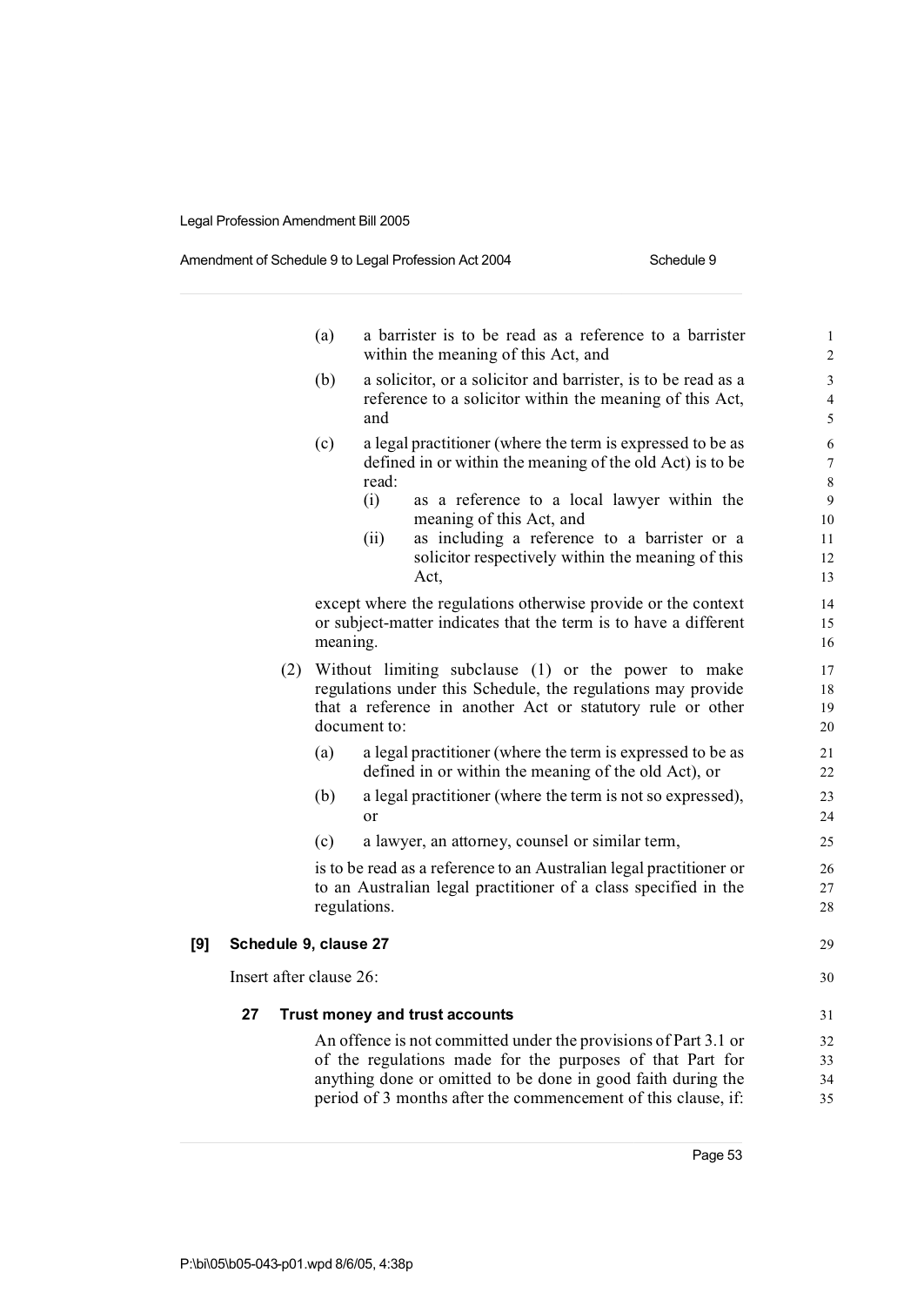(a) a barrister is to be read as a reference to a barrister within the meaning of this Act, and

(b) a solicitor, or a solicitor and barrister, is to be read as a reference to a solicitor within the meaning of this Act, and

(c) a legal practitioner (where the term is expressed to be as defined in or within the meaning of the old Act) is to be read:

  (i) as a reference to a local lawyer within the meaning of this Act, and

  (ii) as including a reference to a barrister or a solicitor respectively within the meaning of this Act,

except where the regulations otherwise provide or the context or subject-matter indicates that the term is to have a different meaning.

(2) Without limiting subclause (1) or the power to make regulations under this Schedule, the regulations may provide that a reference in another Act or statutory rule or other document to:

(a) a legal practitioner (where the term is expressed to be as defined in or within the meaning of the old Act), or

(b) a legal practitioner (where the term is not so expressed), or

(c) a lawyer, an attorney, counsel or similar term,

is to be read as a reference to an Australian legal practitioner or to an Australian legal practitioner of a class specified in the regulations.

**[9] Schedule 9, clause 27**

Insert after clause 26:

**27 Trust money and trust accounts**

An offence is not committed under the provisions of Part 3.1 or of the regulations made for the purposes of that Part for anything done or omitted to be done in good faith during the period of 3 months after the commencement of this clause, if: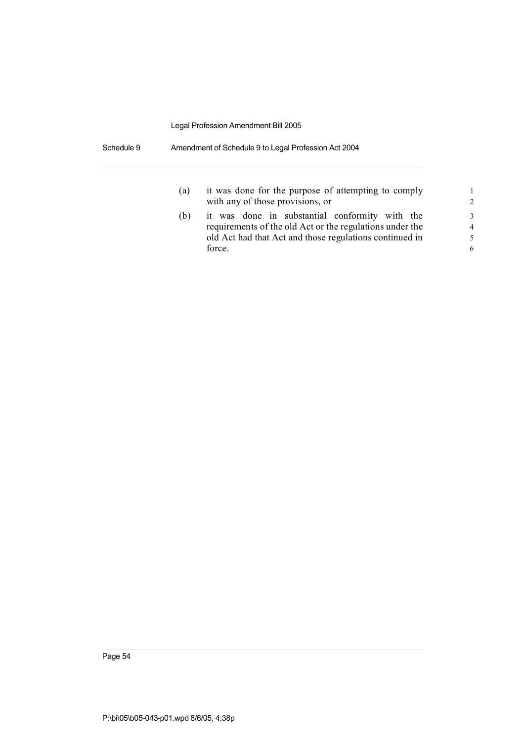(a) it was done for the purpose of attempting to comply with any of those provisions, or

(b) it was done in substantial conformity with the requirements of the old Act or the regulations under the old Act had that Act and those regulations continued in force.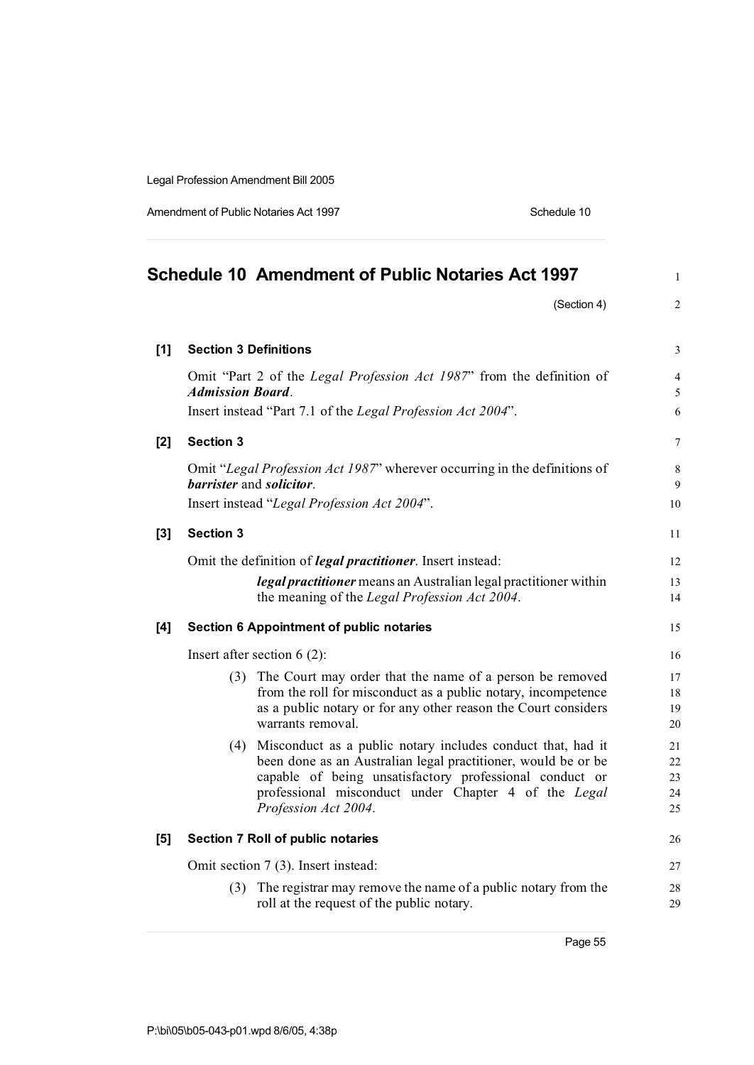# Schedule 10 Amendment of Public Notaries Act 1997

(Section 4)

**[1] Section 3 Definitions**

Omit "Part 2 of the *Legal Profession Act 1987*" from the definition of ***Admission Board***.

Insert instead "Part 7.1 of the *Legal Profession Act 2004*".

**[2] Section 3**

Omit "*Legal Profession Act 1987*" wherever occurring in the definitions of ***barrister*** and ***solicitor***.

Insert instead "*Legal Profession Act 2004*".

**[3] Section 3**

Omit the definition of ***legal practitioner***. Insert instead:

> ***legal practitioner*** means an Australian legal practitioner within the meaning of the *Legal Profession Act 2004*.

**[4] Section 6 Appointment of public notaries**

Insert after section 6 (2):

> (3) The Court may order that the name of a person be removed from the roll for misconduct as a public notary, incompetence as a public notary or for any other reason the Court considers warrants removal.
>
> (4) Misconduct as a public notary includes conduct that, had it been done as an Australian legal practitioner, would be or be capable of being unsatisfactory professional conduct or professional misconduct under Chapter 4 of the *Legal Profession Act 2004*.

**[5] Section 7 Roll of public notaries**

Omit section 7 (3). Insert instead:

> (3) The registrar may remove the name of a public notary from the roll at the request of the public notary.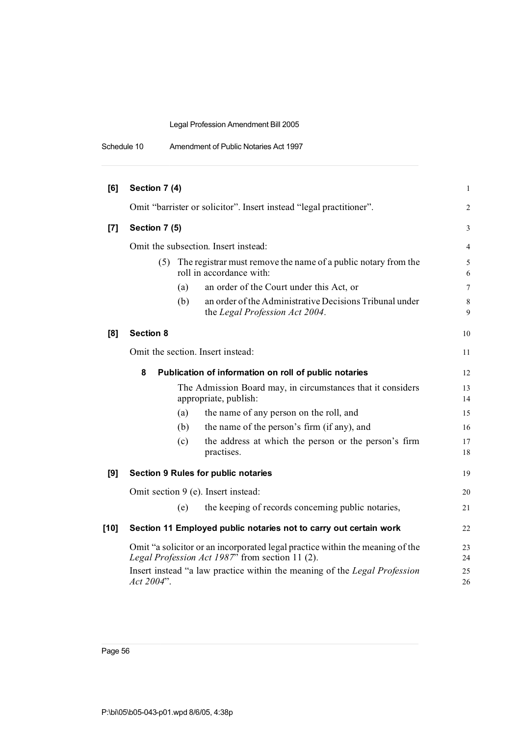**[6] Section 7 (4)**

Omit "barrister or solicitor". Insert instead "legal practitioner".

**[7] Section 7 (5)**

Omit the subsection. Insert instead:

(5) The registrar must remove the name of a public notary from the roll in accordance with:

(a) an order of the Court under this Act, or

(b) an order of the Administrative Decisions Tribunal under the *Legal Profession Act 2004*.

**[8] Section 8**

Omit the section. Insert instead:

**8 Publication of information on roll of public notaries**

The Admission Board may, in circumstances that it considers appropriate, publish:

(a) the name of any person on the roll, and

(b) the name of the person's firm (if any), and

(c) the address at which the person or the person's firm practises.

**[9] Section 9 Rules for public notaries**

Omit section 9 (e). Insert instead:

(e) the keeping of records concerning public notaries,

**[10] Section 11 Employed public notaries not to carry out certain work**

Omit "a solicitor or an incorporated legal practice within the meaning of the *Legal Profession Act 1987*" from section 11 (2).

Insert instead "a law practice within the meaning of the *Legal Profession Act 2004*".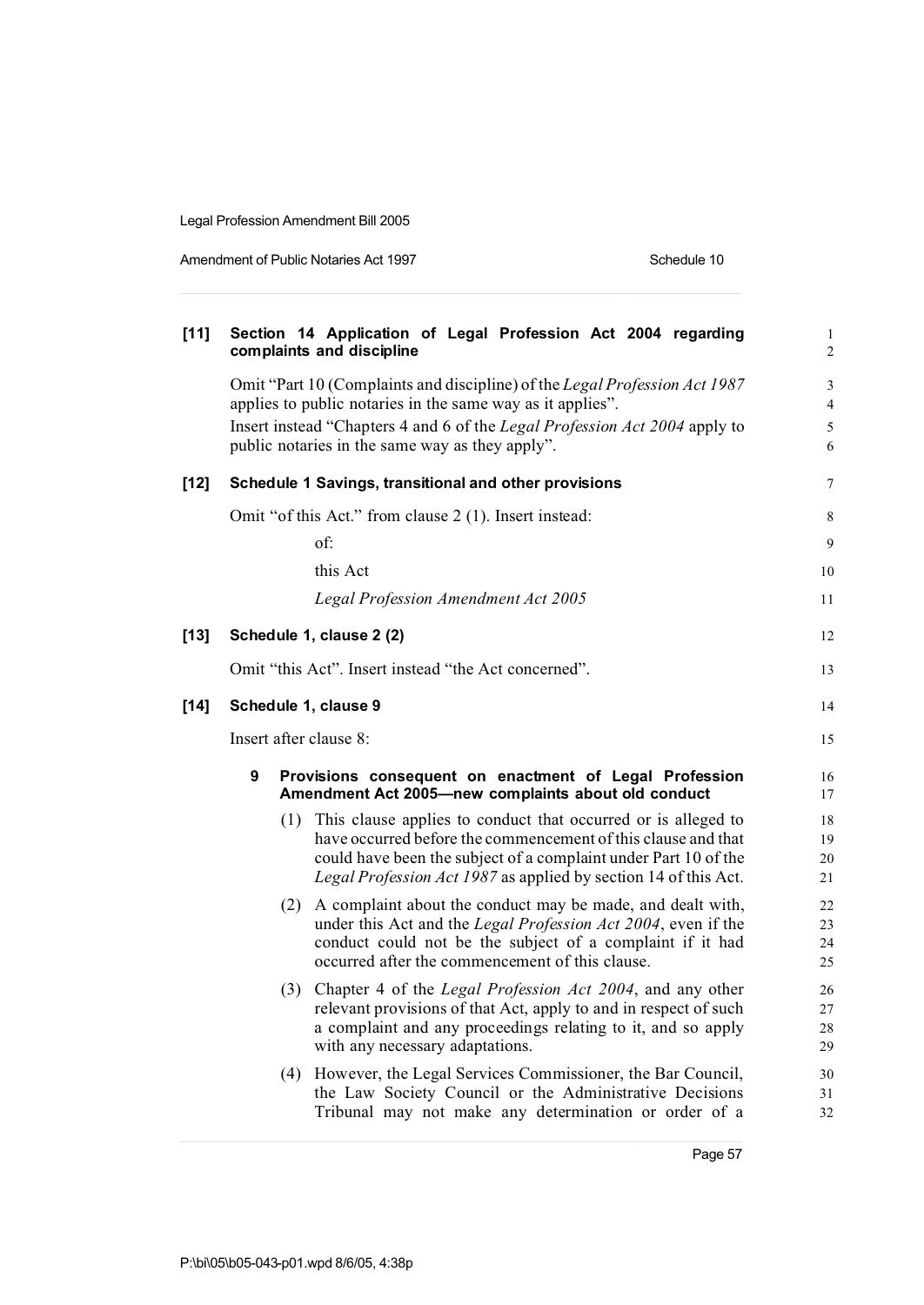**[11] Section 14 Application of Legal Profession Act 2004 regarding complaints and discipline**

Omit "Part 10 (Complaints and discipline) of the *Legal Profession Act 1987* applies to public notaries in the same way as it applies".

Insert instead "Chapters 4 and 6 of the *Legal Profession Act 2004* apply to public notaries in the same way as they apply".

**[12] Schedule 1 Savings, transitional and other provisions**

Omit "of this Act." from clause 2 (1). Insert instead:

> of:
>
> this Act
>
> *Legal Profession Amendment Act 2005*

**[13] Schedule 1, clause 2 (2)**

Omit "this Act". Insert instead "the Act concerned".

**[14] Schedule 1, clause 9**

Insert after clause 8:

**9 Provisions consequent on enactment of Legal Profession Amendment Act 2005—new complaints about old conduct**

(1) This clause applies to conduct that occurred or is alleged to have occurred before the commencement of this clause and that could have been the subject of a complaint under Part 10 of the *Legal Profession Act 1987* as applied by section 14 of this Act.

(2) A complaint about the conduct may be made, and dealt with, under this Act and the *Legal Profession Act 2004*, even if the conduct could not be the subject of a complaint if it had occurred after the commencement of this clause.

(3) Chapter 4 of the *Legal Profession Act 2004*, and any other relevant provisions of that Act, apply to and in respect of such a complaint and any proceedings relating to it, and so apply with any necessary adaptations.

(4) However, the Legal Services Commissioner, the Bar Council, the Law Society Council or the Administrative Decisions Tribunal may not make any determination or order of a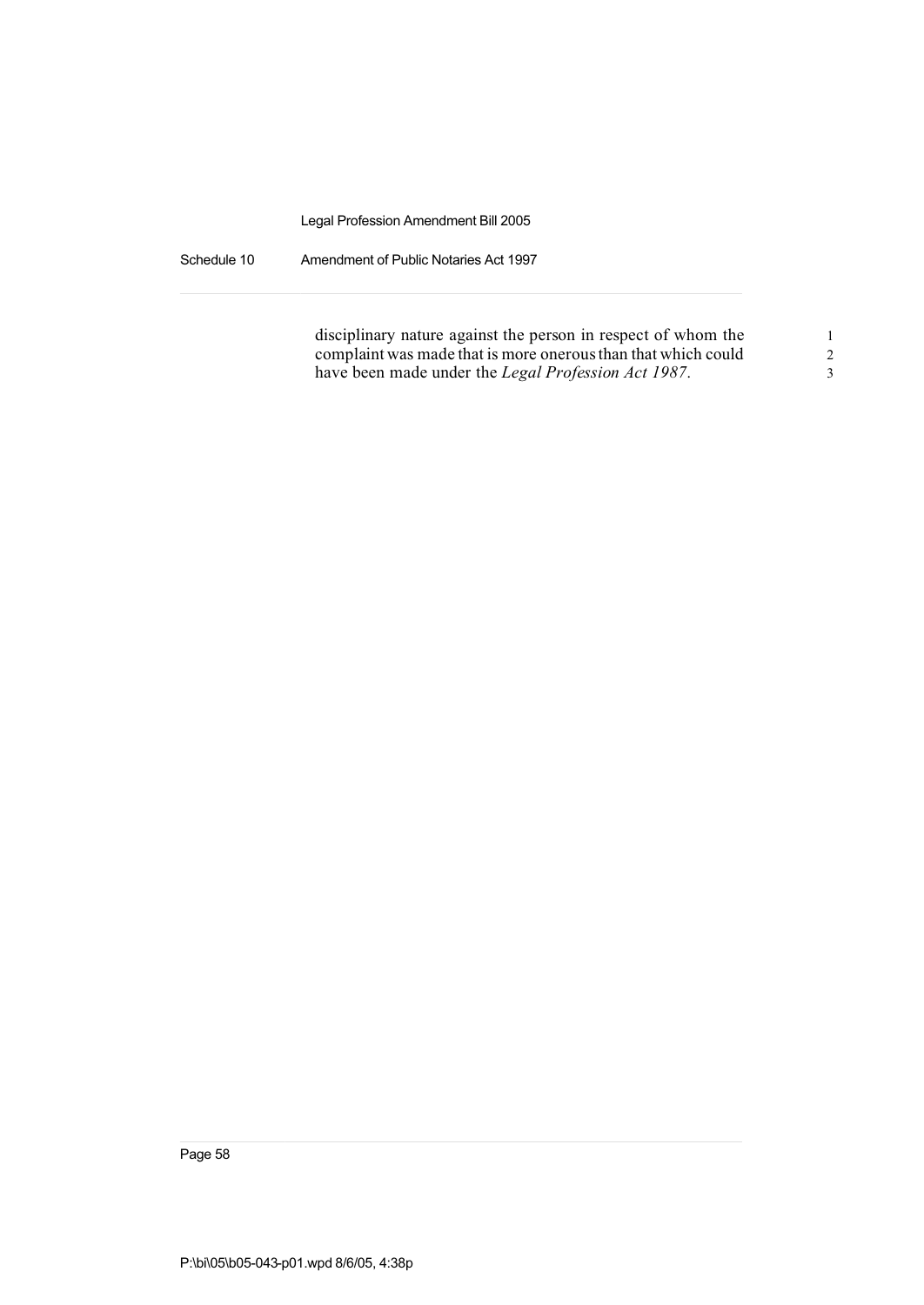disciplinary nature against the person in respect of whom the complaint was made that is more onerous than that which could have been made under the *Legal Profession Act 1987*.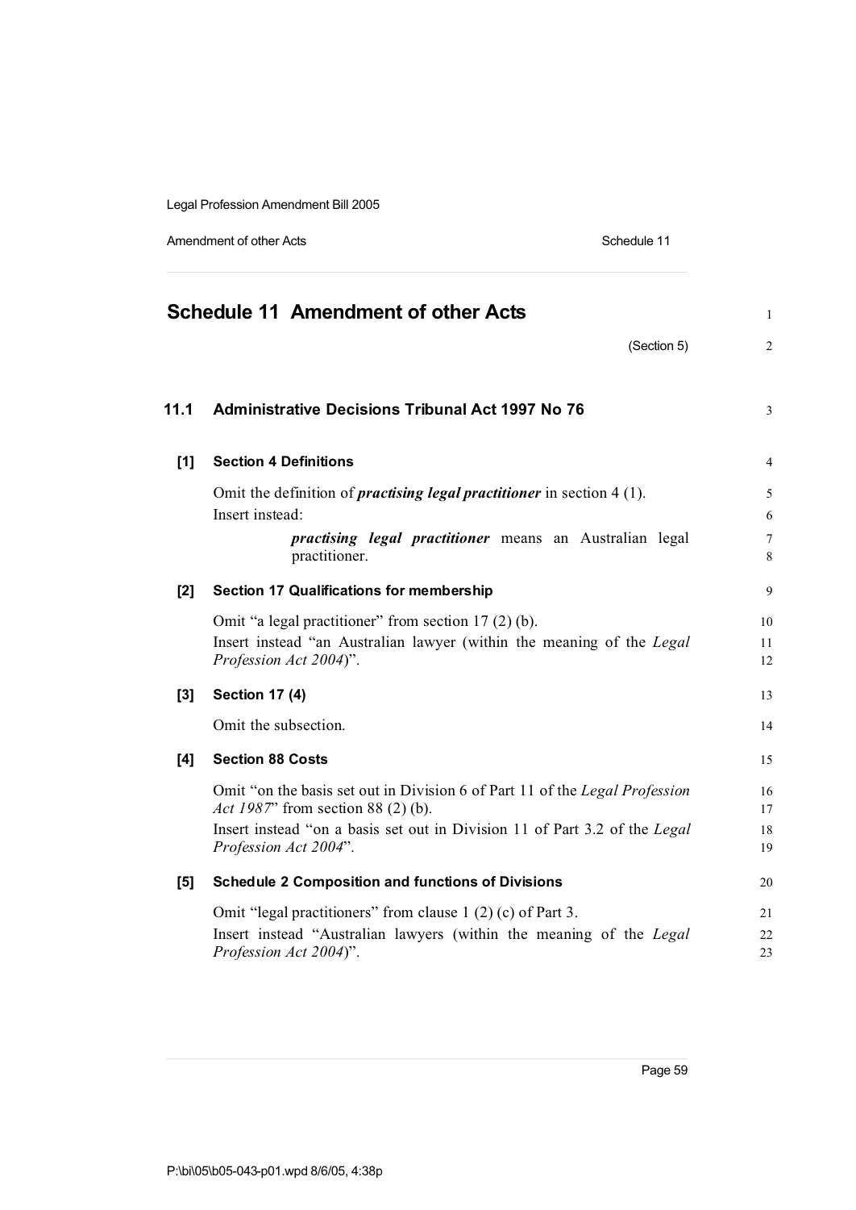# Schedule 11 Amendment of other Acts

(Section 5)

## 11.1 Administrative Decisions Tribunal Act 1997 No 76

### [1] Section 4 Definitions

Omit the definition of ***practising legal practitioner*** in section 4 (1).

Insert instead:

> ***practising legal practitioner*** means an Australian legal practitioner.

### [2] Section 17 Qualifications for membership

Omit "a legal practitioner" from section 17 (2) (b).

Insert instead "an Australian lawyer (within the meaning of the *Legal Profession Act 2004*)".

### [3] Section 17 (4)

Omit the subsection.

### [4] Section 88 Costs

Omit "on the basis set out in Division 6 of Part 11 of the *Legal Profession Act 1987*" from section 88 (2) (b).

Insert instead "on a basis set out in Division 11 of Part 3.2 of the *Legal Profession Act 2004*".

### [5] Schedule 2 Composition and functions of Divisions

Omit "legal practitioners" from clause 1 (2) (c) of Part 3.

Insert instead "Australian lawyers (within the meaning of the *Legal Profession Act 2004*)".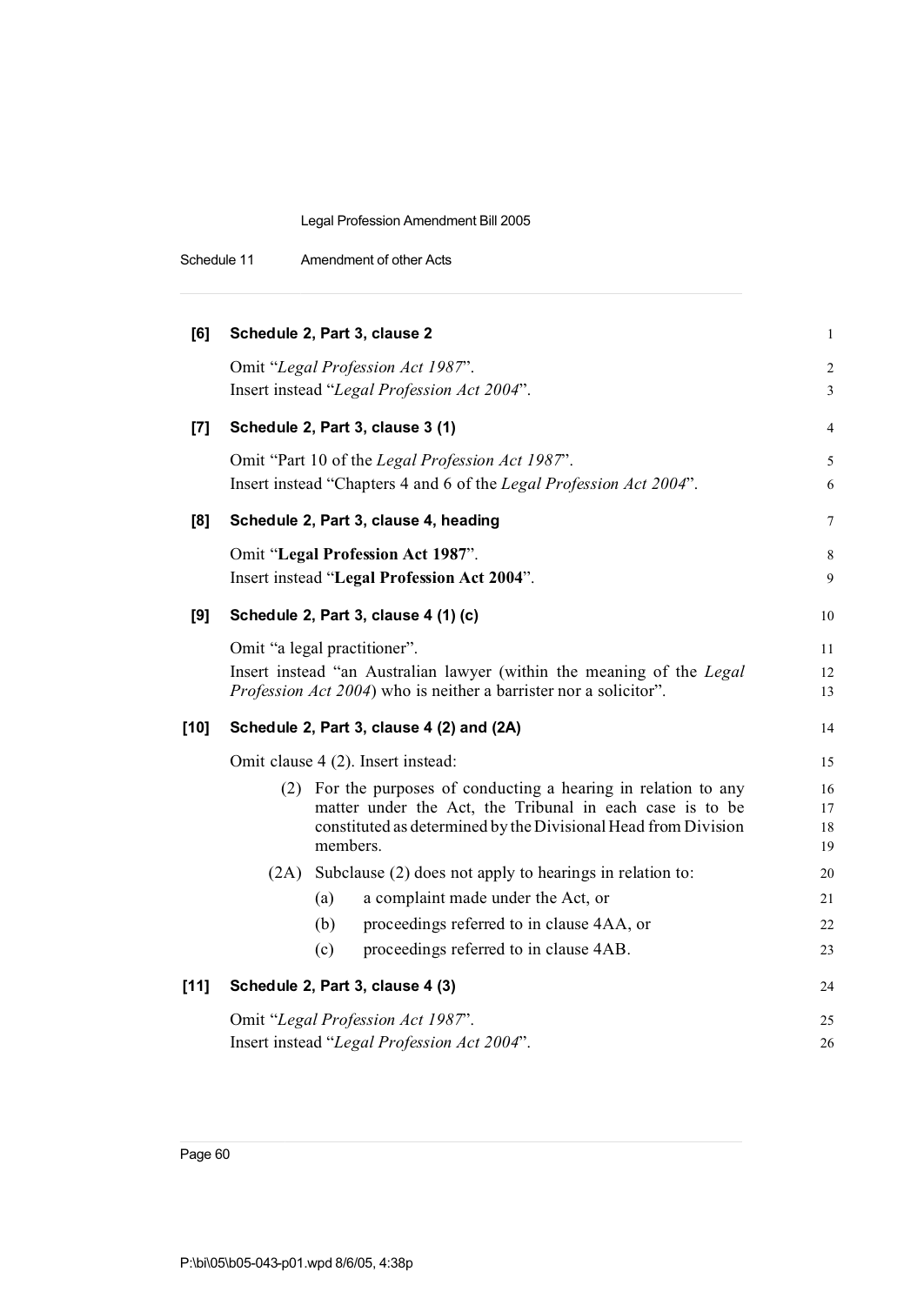**[6] Schedule 2, Part 3, clause 2**

Omit "*Legal Profession Act 1987*".
Insert instead "*Legal Profession Act 2004*".

**[7] Schedule 2, Part 3, clause 3 (1)**

Omit "Part 10 of the *Legal Profession Act 1987*".
Insert instead "Chapters 4 and 6 of the *Legal Profession Act 2004*".

**[8] Schedule 2, Part 3, clause 4, heading**

Omit "**Legal Profession Act 1987**".
Insert instead "**Legal Profession Act 2004**".

**[9] Schedule 2, Part 3, clause 4 (1) (c)**

Omit "a legal practitioner".
Insert instead "an Australian lawyer (within the meaning of the *Legal Profession Act 2004*) who is neither a barrister nor a solicitor".

**[10] Schedule 2, Part 3, clause 4 (2) and (2A)**

Omit clause 4 (2). Insert instead:

(2) For the purposes of conducting a hearing in relation to any matter under the Act, the Tribunal in each case is to be constituted as determined by the Divisional Head from Division members.

(2A) Subclause (2) does not apply to hearings in relation to:

- (a) a complaint made under the Act, or
- (b) proceedings referred to in clause 4AA, or
- (c) proceedings referred to in clause 4AB.

**[11] Schedule 2, Part 3, clause 4 (3)**

Omit "*Legal Profession Act 1987*".
Insert instead "*Legal Profession Act 2004*".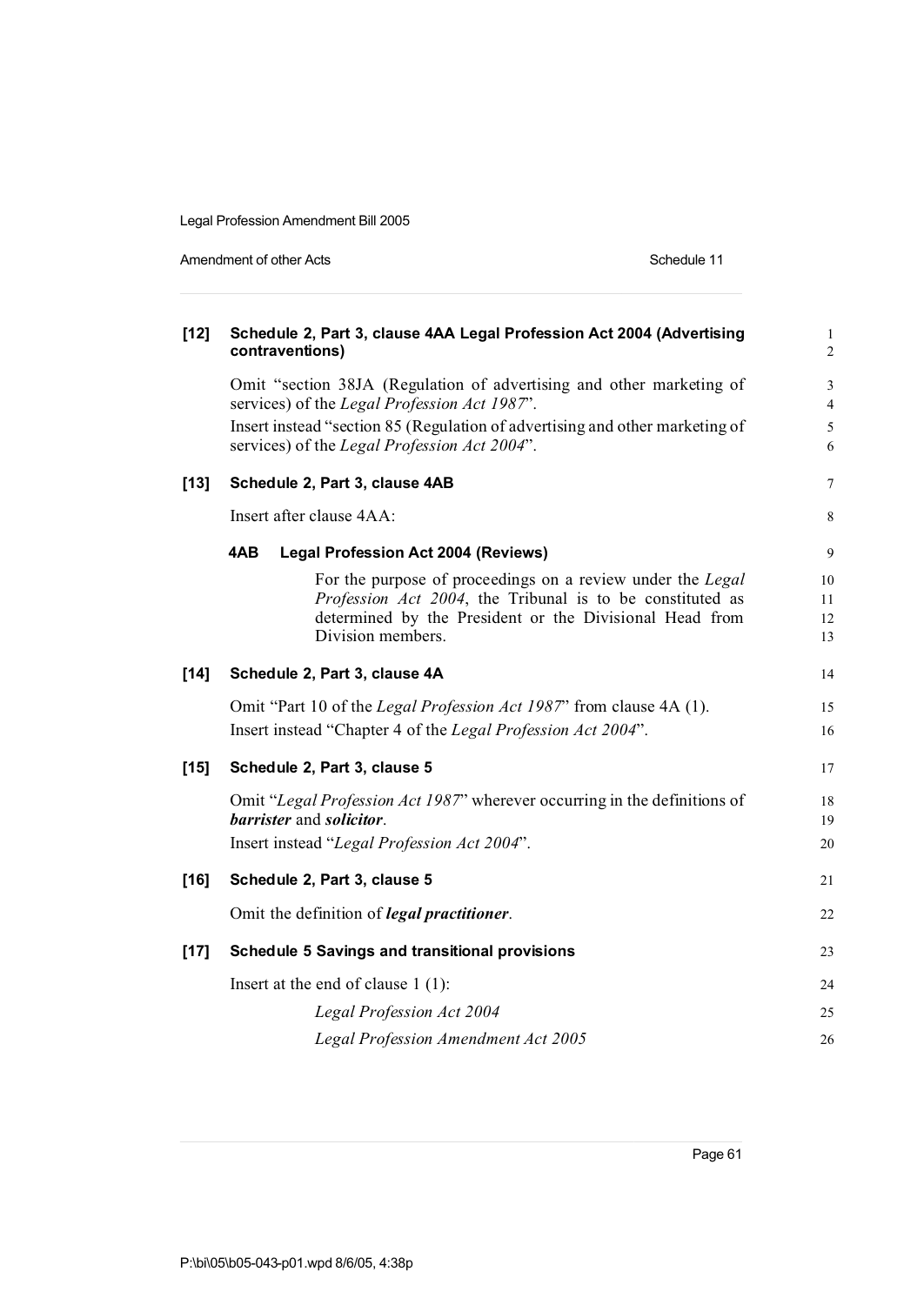**[12] Schedule 2, Part 3, clause 4AA Legal Profession Act 2004 (Advertising contraventions)**

Omit "section 38JA (Regulation of advertising and other marketing of services) of the *Legal Profession Act 1987*".

Insert instead "section 85 (Regulation of advertising and other marketing of services) of the *Legal Profession Act 2004*".

**[13] Schedule 2, Part 3, clause 4AB**

Insert after clause 4AA:

**4AB Legal Profession Act 2004 (Reviews)**

For the purpose of proceedings on a review under the *Legal Profession Act 2004*, the Tribunal is to be constituted as determined by the President or the Divisional Head from Division members.

**[14] Schedule 2, Part 3, clause 4A**

Omit "Part 10 of the *Legal Profession Act 1987*" from clause 4A (1).

Insert instead "Chapter 4 of the *Legal Profession Act 2004*".

**[15] Schedule 2, Part 3, clause 5**

Omit "*Legal Profession Act 1987*" wherever occurring in the definitions of ***barrister*** and ***solicitor***.

Insert instead "*Legal Profession Act 2004*".

**[16] Schedule 2, Part 3, clause 5**

Omit the definition of ***legal practitioner***.

**[17] Schedule 5 Savings and transitional provisions**

Insert at the end of clause 1 (1):

*Legal Profession Act 2004*

*Legal Profession Amendment Act 2005*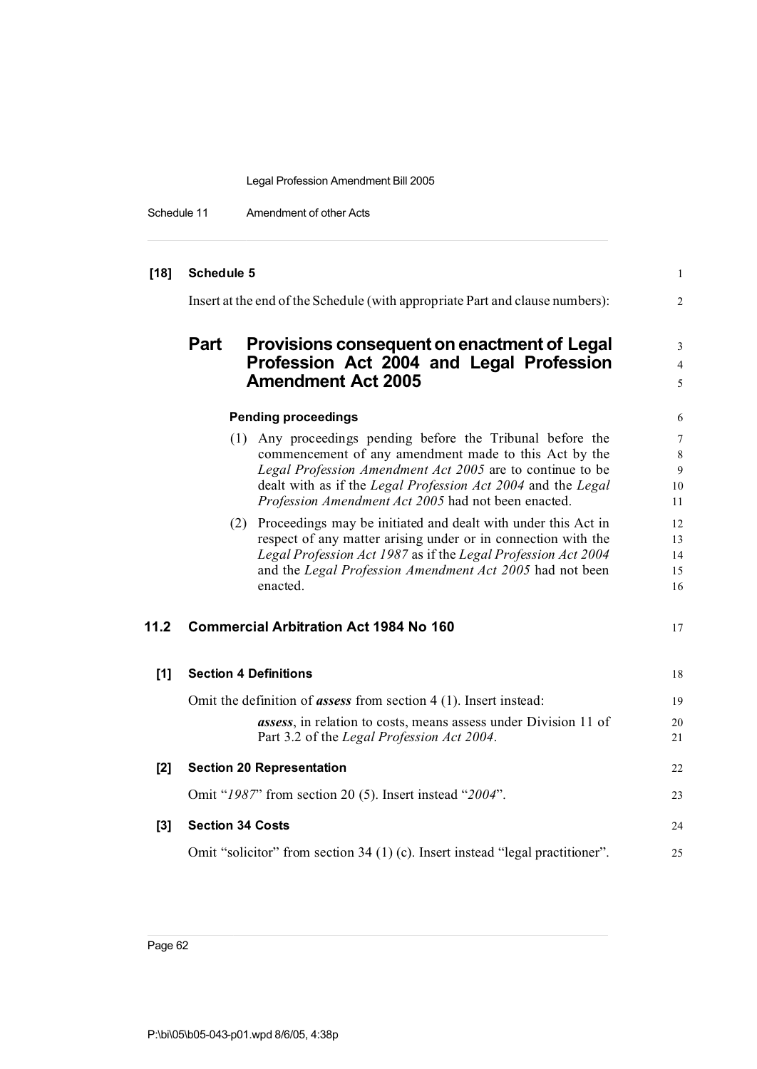**[18] Schedule 5**

Insert at the end of the Schedule (with appropriate Part and clause numbers):

## Part Provisions consequent on enactment of Legal Profession Act 2004 and Legal Profession Amendment Act 2005

**Pending proceedings**

(1) Any proceedings pending before the Tribunal before the commencement of any amendment made to this Act by the *Legal Profession Amendment Act 2005* are to continue to be dealt with as if the *Legal Profession Act 2004* and the *Legal Profession Amendment Act 2005* had not been enacted.

(2) Proceedings may be initiated and dealt with under this Act in respect of any matter arising under or in connection with the *Legal Profession Act 1987* as if the *Legal Profession Act 2004* and the *Legal Profession Amendment Act 2005* had not been enacted.

## 11.2 Commercial Arbitration Act 1984 No 160

**[1] Section 4 Definitions**

Omit the definition of ***assess*** from section 4 (1). Insert instead:

> ***assess***, in relation to costs, means assess under Division 11 of Part 3.2 of the *Legal Profession Act 2004*.

**[2] Section 20 Representation**

Omit "*1987*" from section 20 (5). Insert instead "*2004*".

**[3] Section 34 Costs**

Omit "solicitor" from section 34 (1) (c). Insert instead "legal practitioner".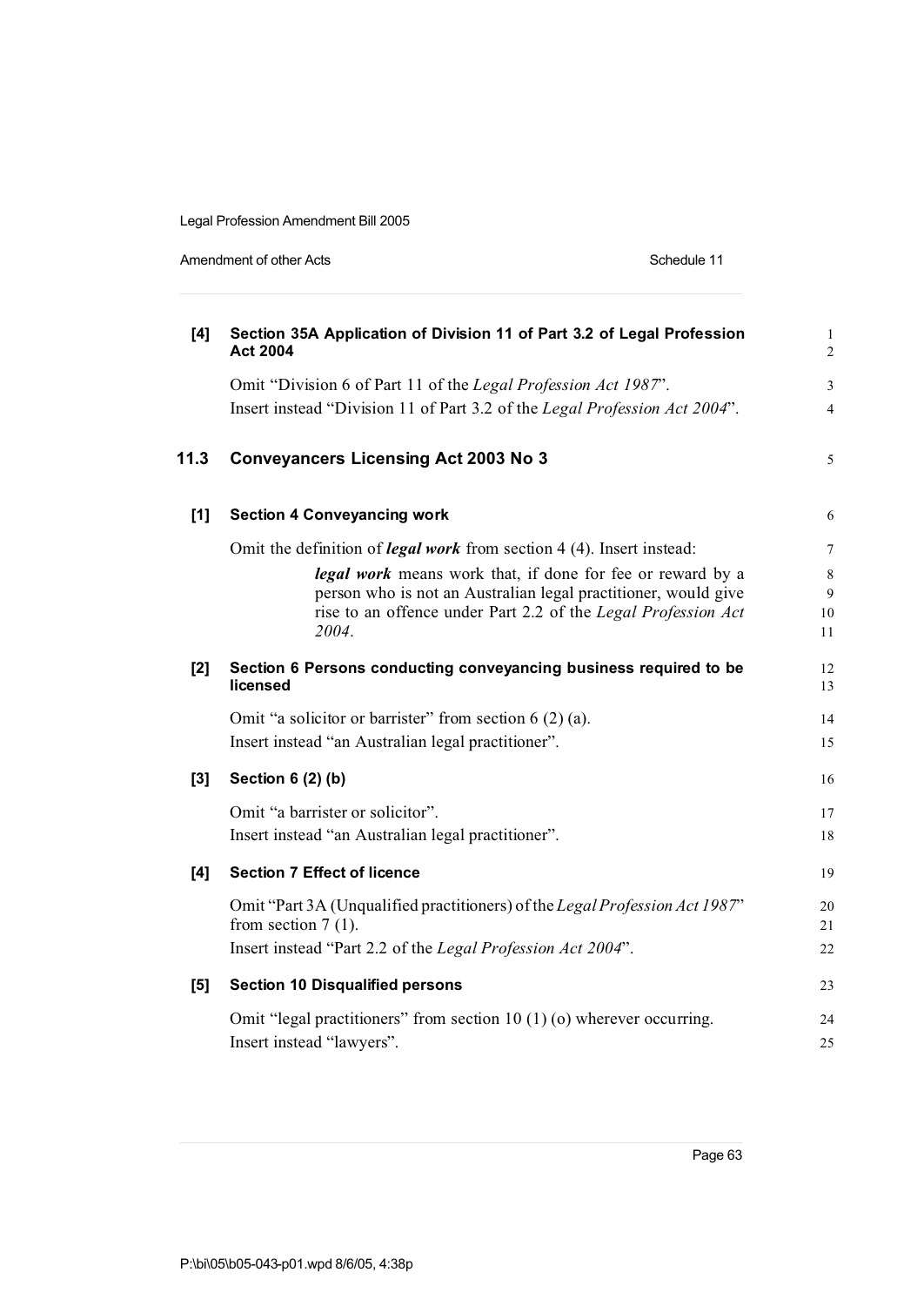**[4] Section 35A Application of Division 11 of Part 3.2 of Legal Profession Act 2004**

Omit "Division 6 of Part 11 of the *Legal Profession Act 1987*".

Insert instead "Division 11 of Part 3.2 of the *Legal Profession Act 2004*".

## 11.3 Conveyancers Licensing Act 2003 No 3

**[1] Section 4 Conveyancing work**

Omit the definition of ***legal work*** from section 4 (4). Insert instead:

> ***legal work*** means work that, if done for fee or reward by a person who is not an Australian legal practitioner, would give rise to an offence under Part 2.2 of the *Legal Profession Act 2004*.

**[2] Section 6 Persons conducting conveyancing business required to be licensed**

Omit "a solicitor or barrister" from section 6 (2) (a).

Insert instead "an Australian legal practitioner".

**[3] Section 6 (2) (b)**

Omit "a barrister or solicitor".

Insert instead "an Australian legal practitioner".

**[4] Section 7 Effect of licence**

Omit "Part 3A (Unqualified practitioners) of the *Legal Profession Act 1987*" from section 7 (1).

Insert instead "Part 2.2 of the *Legal Profession Act 2004*".

**[5] Section 10 Disqualified persons**

Omit "legal practitioners" from section 10 (1) (o) wherever occurring.

Insert instead "lawyers".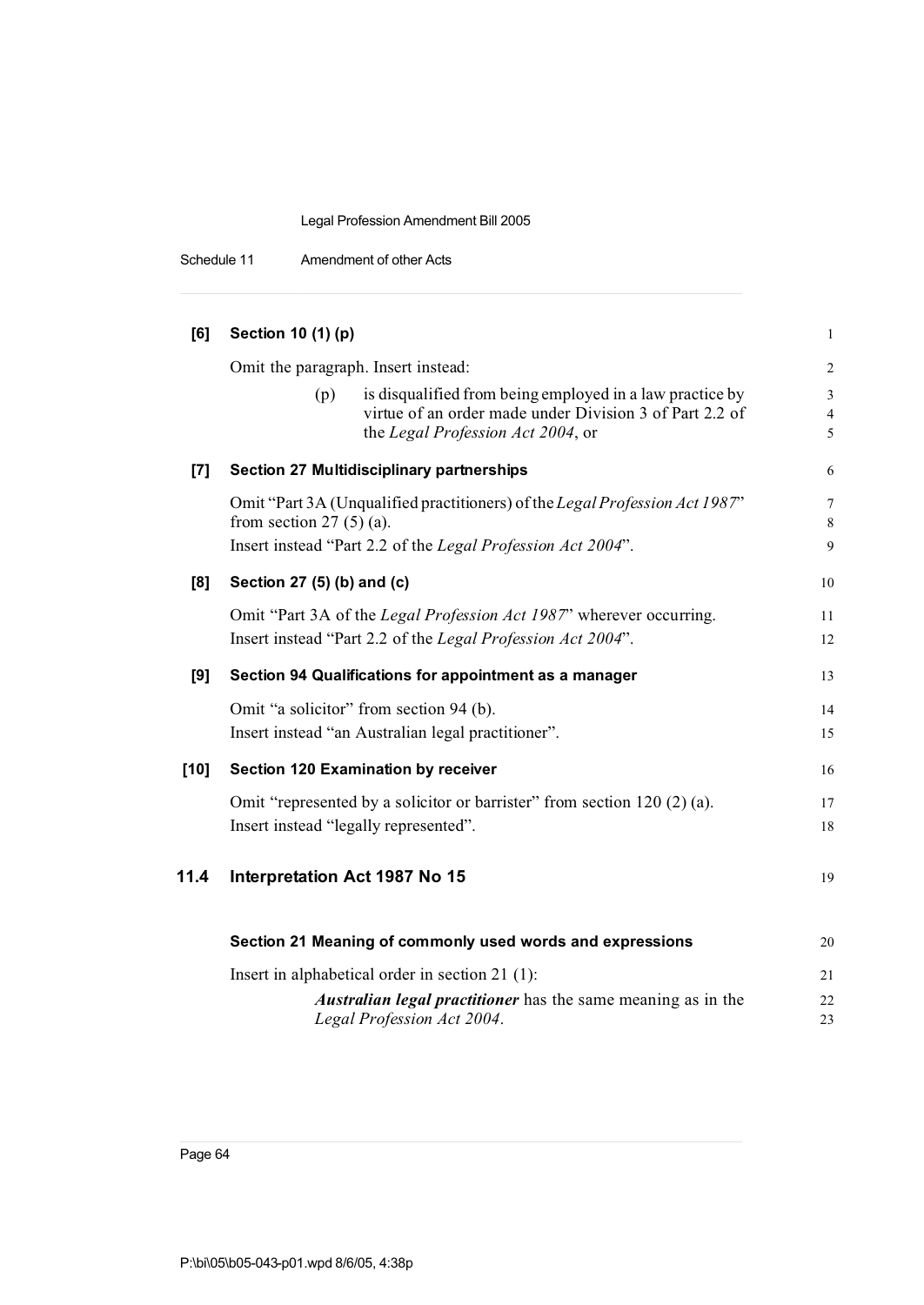**[6] Section 10 (1) (p)**

Omit the paragraph. Insert instead:

> (p) is disqualified from being employed in a law practice by virtue of an order made under Division 3 of Part 2.2 of the *Legal Profession Act 2004*, or

**[7] Section 27 Multidisciplinary partnerships**

Omit "Part 3A (Unqualified practitioners) of the *Legal Profession Act 1987*" from section 27 (5) (a).

Insert instead "Part 2.2 of the *Legal Profession Act 2004*".

**[8] Section 27 (5) (b) and (c)**

Omit "Part 3A of the *Legal Profession Act 1987*" wherever occurring.

Insert instead "Part 2.2 of the *Legal Profession Act 2004*".

**[9] Section 94 Qualifications for appointment as a manager**

Omit "a solicitor" from section 94 (b).

Insert instead "an Australian legal practitioner".

**[10] Section 120 Examination by receiver**

Omit "represented by a solicitor or barrister" from section 120 (2) (a).

Insert instead "legally represented".

## 11.4 Interpretation Act 1987 No 15

**Section 21 Meaning of commonly used words and expressions**

Insert in alphabetical order in section 21 (1):

> ***Australian legal practitioner*** has the same meaning as in the *Legal Profession Act 2004*.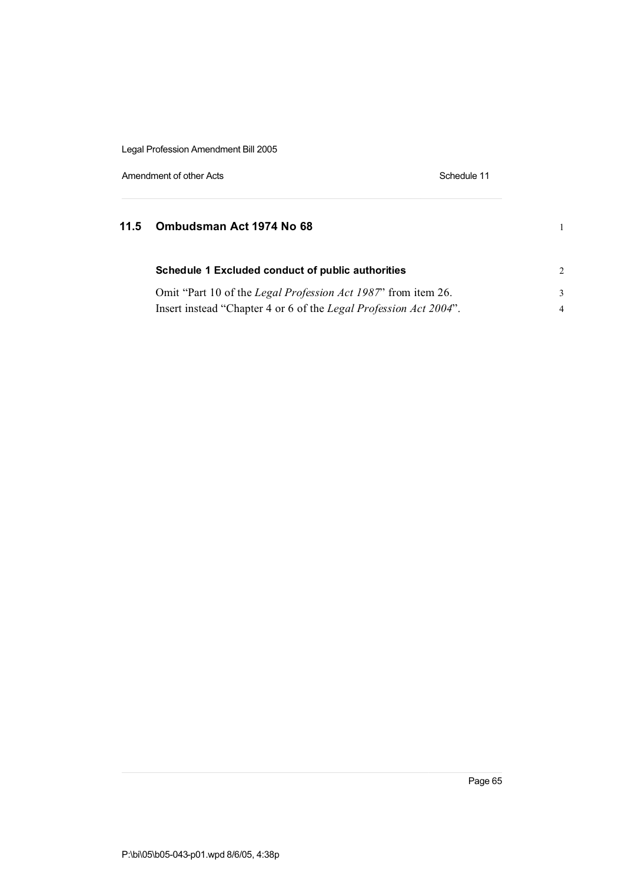## 11.5 Ombudsman Act 1974 No 68

### Schedule 1 Excluded conduct of public authorities

Omit "Part 10 of the *Legal Profession Act 1987*" from item 26.

Insert instead "Chapter 4 or 6 of the *Legal Profession Act 2004*".